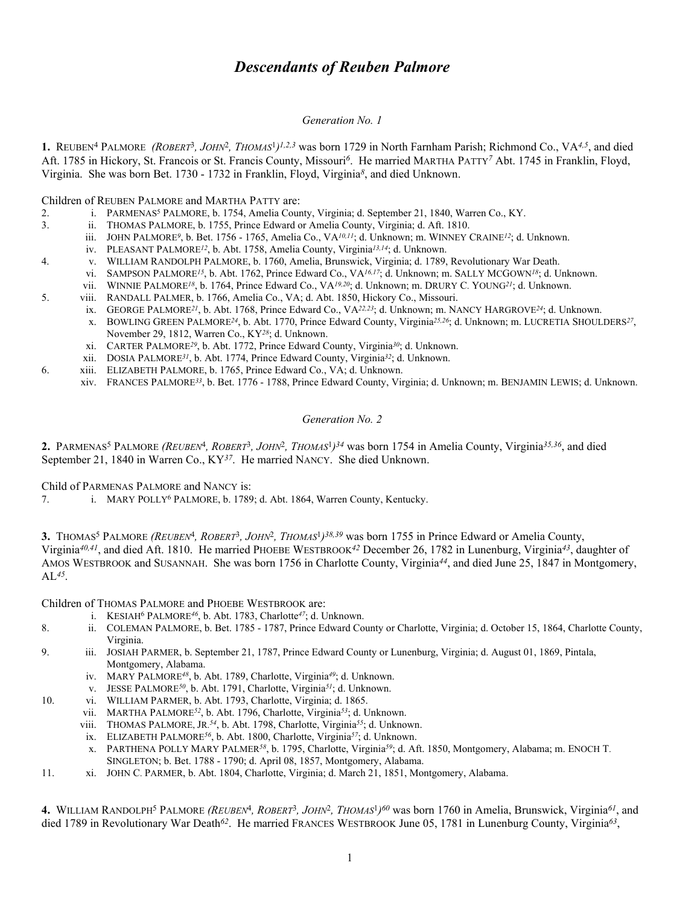# *Descendants of Reuben Palmore*

*Generation No. 1*

**1.** REUBEN[4] PALMORE *(ROBERT[3], JOHN[2], THOMAS[1])[1,2,3]* was born 1729 in North Farnham Parish; Richmond Co., VA[4,5], and died Aft. 1785 in Hickory, St. Francois or St. Francis County, Missouri[6]. He married MARTHA PATTY[7] Abt. 1745 in Franklin, Floyd, Virginia. She was born Bet. 1730 - 1732 in Franklin, Floyd, Virginia[8], and died Unknown.

Children of REUBEN PALMORE and MARTHA PATTY are:

2. i. PARMENAS[5] PALMORE, b. 1754, Amelia County, Virginia; d. September 21, 1840, Warren Co., KY.
3. ii. THOMAS PALMORE, b. 1755, Prince Edward or Amelia County, Virginia; d. Aft. 1810.
   iii. JOHN PALMORE[9], b. Bet. 1756 - 1765, Amelia Co., VA[10,11]; d. Unknown; m. WINNEY CRAINE[12]; d. Unknown.
   iv. PLEASANT PALMORE[12], b. Abt. 1758, Amelia County, Virginia[13,14]; d. Unknown.
4. v. WILLIAM RANDOLPH PALMORE, b. 1760, Amelia, Brunswick, Virginia; d. 1789, Revolutionary War Death.
   vi. SAMPSON PALMORE[15], b. Abt. 1762, Prince Edward Co., VA[16,17]; d. Unknown; m. SALLY MCGOWN[18]; d. Unknown.
   vii. WINNIE PALMORE[18], b. 1764, Prince Edward Co., VA[19,20]; d. Unknown; m. DRURY C. YOUNG[21]; d. Unknown.
5. viii. RANDALL PALMER, b. 1766, Amelia Co., VA; d. Abt. 1850, Hickory Co., Missouri.
   ix. GEORGE PALMORE[21], b. Abt. 1768, Prince Edward Co., VA[22,23]; d. Unknown; m. NANCY HARGROVE[24]; d. Unknown.
   x. BOWLING GREEN PALMORE[24], b. Abt. 1770, Prince Edward County, Virginia[25,26]; d. Unknown; m. LUCRETIA SHOULDERS[27], November 29, 1812, Warren Co., KY[28]; d. Unknown.
   xi. CARTER PALMORE[29], b. Abt. 1772, Prince Edward County, Virginia[30]; d. Unknown.
   xii. DOSIA PALMORE[31], b. Abt. 1774, Prince Edward County, Virginia[32]; d. Unknown.
6. xiii. ELIZABETH PALMORE, b. 1765, Prince Edward Co., VA; d. Unknown.
   xiv. FRANCES PALMORE[33], b. Bet. 1776 - 1788, Prince Edward County, Virginia; d. Unknown; m. BENJAMIN LEWIS; d. Unknown.

*Generation No. 2*

**2.** PARMENAS[5] PALMORE *(REUBEN[4], ROBERT[3], JOHN[2], THOMAS[1])[34]* was born 1754 in Amelia County, Virginia[35,36], and died September 21, 1840 in Warren Co., KY[37]. He married NANCY. She died Unknown.

Child of PARMENAS PALMORE and NANCY is:

7. i. MARY POLLY[6] PALMORE, b. 1789; d. Abt. 1864, Warren County, Kentucky.

**3.** THOMAS[5] PALMORE *(REUBEN[4], ROBERT[3], JOHN[2], THOMAS[1])[38,39]* was born 1755 in Prince Edward or Amelia County, Virginia[40,41], and died Aft. 1810. He married PHOEBE WESTBROOK[42] December 26, 1782 in Lunenburg, Virginia[43], daughter of AMOS WESTBROOK and SUSANNAH. She was born 1756 in Charlotte County, Virginia[44], and died June 25, 1847 in Montgomery, AL[45].

Children of THOMAS PALMORE and PHOEBE WESTBROOK are:

   i. KESIAH[6] PALMORE[46], b. Abt. 1783, Charlotte[47]; d. Unknown.
8. ii. COLEMAN PALMORE, b. Bet. 1785 - 1787, Prince Edward County or Charlotte, Virginia; d. October 15, 1864, Charlotte County, Virginia.
9. iii. JOSIAH PARMER, b. September 21, 1787, Prince Edward County or Lunenburg, Virginia; d. August 01, 1869, Pintala, Montgomery, Alabama.
   iv. MARY PALMORE[48], b. Abt. 1789, Charlotte, Virginia[49]; d. Unknown.
   v. JESSE PALMORE[50], b. Abt. 1791, Charlotte, Virginia[51]; d. Unknown.
10. vi. WILLIAM PARMER, b. Abt. 1793, Charlotte, Virginia; d. 1865.
   vii. MARTHA PALMORE[52], b. Abt. 1796, Charlotte, Virginia[53]; d. Unknown.
   viii. THOMAS PALMORE, JR.[54], b. Abt. 1798, Charlotte, Virginia[55]; d. Unknown.
   ix. ELIZABETH PALMORE[56], b. Abt. 1800, Charlotte, Virginia[57]; d. Unknown.
   x. PARTHENA POLLY MARY PALMER[58], b. 1795, Charlotte, Virginia[59]; d. Aft. 1850, Montgomery, Alabama; m. ENOCH T. SINGLETON; b. Bet. 1788 - 1790; d. April 08, 1857, Montgomery, Alabama.
11. xi. JOHN C. PARMER, b. Abt. 1804, Charlotte, Virginia; d. March 21, 1851, Montgomery, Alabama.

**4.** WILLIAM RANDOLPH[5] PALMORE *(REUBEN[4], ROBERT[3], JOHN[2], THOMAS[1])[60]* was born 1760 in Amelia, Brunswick, Virginia[61], and died 1789 in Revolutionary War Death[62]. He married FRANCES WESTBROOK June 05, 1781 in Lunenburg County, Virginia[63],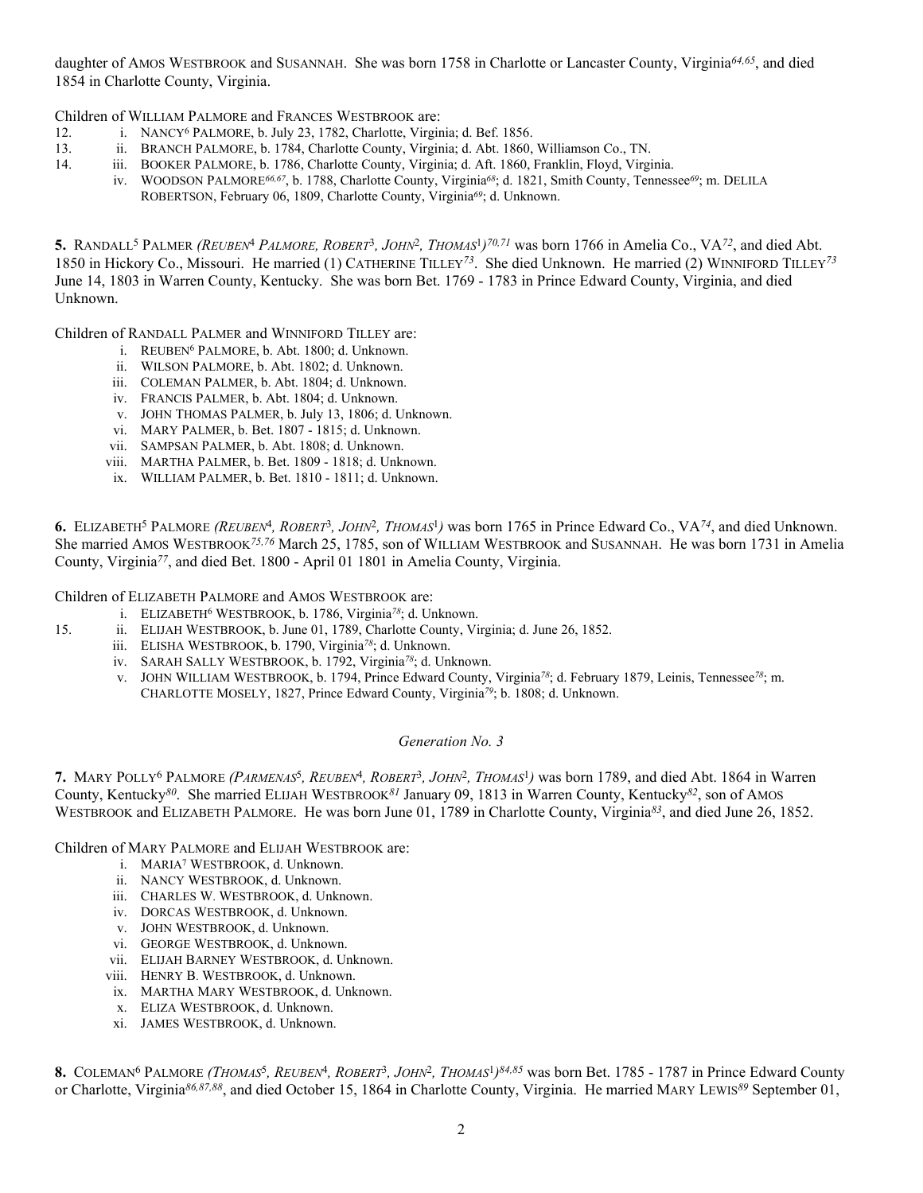daughter of AMOS WESTBROOK and SUSANNAH. She was born 1758 in Charlotte or Lancaster County, Virginia[64,65], and died 1854 in Charlotte County, Virginia.

Children of WILLIAM PALMORE and FRANCES WESTBROOK are:

12. i. NANCY[6] PALMORE, b. July 23, 1782, Charlotte, Virginia; d. Bef. 1856.
13. ii. BRANCH PALMORE, b. 1784, Charlotte County, Virginia; d. Abt. 1860, Williamson Co., TN.
14. iii. BOOKER PALMORE, b. 1786, Charlotte County, Virginia; d. Aft. 1860, Franklin, Floyd, Virginia.
    iv. WOODSON PALMORE[66,67], b. 1788, Charlotte County, Virginia[68]; d. 1821, Smith County, Tennessee[69]; m. DELILA ROBERTSON, February 06, 1809, Charlotte County, Virginia[69]; d. Unknown.

**5.** RANDALL[5] PALMER *(REUBEN[4] PALMORE, ROBERT[3], JOHN[2], THOMAS[1])*[70,71] was born 1766 in Amelia Co., VA[72], and died Abt. 1850 in Hickory Co., Missouri. He married (1) CATHERINE TILLEY[73]. She died Unknown. He married (2) WINNIFORD TILLEY[73] June 14, 1803 in Warren County, Kentucky. She was born Bet. 1769 - 1783 in Prince Edward County, Virginia, and died Unknown.

Children of RANDALL PALMER and WINNIFORD TILLEY are:

i. REUBEN[6] PALMORE, b. Abt. 1800; d. Unknown.
ii. WILSON PALMORE, b. Abt. 1802; d. Unknown.
iii. COLEMAN PALMER, b. Abt. 1804; d. Unknown.
iv. FRANCIS PALMER, b. Abt. 1804; d. Unknown.
v. JOHN THOMAS PALMER, b. July 13, 1806; d. Unknown.
vi. MARY PALMER, b. Bet. 1807 - 1815; d. Unknown.
vii. SAMPSAN PALMER, b. Abt. 1808; d. Unknown.
viii. MARTHA PALMER, b. Bet. 1809 - 1818; d. Unknown.
ix. WILLIAM PALMER, b. Bet. 1810 - 1811; d. Unknown.

**6.** ELIZABETH[5] PALMORE *(REUBEN[4], ROBERT[3], JOHN[2], THOMAS[1])* was born 1765 in Prince Edward Co., VA[74], and died Unknown. She married AMOS WESTBROOK[75,76] March 25, 1785, son of WILLIAM WESTBROOK and SUSANNAH. He was born 1731 in Amelia County, Virginia[77], and died Bet. 1800 - April 01 1801 in Amelia County, Virginia.

Children of ELIZABETH PALMORE and AMOS WESTBROOK are:

    i. ELIZABETH[6] WESTBROOK, b. 1786, Virginia[78]; d. Unknown.
15. ii. ELIJAH WESTBROOK, b. June 01, 1789, Charlotte County, Virginia; d. June 26, 1852.
    iii. ELISHA WESTBROOK, b. 1790, Virginia[78]; d. Unknown.
    iv. SARAH SALLY WESTBROOK, b. 1792, Virginia[78]; d. Unknown.
    v. JOHN WILLIAM WESTBROOK, b. 1794, Prince Edward County, Virginia[78]; d. February 1879, Leinis, Tennessee[78]; m. CHARLOTTE MOSELY, 1827, Prince Edward County, Virginia[79]; b. 1808; d. Unknown.

*Generation No. 3*

**7.** MARY POLLY[6] PALMORE *(PARMENAS[5], REUBEN[4], ROBERT[3], JOHN[2], THOMAS[1])* was born 1789, and died Abt. 1864 in Warren County, Kentucky[80]. She married ELIJAH WESTBROOK[81] January 09, 1813 in Warren County, Kentucky[82], son of AMOS WESTBROOK and ELIZABETH PALMORE. He was born June 01, 1789 in Charlotte County, Virginia[83], and died June 26, 1852.

Children of MARY PALMORE and ELIJAH WESTBROOK are:

i. MARIA[7] WESTBROOK, d. Unknown.
ii. NANCY WESTBROOK, d. Unknown.
iii. CHARLES W. WESTBROOK, d. Unknown.
iv. DORCAS WESTBROOK, d. Unknown.
v. JOHN WESTBROOK, d. Unknown.
vi. GEORGE WESTBROOK, d. Unknown.
vii. ELIJAH BARNEY WESTBROOK, d. Unknown.
viii. HENRY B. WESTBROOK, d. Unknown.
ix. MARTHA MARY WESTBROOK, d. Unknown.
x. ELIZA WESTBROOK, d. Unknown.
xi. JAMES WESTBROOK, d. Unknown.

**8.** COLEMAN[6] PALMORE *(THOMAS[5], REUBEN[4], ROBERT[3], JOHN[2], THOMAS[1])*[84,85] was born Bet. 1785 - 1787 in Prince Edward County or Charlotte, Virginia[86,87,88], and died October 15, 1864 in Charlotte County, Virginia. He married MARY LEWIS[89] September 01,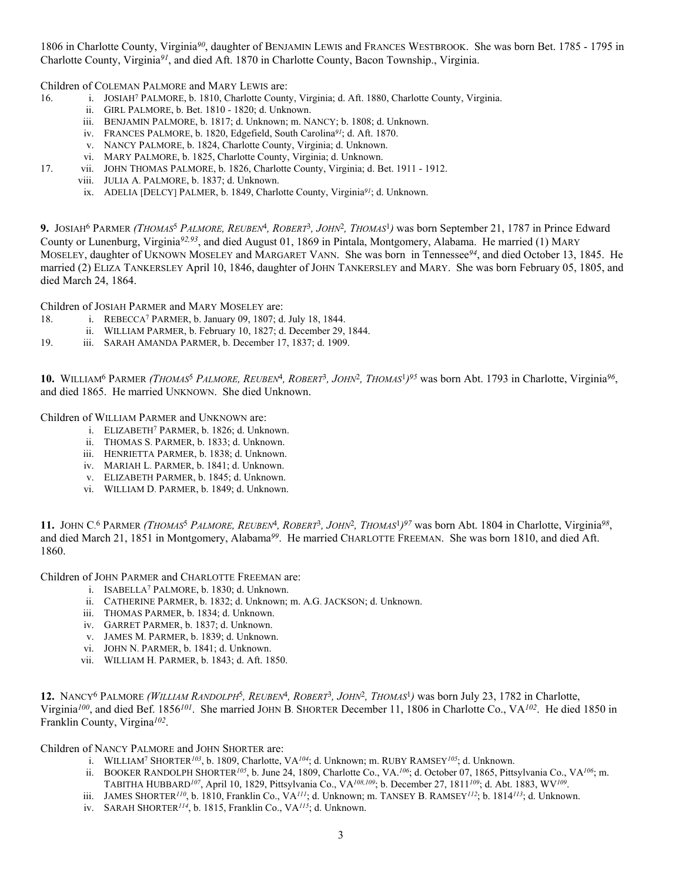1806 in Charlotte County, Virginia[90], daughter of BENJAMIN LEWIS and FRANCES WESTBROOK. She was born Bet. 1785 - 1795 in Charlotte County, Virginia[91], and died Aft. 1870 in Charlotte County, Bacon Township., Virginia.

Children of COLEMAN PALMORE and MARY LEWIS are:

16. i. JOSIAH[7] PALMORE, b. 1810, Charlotte County, Virginia; d. Aft. 1880, Charlotte County, Virginia.
 ii. GIRL PALMORE, b. Bet. 1810 - 1820; d. Unknown.
 iii. BENJAMIN PALMORE, b. 1817; d. Unknown; m. NANCY; b. 1808; d. Unknown.
 iv. FRANCES PALMORE, b. 1820, Edgefield, South Carolina[91]; d. Aft. 1870.
 v. NANCY PALMORE, b. 1824, Charlotte County, Virginia; d. Unknown.
 vi. MARY PALMORE, b. 1825, Charlotte County, Virginia; d. Unknown.
17. vii. JOHN THOMAS PALMORE, b. 1826, Charlotte County, Virginia; d. Bet. 1911 - 1912.
 viii. JULIA A. PALMORE, b. 1837; d. Unknown.
 ix. ADELIA [DELCY] PALMER, b. 1849, Charlotte County, Virginia[91]; d. Unknown.

**9.** JOSIAH[6] PARMER *(THOMAS[5] PALMORE, REUBEN[4], ROBERT[3], JOHN[2], THOMAS[1])* was born September 21, 1787 in Prince Edward County or Lunenburg, Virginia[92,93], and died August 01, 1869 in Pintala, Montgomery, Alabama. He married (1) MARY MOSELEY, daughter of UKNOWN MOSELEY and MARGARET VANN. She was born in Tennessee[94], and died October 13, 1845. He married (2) ELIZA TANKERSLEY April 10, 1846, daughter of JOHN TANKERSLEY and MARY. She was born February 05, 1805, and died March 24, 1864.

Children of JOSIAH PARMER and MARY MOSELEY are:

18. i. REBECCA[7] PARMER, b. January 09, 1807; d. July 18, 1844.
 ii. WILLIAM PARMER, b. February 10, 1827; d. December 29, 1844.
19. iii. SARAH AMANDA PARMER, b. December 17, 1837; d. 1909.

**10.** WILLIAM[6] PARMER *(THOMAS[5] PALMORE, REUBEN[4], ROBERT[3], JOHN[2], THOMAS[1])*[95] was born Abt. 1793 in Charlotte, Virginia[96], and died 1865. He married UNKNOWN. She died Unknown.

Children of WILLIAM PARMER and UNKNOWN are:

 i. ELIZABETH[7] PARMER, b. 1826; d. Unknown.
 ii. THOMAS S. PARMER, b. 1833; d. Unknown.
 iii. HENRIETTA PARMER, b. 1838; d. Unknown.
 iv. MARIAH L. PARMER, b. 1841; d. Unknown.
 v. ELIZABETH PARMER, b. 1845; d. Unknown.
 vi. WILLIAM D. PARMER, b. 1849; d. Unknown.

**11.** JOHN C.[6] PARMER *(THOMAS[5] PALMORE, REUBEN[4], ROBERT[3], JOHN[2], THOMAS[1])*[97] was born Abt. 1804 in Charlotte, Virginia[98], and died March 21, 1851 in Montgomery, Alabama[99]. He married CHARLOTTE FREEMAN. She was born 1810, and died Aft. 1860.

Children of JOHN PARMER and CHARLOTTE FREEMAN are:

 i. ISABELLA[7] PALMORE, b. 1830; d. Unknown.
 ii. CATHERINE PARMER, b. 1832; d. Unknown; m. A.G. JACKSON; d. Unknown.
 iii. THOMAS PARMER, b. 1834; d. Unknown.
 iv. GARRET PARMER, b. 1837; d. Unknown.
 v. JAMES M. PARMER, b. 1839; d. Unknown.
 vi. JOHN N. PARMER, b. 1841; d. Unknown.
 vii. WILLIAM H. PARMER, b. 1843; d. Aft. 1850.

**12.** NANCY[6] PALMORE *(WILLIAM RANDOLPH[5], REUBEN[4], ROBERT[3], JOHN[2], THOMAS[1])* was born July 23, 1782 in Charlotte, Virginia[100], and died Bef. 1856[101]. She married JOHN B. SHORTER December 11, 1806 in Charlotte Co., VA[102]. He died 1850 in Franklin County, Virgina[102].

Children of NANCY PALMORE and JOHN SHORTER are:

 i. WILLIAM[7] SHORTER[103], b. 1809, Charlotte, VA[104]; d. Unknown; m. RUBY RAMSEY[105]; d. Unknown.
 ii. BOOKER RANDOLPH SHORTER[105], b. June 24, 1809, Charlotte Co., VA.[106]; d. October 07, 1865, Pittsylvania Co., VA[106]; m. TABITHA HUBBARD[107], April 10, 1829, Pittsylvania Co., VA[108,109]; b. December 27, 1811[109]; d. Abt. 1883, WV[109].
 iii. JAMES SHORTER[110], b. 1810, Franklin Co., VA[111]; d. Unknown; m. TANSEY B. RAMSEY[112]; b. 1814[113]; d. Unknown.
 iv. SARAH SHORTER[114], b. 1815, Franklin Co., VA[115]; d. Unknown.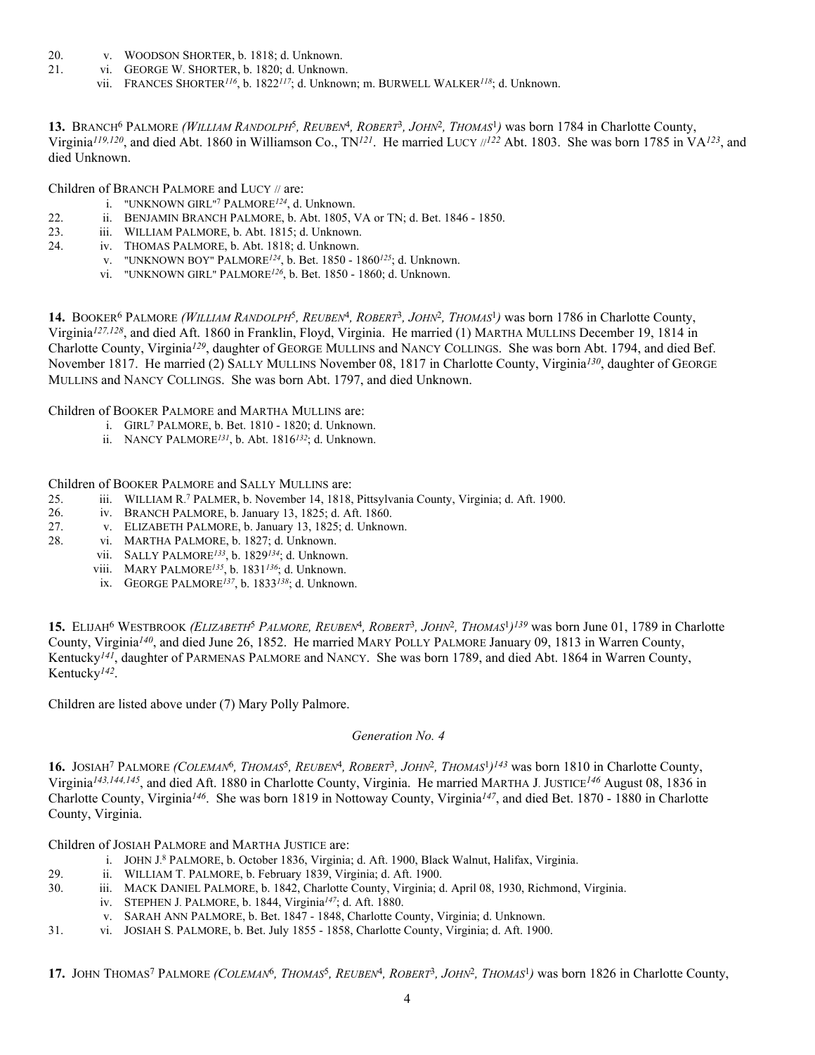20. v. WOODSON SHORTER, b. 1818; d. Unknown.
21. vi. GEORGE W. SHORTER, b. 1820; d. Unknown.
vii. FRANCES SHORTER[116], b. 1822[117]; d. Unknown; m. BURWELL WALKER[118]; d. Unknown.

**13.** BRANCH[6] PALMORE *(WILLIAM RANDOLPH[5], REUBEN[4], ROBERT[3], JOHN[2], THOMAS[1])* was born 1784 in Charlotte County, Virginia[119,120], and died Abt. 1860 in Williamson Co., TN[121]. He married LUCY //[122] Abt. 1803. She was born 1785 in VA[123], and died Unknown.

Children of BRANCH PALMORE and LUCY // are:

i. "UNKNOWN GIRL"[7] PALMORE[124], d. Unknown.
22. ii. BENJAMIN BRANCH PALMORE, b. Abt. 1805, VA or TN; d. Bet. 1846 - 1850.
23. iii. WILLIAM PALMORE, b. Abt. 1815; d. Unknown.
24. iv. THOMAS PALMORE, b. Abt. 1818; d. Unknown.
v. "UNKNOWN BOY" PALMORE[124], b. Bet. 1850 - 1860[125]; d. Unknown.
vi. "UNKNOWN GIRL" PALMORE[126], b. Bet. 1850 - 1860; d. Unknown.

**14.** BOOKER[6] PALMORE *(WILLIAM RANDOLPH[5], REUBEN[4], ROBERT[3], JOHN[2], THOMAS[1])* was born 1786 in Charlotte County, Virginia[127,128], and died Aft. 1860 in Franklin, Floyd, Virginia. He married (1) MARTHA MULLINS December 19, 1814 in Charlotte County, Virginia[129], daughter of GEORGE MULLINS and NANCY COLLINGS. She was born Abt. 1794, and died Bef. November 1817. He married (2) SALLY MULLINS November 08, 1817 in Charlotte County, Virginia[130], daughter of GEORGE MULLINS and NANCY COLLINGS. She was born Abt. 1797, and died Unknown.

Children of BOOKER PALMORE and MARTHA MULLINS are:

i. GIRL[7] PALMORE, b. Bet. 1810 - 1820; d. Unknown.
ii. NANCY PALMORE[131], b. Abt. 1816[132]; d. Unknown.

Children of BOOKER PALMORE and SALLY MULLINS are:

25. iii. WILLIAM R.[7] PALMER, b. November 14, 1818, Pittsylvania County, Virginia; d. Aft. 1900.
26. iv. BRANCH PALMORE, b. January 13, 1825; d. Aft. 1860.
27. v. ELIZABETH PALMORE, b. January 13, 1825; d. Unknown.
28. vi. MARTHA PALMORE, b. 1827; d. Unknown.
vii. SALLY PALMORE[133], b. 1829[134]; d. Unknown.
viii. MARY PALMORE[135], b. 1831[136]; d. Unknown.
ix. GEORGE PALMORE[137], b. 1833[138]; d. Unknown.

**15.** ELIJAH[6] WESTBROOK *(ELIZABETH[5] PALMORE, REUBEN[4], ROBERT[3], JOHN[2], THOMAS[1])*[139] was born June 01, 1789 in Charlotte County, Virginia[140], and died June 26, 1852. He married MARY POLLY PALMORE January 09, 1813 in Warren County, Kentucky[141], daughter of PARMENAS PALMORE and NANCY. She was born 1789, and died Abt. 1864 in Warren County, Kentucky[142].

Children are listed above under (7) Mary Polly Palmore.

### *Generation No. 4*

**16.** JOSIAH[7] PALMORE *(COLEMAN[6], THOMAS[5], REUBEN[4], ROBERT[3], JOHN[2], THOMAS[1])*[143] was born 1810 in Charlotte County, Virginia[143,144,145], and died Aft. 1880 in Charlotte County, Virginia. He married MARTHA J. JUSTICE[146] August 08, 1836 in Charlotte County, Virginia[146]. She was born 1819 in Nottoway County, Virginia[147], and died Bet. 1870 - 1880 in Charlotte County, Virginia.

Children of JOSIAH PALMORE and MARTHA JUSTICE are:

i. JOHN J.[8] PALMORE, b. October 1836, Virginia; d. Aft. 1900, Black Walnut, Halifax, Virginia.
29. ii. WILLIAM T. PALMORE, b. February 1839, Virginia; d. Aft. 1900.
30. iii. MACK DANIEL PALMORE, b. 1842, Charlotte County, Virginia; d. April 08, 1930, Richmond, Virginia.
iv. STEPHEN J. PALMORE, b. 1844, Virginia[147]; d. Aft. 1880.
v. SARAH ANN PALMORE, b. Bet. 1847 - 1848, Charlotte County, Virginia; d. Unknown.
31. vi. JOSIAH S. PALMORE, b. Bet. July 1855 - 1858, Charlotte County, Virginia; d. Aft. 1900.

**17.** JOHN THOMAS[7] PALMORE *(COLEMAN[6], THOMAS[5], REUBEN[4], ROBERT[3], JOHN[2], THOMAS[1])* was born 1826 in Charlotte County,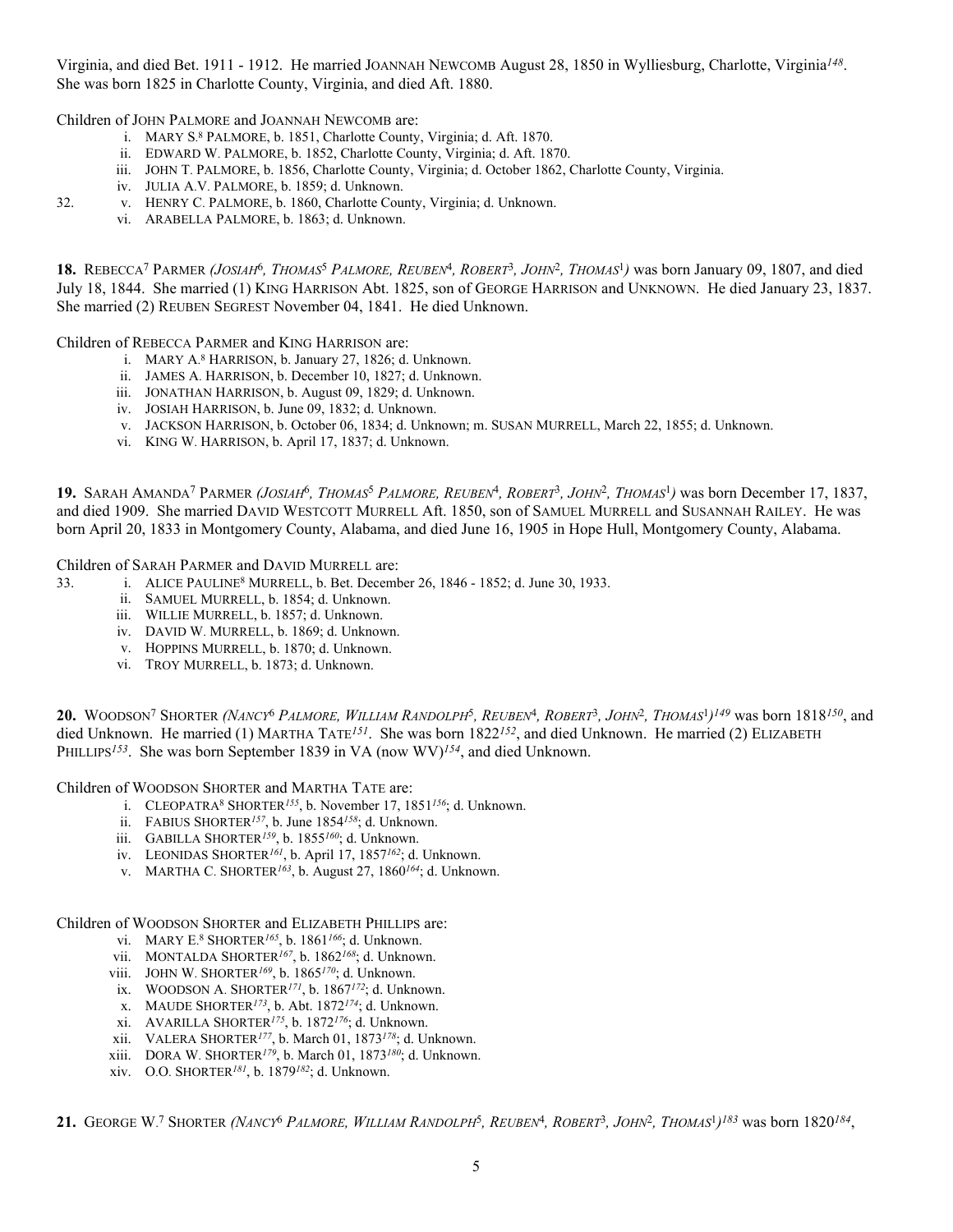Virginia, and died Bet. 1911 - 1912. He married JOANNAH NEWCOMB August 28, 1850 in Wylliesburg, Charlotte, Virginia[148]. She was born 1825 in Charlotte County, Virginia, and died Aft. 1880.

Children of JOHN PALMORE and JOANNAH NEWCOMB are:

- i. MARY S.[8] PALMORE, b. 1851, Charlotte County, Virginia; d. Aft. 1870.
- ii. EDWARD W. PALMORE, b. 1852, Charlotte County, Virginia; d. Aft. 1870.
- iii. JOHN T. PALMORE, b. 1856, Charlotte County, Virginia; d. October 1862, Charlotte County, Virginia.
- iv. JULIA A.V. PALMORE, b. 1859; d. Unknown.
- 32. v. HENRY C. PALMORE, b. 1860, Charlotte County, Virginia; d. Unknown.
- vi. ARABELLA PALMORE, b. 1863; d. Unknown.

**18.** REBECCA[7] PARMER *(JOSIAH[6], THOMAS[5] PALMORE, REUBEN[4], ROBERT[3], JOHN[2], THOMAS[1])* was born January 09, 1807, and died July 18, 1844. She married (1) KING HARRISON Abt. 1825, son of GEORGE HARRISON and UNKNOWN. He died January 23, 1837. She married (2) REUBEN SEGREST November 04, 1841. He died Unknown.

Children of REBECCA PARMER and KING HARRISON are:

- i. MARY A.[8] HARRISON, b. January 27, 1826; d. Unknown.
- ii. JAMES A. HARRISON, b. December 10, 1827; d. Unknown.
- iii. JONATHAN HARRISON, b. August 09, 1829; d. Unknown.
- iv. JOSIAH HARRISON, b. June 09, 1832; d. Unknown.
- v. JACKSON HARRISON, b. October 06, 1834; d. Unknown; m. SUSAN MURRELL, March 22, 1855; d. Unknown.
- vi. KING W. HARRISON, b. April 17, 1837; d. Unknown.

**19.** SARAH AMANDA[7] PARMER *(JOSIAH[6], THOMAS[5] PALMORE, REUBEN[4], ROBERT[3], JOHN[2], THOMAS[1])* was born December 17, 1837, and died 1909. She married DAVID WESTCOTT MURRELL Aft. 1850, son of SAMUEL MURRELL and SUSANNAH RAILEY. He was born April 20, 1833 in Montgomery County, Alabama, and died June 16, 1905 in Hope Hull, Montgomery County, Alabama.

Children of SARAH PARMER and DAVID MURRELL are:

- 33. i. ALICE PAULINE[8] MURRELL, b. Bet. December 26, 1846 - 1852; d. June 30, 1933.
- ii. SAMUEL MURRELL, b. 1854; d. Unknown.
- iii. WILLIE MURRELL, b. 1857; d. Unknown.
- iv. DAVID W. MURRELL, b. 1869; d. Unknown.
- v. HOPPINS MURRELL, b. 1870; d. Unknown.
- vi. TROY MURRELL, b. 1873; d. Unknown.

**20.** WOODSON[7] SHORTER *(NANCY[6] PALMORE, WILLIAM RANDOLPH[5], REUBEN[4], ROBERT[3], JOHN[2], THOMAS[1])*[149] was born 1818[150], and died Unknown. He married (1) MARTHA TATE[151]. She was born 1822[152], and died Unknown. He married (2) ELIZABETH PHILLIPS[153]. She was born September 1839 in VA (now WV)[154], and died Unknown.

Children of WOODSON SHORTER and MARTHA TATE are:

- i. CLEOPATRA[8] SHORTER[155], b. November 17, 1851[156]; d. Unknown.
- ii. FABIUS SHORTER[157], b. June 1854[158]; d. Unknown.
- iii. GABILLA SHORTER[159], b. 1855[160]; d. Unknown.
- iv. LEONIDAS SHORTER[161], b. April 17, 1857[162]; d. Unknown.
- v. MARTHA C. SHORTER[163], b. August 27, 1860[164]; d. Unknown.

Children of WOODSON SHORTER and ELIZABETH PHILLIPS are:

- vi. MARY E.[8] SHORTER[165], b. 1861[166]; d. Unknown.
- vii. MONTALDA SHORTER[167], b. 1862[168]; d. Unknown.
- viii. JOHN W. SHORTER[169], b. 1865[170]; d. Unknown.
- ix. WOODSON A. SHORTER[171], b. 1867[172]; d. Unknown.
- x. MAUDE SHORTER[173], b. Abt. 1872[174]; d. Unknown.
- xi. AVARILLA SHORTER[175], b. 1872[176]; d. Unknown.
- xii. VALERA SHORTER[177], b. March 01, 1873[178]; d. Unknown.
- xiii. DORA W. SHORTER[179], b. March 01, 1873[180]; d. Unknown.
- xiv. O.O. SHORTER[181], b. 1879[182]; d. Unknown.

**21.** GEORGE W.[7] SHORTER *(NANCY[6] PALMORE, WILLIAM RANDOLPH[5], REUBEN[4], ROBERT[3], JOHN[2], THOMAS[1])*[183] was born 1820[184],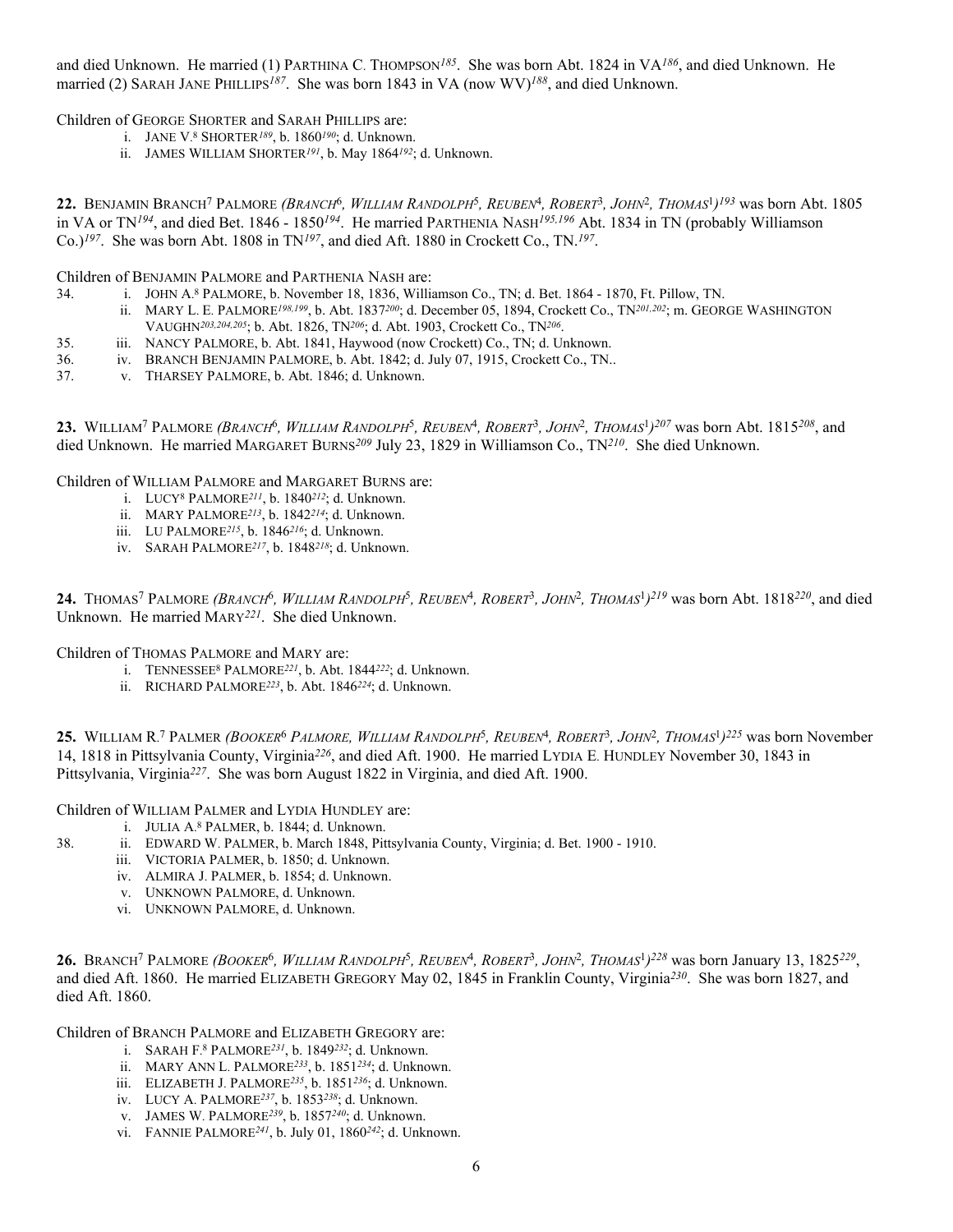and died Unknown. He married (1) PARTHINA C. THOMPSON[185]. She was born Abt. 1824 in VA[186], and died Unknown. He married (2) SARAH JANE PHILLIPS[187]. She was born 1843 in VA (now WV)[188], and died Unknown.

Children of GEORGE SHORTER and SARAH PHILLIPS are:

- i. JANE V.[8] SHORTER[189], b. 1860[190]; d. Unknown.
- ii. JAMES WILLIAM SHORTER[191], b. May 1864[192]; d. Unknown.

**22.** BENJAMIN BRANCH[7] PALMORE *(BRANCH[6], WILLIAM RANDOLPH[5], REUBEN[4], ROBERT[3], JOHN[2], THOMAS[1])*[193] was born Abt. 1805 in VA or TN[194], and died Bet. 1846 - 1850[194]. He married PARTHENIA NASH[195,196] Abt. 1834 in TN (probably Williamson Co.)[197]. She was born Abt. 1808 in TN[197], and died Aft. 1880 in Crockett Co., TN.[197].

Children of BENJAMIN PALMORE and PARTHENIA NASH are:

34. i. JOHN A.[8] PALMORE, b. November 18, 1836, Williamson Co., TN; d. Bet. 1864 - 1870, Ft. Pillow, TN.
    ii. MARY L. E. PALMORE[198,199], b. Abt. 1837[200]; d. December 05, 1894, Crockett Co., TN[201,202]; m. GEORGE WASHINGTON VAUGHN[203,204,205]; b. Abt. 1826, TN[206]; d. Abt. 1903, Crockett Co., TN[206].
35. iii. NANCY PALMORE, b. Abt. 1841, Haywood (now Crockett) Co., TN; d. Unknown.
36. iv. BRANCH BENJAMIN PALMORE, b. Abt. 1842; d. July 07, 1915, Crockett Co., TN..
37. v. THARSEY PALMORE, b. Abt. 1846; d. Unknown.

**23.** WILLIAM[7] PALMORE *(BRANCH[6], WILLIAM RANDOLPH[5], REUBEN[4], ROBERT[3], JOHN[2], THOMAS[1])*[207] was born Abt. 1815[208], and died Unknown. He married MARGARET BURNS[209] July 23, 1829 in Williamson Co., TN[210]. She died Unknown.

Children of WILLIAM PALMORE and MARGARET BURNS are:

- i. LUCY[8] PALMORE[211], b. 1840[212]; d. Unknown.
- ii. MARY PALMORE[213], b. 1842[214]; d. Unknown.
- iii. LU PALMORE[215], b. 1846[216]; d. Unknown.
- iv. SARAH PALMORE[217], b. 1848[218]; d. Unknown.

**24.** THOMAS[7] PALMORE *(BRANCH[6], WILLIAM RANDOLPH[5], REUBEN[4], ROBERT[3], JOHN[2], THOMAS[1])*[219] was born Abt. 1818[220], and died Unknown. He married MARY[221]. She died Unknown.

Children of THOMAS PALMORE and MARY are:

- i. TENNESSEE[8] PALMORE[221], b. Abt. 1844[222]; d. Unknown.
- ii. RICHARD PALMORE[223], b. Abt. 1846[224]; d. Unknown.

**25.** WILLIAM R.[7] PALMER *(BOOKER[6] PALMORE, WILLIAM RANDOLPH[5], REUBEN[4], ROBERT[3], JOHN[2], THOMAS[1])*[225] was born November 14, 1818 in Pittsylvania County, Virginia[226], and died Aft. 1900. He married LYDIA E. HUNDLEY November 30, 1843 in Pittsylvania, Virginia[227]. She was born August 1822 in Virginia, and died Aft. 1900.

Children of WILLIAM PALMER and LYDIA HUNDLEY are:

    i. JULIA A.[8] PALMER, b. 1844; d. Unknown.
38. ii. EDWARD W. PALMER, b. March 1848, Pittsylvania County, Virginia; d. Bet. 1900 - 1910.
    iii. VICTORIA PALMER, b. 1850; d. Unknown.
    iv. ALMIRA J. PALMER, b. 1854; d. Unknown.
    v. UNKNOWN PALMORE, d. Unknown.
    vi. UNKNOWN PALMORE, d. Unknown.

**26.** BRANCH[7] PALMORE *(BOOKER[6], WILLIAM RANDOLPH[5], REUBEN[4], ROBERT[3], JOHN[2], THOMAS[1])*[228] was born January 13, 1825[229], and died Aft. 1860. He married ELIZABETH GREGORY May 02, 1845 in Franklin County, Virginia[230]. She was born 1827, and died Aft. 1860.

Children of BRANCH PALMORE and ELIZABETH GREGORY are:

- i. SARAH F.[8] PALMORE[231], b. 1849[232]; d. Unknown.
- ii. MARY ANN L. PALMORE[233], b. 1851[234]; d. Unknown.
- iii. ELIZABETH J. PALMORE[235], b. 1851[236]; d. Unknown.
- iv. LUCY A. PALMORE[237], b. 1853[238]; d. Unknown.
- v. JAMES W. PALMORE[239], b. 1857[240]; d. Unknown.
- vi. FANNIE PALMORE[241], b. July 01, 1860[242]; d. Unknown.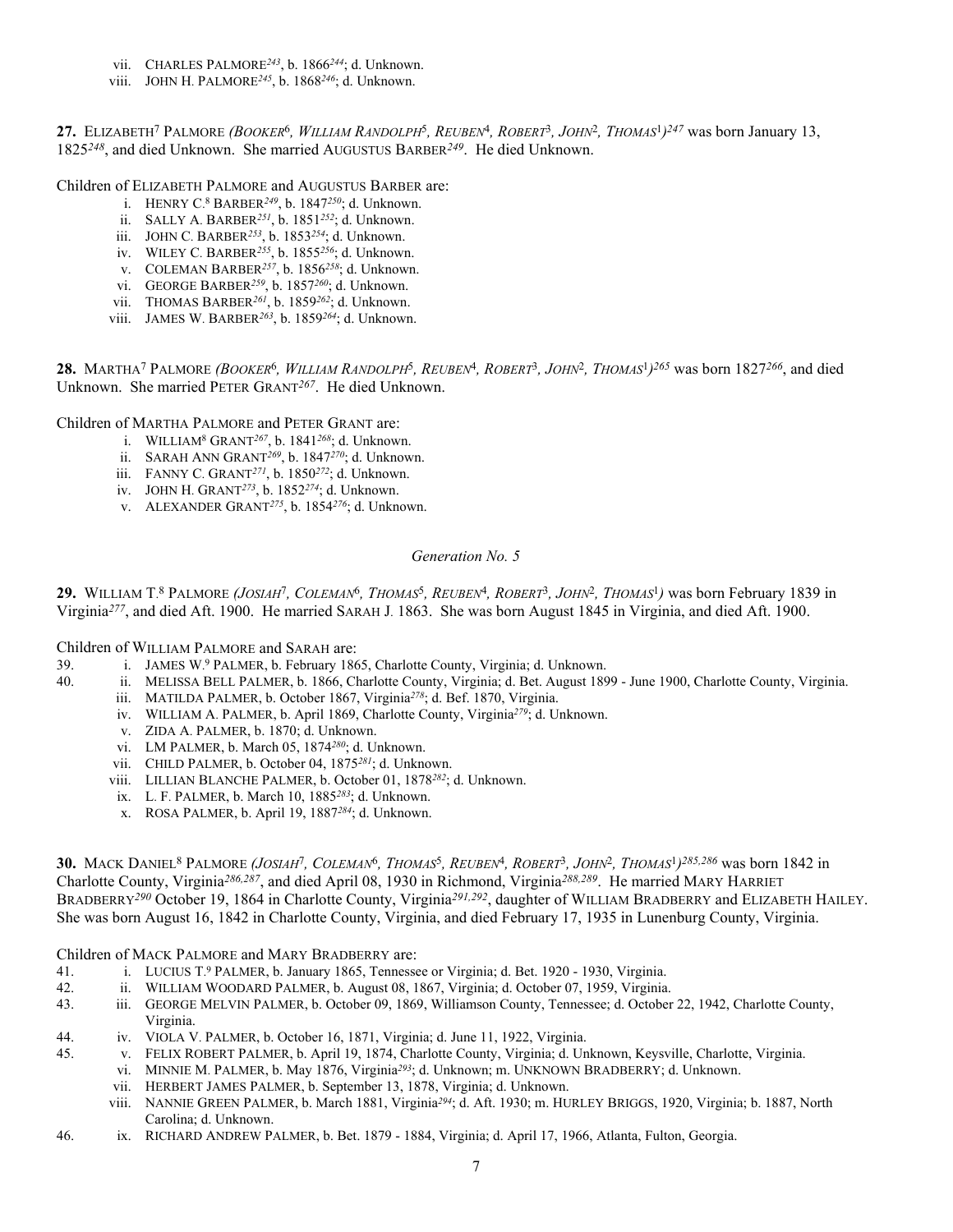vii. CHARLES PALMORE[243], b. 1866[244]; d. Unknown.
viii. JOHN H. PALMORE[245], b. 1868[246]; d. Unknown.

**27.** ELIZABETH[7] PALMORE *(BOOKER[6], WILLIAM RANDOLPH[5], REUBEN[4], ROBERT[3], JOHN[2], THOMAS[1])*[247] was born January 13, 1825[248], and died Unknown. She married AUGUSTUS BARBER[249]. He died Unknown.

Children of ELIZABETH PALMORE and AUGUSTUS BARBER are:

i. HENRY C.[8] BARBER[249], b. 1847[250]; d. Unknown.
ii. SALLY A. BARBER[251], b. 1851[252]; d. Unknown.
iii. JOHN C. BARBER[253], b. 1853[254]; d. Unknown.
iv. WILEY C. BARBER[255], b. 1855[256]; d. Unknown.
v. COLEMAN BARBER[257], b. 1856[258]; d. Unknown.
vi. GEORGE BARBER[259], b. 1857[260]; d. Unknown.
vii. THOMAS BARBER[261], b. 1859[262]; d. Unknown.
viii. JAMES W. BARBER[263], b. 1859[264]; d. Unknown.

**28.** MARTHA[7] PALMORE *(BOOKER[6], WILLIAM RANDOLPH[5], REUBEN[4], ROBERT[3], JOHN[2], THOMAS[1])*[265] was born 1827[266], and died Unknown. She married PETER GRANT[267]. He died Unknown.

Children of MARTHA PALMORE and PETER GRANT are:

i. WILLIAM[8] GRANT[267], b. 1841[268]; d. Unknown.
ii. SARAH ANN GRANT[269], b. 1847[270]; d. Unknown.
iii. FANNY C. GRANT[271], b. 1850[272]; d. Unknown.
iv. JOHN H. GRANT[273], b. 1852[274]; d. Unknown.
v. ALEXANDER GRANT[275], b. 1854[276]; d. Unknown.

## *Generation No. 5*

**29.** WILLIAM T.[8] PALMORE *(JOSIAH[7], COLEMAN[6], THOMAS[5], REUBEN[4], ROBERT[3], JOHN[2], THOMAS[1])* was born February 1839 in Virginia[277], and died Aft. 1900. He married SARAH J. 1863. She was born August 1845 in Virginia, and died Aft. 1900.

Children of WILLIAM PALMORE and SARAH are:

39. i. JAMES W.[9] PALMER, b. February 1865, Charlotte County, Virginia; d. Unknown.
40. ii. MELISSA BELL PALMER, b. 1866, Charlotte County, Virginia; d. Bet. August 1899 - June 1900, Charlotte County, Virginia.
iii. MATILDA PALMER, b. October 1867, Virginia[278]; d. Bef. 1870, Virginia.
iv. WILLIAM A. PALMER, b. April 1869, Charlotte County, Virginia[279]; d. Unknown.
v. ZIDA A. PALMER, b. 1870; d. Unknown.
vi. LM PALMER, b. March 05, 1874[280]; d. Unknown.
vii. CHILD PALMER, b. October 04, 1875[281]; d. Unknown.
viii. LILLIAN BLANCHE PALMER, b. October 01, 1878[282]; d. Unknown.
ix. L. F. PALMER, b. March 10, 1885[283]; d. Unknown.
x. ROSA PALMER, b. April 19, 1887[284]; d. Unknown.

**30.** MACK DANIEL[8] PALMORE *(JOSIAH[7], COLEMAN[6], THOMAS[5], REUBEN[4], ROBERT[3], JOHN[2], THOMAS[1])*[285,286] was born 1842 in Charlotte County, Virginia[286,287], and died April 08, 1930 in Richmond, Virginia[288,289]. He married MARY HARRIET BRADBERRY[290] October 19, 1864 in Charlotte County, Virginia[291,292], daughter of WILLIAM BRADBERRY and ELIZABETH HAILEY. She was born August 16, 1842 in Charlotte County, Virginia, and died February 17, 1935 in Lunenburg County, Virginia.

Children of MACK PALMORE and MARY BRADBERRY are:

41. i. LUCIUS T.[9] PALMER, b. January 1865, Tennessee or Virginia; d. Bet. 1920 - 1930, Virginia.
42. ii. WILLIAM WOODARD PALMER, b. August 08, 1867, Virginia; d. October 07, 1959, Virginia.
43. iii. GEORGE MELVIN PALMER, b. October 09, 1869, Williamson County, Tennessee; d. October 22, 1942, Charlotte County, Virginia.
44. iv. VIOLA V. PALMER, b. October 16, 1871, Virginia; d. June 11, 1922, Virginia.
45. v. FELIX ROBERT PALMER, b. April 19, 1874, Charlotte County, Virginia; d. Unknown, Keysville, Charlotte, Virginia.
vi. MINNIE M. PALMER, b. May 1876, Virginia[293]; d. Unknown; m. UNKNOWN BRADBERRY; d. Unknown.
vii. HERBERT JAMES PALMER, b. September 13, 1878, Virginia; d. Unknown.
viii. NANNIE GREEN PALMER, b. March 1881, Virginia[294]; d. Aft. 1930; m. HURLEY BRIGGS, 1920, Virginia; b. 1887, North Carolina; d. Unknown.
46. ix. RICHARD ANDREW PALMER, b. Bet. 1879 - 1884, Virginia; d. April 17, 1966, Atlanta, Fulton, Georgia.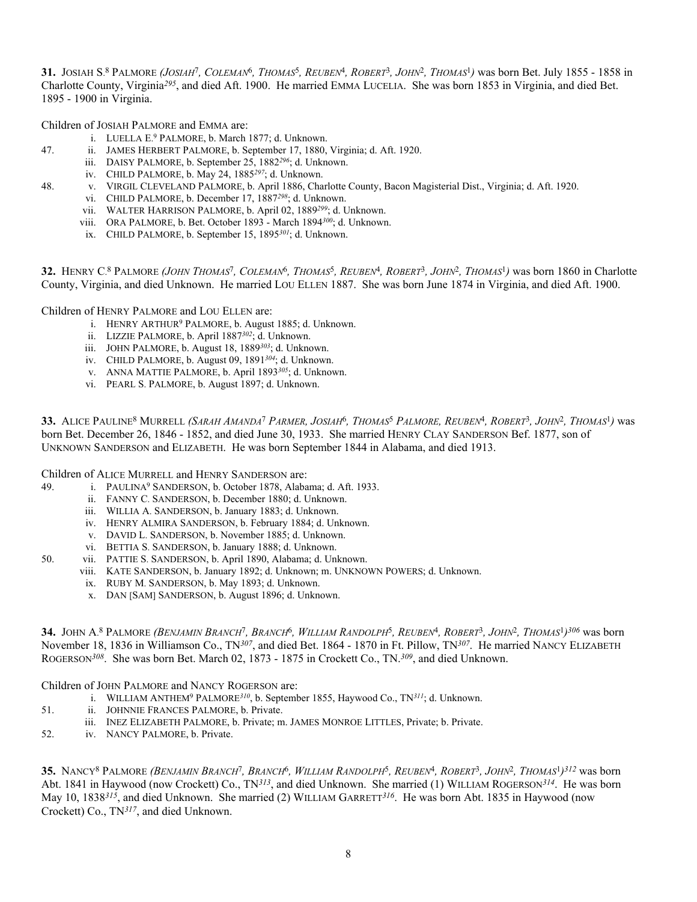**31.** Josiah S.[8] Palmore *(Josiah[7], Coleman[6], Thomas[5], Reuben[4], Robert[3], John[2], Thomas[1])* was born Bet. July 1855 - 1858 in Charlotte County, Virginia[295], and died Aft. 1900. He married Emma Lucelia. She was born 1853 in Virginia, and died Bet. 1895 - 1900 in Virginia.

Children of Josiah Palmore and Emma are:

- i. Luella E.[9] Palmore, b. March 1877; d. Unknown.
- 47. ii. James Herbert Palmore, b. September 17, 1880, Virginia; d. Aft. 1920.
- iii. Daisy Palmore, b. September 25, 1882[296]; d. Unknown.
- iv. Child Palmore, b. May 24, 1885[297]; d. Unknown.
- 48. v. Virgil Cleveland Palmore, b. April 1886, Charlotte County, Bacon Magisterial Dist., Virginia; d. Aft. 1920.
- vi. Child Palmore, b. December 17, 1887[298]; d. Unknown.
- vii. Walter Harrison Palmore, b. April 02, 1889[299]; d. Unknown.
- viii. Ora Palmore, b. Bet. October 1893 - March 1894[300]; d. Unknown.
- ix. Child Palmore, b. September 15, 1895[301]; d. Unknown.

**32.** Henry C.[8] Palmore *(John Thomas[7], Coleman[6], Thomas[5], Reuben[4], Robert[3], John[2], Thomas[1])* was born 1860 in Charlotte County, Virginia, and died Unknown. He married Lou Ellen 1887. She was born June 1874 in Virginia, and died Aft. 1900.

Children of Henry Palmore and Lou Ellen are:

- i. Henry Arthur[9] Palmore, b. August 1885; d. Unknown.
- ii. Lizzie Palmore, b. April 1887[302]; d. Unknown.
- iii. John Palmore, b. August 18, 1889[303]; d. Unknown.
- iv. Child Palmore, b. August 09, 1891[304]; d. Unknown.
- v. Anna Mattie Palmore, b. April 1893[305]; d. Unknown.
- vi. Pearl S. Palmore, b. August 1897; d. Unknown.

**33.** Alice Pauline[8] Murrell *(Sarah Amanda[7] Parmer, Josiah[6], Thomas[5] Palmore, Reuben[4], Robert[3], John[2], Thomas[1])* was born Bet. December 26, 1846 - 1852, and died June 30, 1933. She married Henry Clay Sanderson Bef. 1877, son of Unknown Sanderson and Elizabeth. He was born September 1844 in Alabama, and died 1913.

Children of Alice Murrell and Henry Sanderson are:

- 49. i. Paulina[9] Sanderson, b. October 1878, Alabama; d. Aft. 1933.
- ii. Fanny C. Sanderson, b. December 1880; d. Unknown.
- iii. Willia A. Sanderson, b. January 1883; d. Unknown.
- iv. Henry Almira Sanderson, b. February 1884; d. Unknown.
- v. David L. Sanderson, b. November 1885; d. Unknown.
- vi. Bettia S. Sanderson, b. January 1888; d. Unknown.
- 50. vii. Pattie S. Sanderson, b. April 1890, Alabama; d. Unknown.
- viii. Kate Sanderson, b. January 1892; d. Unknown; m. Unknown Powers; d. Unknown.
- ix. Ruby M. Sanderson, b. May 1893; d. Unknown.
- x. Dan [Sam] Sanderson, b. August 1896; d. Unknown.

**34.** John A.[8] Palmore *(Benjamin Branch[7], Branch[6], William Randolph[5], Reuben[4], Robert[3], John[2], Thomas[1])*[306] was born November 18, 1836 in Williamson Co., TN[307], and died Bet. 1864 - 1870 in Ft. Pillow, TN[307]. He married Nancy Elizabeth Rogerson[308]. She was born Bet. March 02, 1873 - 1875 in Crockett Co., TN.[309], and died Unknown.

Children of John Palmore and Nancy Rogerson are:

- i. William Anthem[9] Palmore[310], b. September 1855, Haywood Co., TN[311]; d. Unknown.
- 51. ii. Johnnie Frances Palmore, b. Private.
- iii. Inez Elizabeth Palmore, b. Private; m. James Monroe Littles, Private; b. Private.
- 52. iv. Nancy Palmore, b. Private.

**35.** Nancy[8] Palmore *(Benjamin Branch[7], Branch[6], William Randolph[5], Reuben[4], Robert[3], John[2], Thomas[1])*[312] was born Abt. 1841 in Haywood (now Crockett) Co., TN[313], and died Unknown. She married (1) William Rogerson[314]. He was born May 10, 1838[315], and died Unknown. She married (2) William Garrett[316]. He was born Abt. 1835 in Haywood (now Crockett) Co., TN[317], and died Unknown.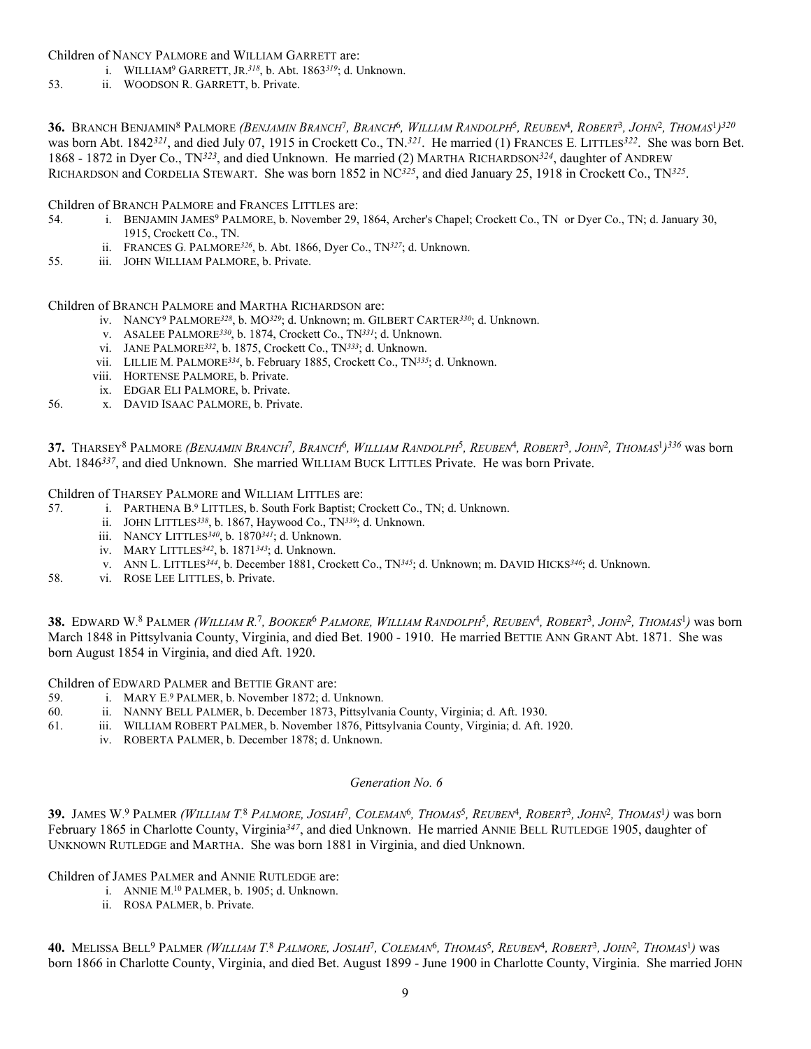Children of NANCY PALMORE and WILLIAM GARRETT are:

- i. WILLIAM[9] GARRETT, JR.[318], b. Abt. 1863[319]; d. Unknown.
- 53. ii. WOODSON R. GARRETT, b. Private.

**36.** BRANCH BENJAMIN[8] PALMORE *(BENJAMIN BRANCH[7], BRANCH[6], WILLIAM RANDOLPH[5], REUBEN[4], ROBERT[3], JOHN[2], THOMAS[1])[320]* was born Abt. 1842[321], and died July 07, 1915 in Crockett Co., TN.[321]. He married (1) FRANCES E. LITTLES[322]. She was born Bet. 1868 - 1872 in Dyer Co., TN[323], and died Unknown. He married (2) MARTHA RICHARDSON[324], daughter of ANDREW RICHARDSON and CORDELIA STEWART. She was born 1852 in NC[325], and died January 25, 1918 in Crockett Co., TN[325].

Children of BRANCH PALMORE and FRANCES LITTLES are:

- 54. i. BENJAMIN JAMES[9] PALMORE, b. November 29, 1864, Archer's Chapel; Crockett Co., TN or Dyer Co., TN; d. January 30, 1915, Crockett Co., TN.
- ii. FRANCES G. PALMORE[326], b. Abt. 1866, Dyer Co., TN[327]; d. Unknown.
- 55. iii. JOHN WILLIAM PALMORE, b. Private.

Children of BRANCH PALMORE and MARTHA RICHARDSON are:

- iv. NANCY[9] PALMORE[328], b. MO[329]; d. Unknown; m. GILBERT CARTER[330]; d. Unknown.
- v. ASALEE PALMORE[330], b. 1874, Crockett Co., TN[331]; d. Unknown.
- vi. JANE PALMORE[332], b. 1875, Crockett Co., TN[333]; d. Unknown.
- vii. LILLIE M. PALMORE[334], b. February 1885, Crockett Co., TN[335]; d. Unknown.
- viii. HORTENSE PALMORE, b. Private.
- ix. EDGAR ELI PALMORE, b. Private.
- 56. x. DAVID ISAAC PALMORE, b. Private.

**37.** THARSEY[8] PALMORE *(BENJAMIN BRANCH[7], BRANCH[6], WILLIAM RANDOLPH[5], REUBEN[4], ROBERT[3], JOHN[2], THOMAS[1])[336]* was born Abt. 1846[337], and died Unknown. She married WILLIAM BUCK LITTLES Private. He was born Private.

Children of THARSEY PALMORE and WILLIAM LITTLES are:

- 57. i. PARTHENA B.[9] LITTLES, b. South Fork Baptist; Crockett Co., TN; d. Unknown.
- ii. JOHN LITTLES[338], b. 1867, Haywood Co., TN[339]; d. Unknown.
- iii. NANCY LITTLES[340], b. 1870[341]; d. Unknown.
- iv. MARY LITTLES[342], b. 1871[343]; d. Unknown.
- v. ANN L. LITTLES[344], b. December 1881, Crockett Co., TN[345]; d. Unknown; m. DAVID HICKS[346]; d. Unknown.
- 58. vi. ROSE LEE LITTLES, b. Private.

**38.** EDWARD W.[8] PALMER *(WILLIAM R.[7], BOOKER[6] PALMORE, WILLIAM RANDOLPH[5], REUBEN[4], ROBERT[3], JOHN[2], THOMAS[1])* was born March 1848 in Pittsylvania County, Virginia, and died Bet. 1900 - 1910. He married BETTIE ANN GRANT Abt. 1871. She was born August 1854 in Virginia, and died Aft. 1920.

Children of EDWARD PALMER and BETTIE GRANT are:

- 59. i. MARY E.[9] PALMER, b. November 1872; d. Unknown.
- 60. ii. NANNY BELL PALMER, b. December 1873, Pittsylvania County, Virginia; d. Aft. 1930.
- 61. iii. WILLIAM ROBERT PALMER, b. November 1876, Pittsylvania County, Virginia; d. Aft. 1920.
- iv. ROBERTA PALMER, b. December 1878; d. Unknown.

## *Generation No. 6*

**39.** JAMES W.[9] PALMER *(WILLIAM T.[8] PALMORE, JOSIAH[7], COLEMAN[6], THOMAS[5], REUBEN[4], ROBERT[3], JOHN[2], THOMAS[1])* was born February 1865 in Charlotte County, Virginia[347], and died Unknown. He married ANNIE BELL RUTLEDGE 1905, daughter of UNKNOWN RUTLEDGE and MARTHA. She was born 1881 in Virginia, and died Unknown.

Children of JAMES PALMER and ANNIE RUTLEDGE are:

- i. ANNIE M.[10] PALMER, b. 1905; d. Unknown.
- ii. ROSA PALMER, b. Private.

**40.** MELISSA BELL[9] PALMER *(WILLIAM T.[8] PALMORE, JOSIAH[7], COLEMAN[6], THOMAS[5], REUBEN[4], ROBERT[3], JOHN[2], THOMAS[1])* was born 1866 in Charlotte County, Virginia, and died Bet. August 1899 - June 1900 in Charlotte County, Virginia. She married JOHN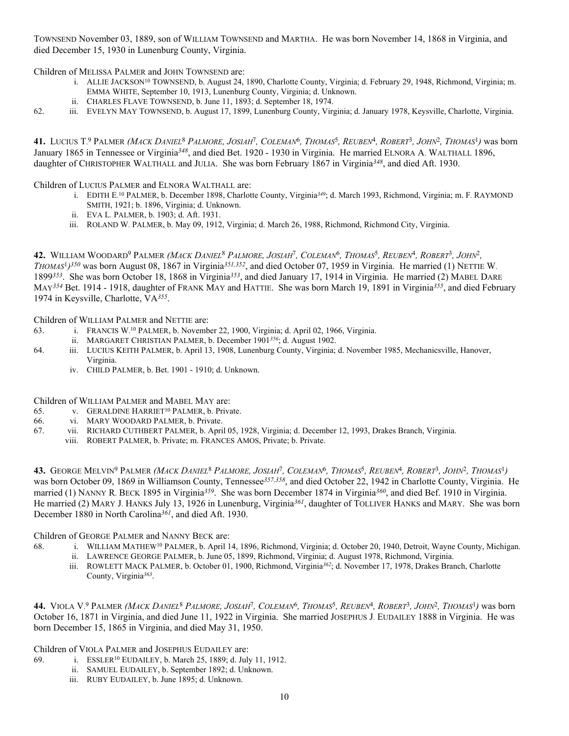TOWNSEND November 03, 1889, son of WILLIAM TOWNSEND and MARTHA. He was born November 14, 1868 in Virginia, and died December 15, 1930 in Lunenburg County, Virginia.

Children of MELISSA PALMER and JOHN TOWNSEND are:

- i. ALLIE JACKSON[10] TOWNSEND, b. August 24, 1890, Charlotte County, Virginia; d. February 29, 1948, Richmond, Virginia; m. EMMA WHITE, September 10, 1913, Lunenburg County, Virginia; d. Unknown.
- ii. CHARLES FLAVE TOWNSEND, b. June 11, 1893; d. September 18, 1974.
- 62. iii. EVELYN MAY TOWNSEND, b. August 17, 1899, Lunenburg County, Virginia; d. January 1978, Keysville, Charlotte, Virginia.

**41.** LUCIUS T.[9] PALMER *(MACK DANIEL[8] PALMORE, JOSIAH[7], COLEMAN[6], THOMAS[5], REUBEN[4], ROBERT[3], JOHN[2], THOMAS[1])* was born January 1865 in Tennessee or Virginia[348], and died Bet. 1920 - 1930 in Virginia. He married ELNORA A. WALTHALL 1896, daughter of CHRISTOPHER WALTHALL and JULIA. She was born February 1867 in Virginia[348], and died Aft. 1930.

Children of LUCIUS PALMER and ELNORA WALTHALL are:

- i. EDITH E.[10] PALMER, b. December 1898, Charlotte County, Virginia[349]; d. March 1993, Richmond, Virginia; m. F. RAYMOND SMITH, 1921; b. 1896, Virginia; d. Unknown.
- ii. EVA L. PALMER, b. 1903; d. Aft. 1931.
- iii. ROLAND W. PALMER, b. May 09, 1912, Virginia; d. March 26, 1988, Richmond, Richmond City, Virginia.

**42.** WILLIAM WOODARD[9] PALMER *(MACK DANIEL[8] PALMORE, JOSIAH[7], COLEMAN[6], THOMAS[5], REUBEN[4], ROBERT[3], JOHN[2], THOMAS[1])*[350] was born August 08, 1867 in Virginia[351,352], and died October 07, 1959 in Virginia. He married (1) NETTIE W. 1899[353]. She was born October 18, 1868 in Virginia[353], and died January 17, 1914 in Virginia. He married (2) MABEL DARE MAY[354] Bet. 1914 - 1918, daughter of FRANK MAY and HATTIE. She was born March 19, 1891 in Virginia[355], and died February 1974 in Keysville, Charlotte, VA[355].

Children of WILLIAM PALMER and NETTIE are:

- 63. i. FRANCIS W.[10] PALMER, b. November 22, 1900, Virginia; d. April 02, 1966, Virginia.
- ii. MARGARET CHRISTIAN PALMER, b. December 1901[356]; d. August 1902.
- 64. iii. LUCIUS KEITH PALMER, b. April 13, 1908, Lunenburg County, Virginia; d. November 1985, Mechanicsville, Hanover, Virginia.
- iv. CHILD PALMER, b. Bet. 1901 - 1910; d. Unknown.

Children of WILLIAM PALMER and MABEL MAY are:

- 65. v. GERALDINE HARRIET[10] PALMER, b. Private.
- 66. vi. MARY WOODARD PALMER, b. Private.
- 67. vii. RICHARD CUTHBERT PALMER, b. April 05, 1928, Virginia; d. December 12, 1993, Drakes Branch, Virginia.
- viii. ROBERT PALMER, b. Private; m. FRANCES AMOS, Private; b. Private.

**43.** GEORGE MELVIN[9] PALMER *(MACK DANIEL[8] PALMORE, JOSIAH[7], COLEMAN[6], THOMAS[5], REUBEN[4], ROBERT[3], JOHN[2], THOMAS[1])* was born October 09, 1869 in Williamson County, Tennessee[357,358], and died October 22, 1942 in Charlotte County, Virginia. He married (1) NANNY R. BECK 1895 in Virginia[359]. She was born December 1874 in Virginia[360], and died Bef. 1910 in Virginia. He married (2) MARY J. HANKS July 13, 1926 in Lunenburg, Virginia[361], daughter of TOLLIVER HANKS and MARY. She was born December 1880 in North Carolina[361], and died Aft. 1930.

Children of GEORGE PALMER and NANNY BECK are:

- 68. i. WILLIAM MATHEW[10] PALMER, b. April 14, 1896, Richmond, Virginia; d. October 20, 1940, Detroit, Wayne County, Michigan.
- ii. LAWRENCE GEORGE PALMER, b. June 05, 1899, Richmond, Virginia; d. August 1978, Richmond, Virginia.
- iii. ROWLETT MACK PALMER, b. October 01, 1900, Richmond, Virginia[362]; d. November 17, 1978, Drakes Branch, Charlotte County, Virginia[363].

**44.** VIOLA V.[9] PALMER *(MACK DANIEL[8] PALMORE, JOSIAH[7], COLEMAN[6], THOMAS[5], REUBEN[4], ROBERT[3], JOHN[2], THOMAS[1])* was born October 16, 1871 in Virginia, and died June 11, 1922 in Virginia. She married JOSEPHUS J. EUDAILEY 1888 in Virginia. He was born December 15, 1865 in Virginia, and died May 31, 1950.

Children of VIOLA PALMER and JOSEPHUS EUDAILEY are:

- 69. i. ESSLER[10] EUDAILEY, b. March 25, 1889; d. July 11, 1912.
- ii. SAMUEL EUDAILEY, b. September 1892; d. Unknown.
- iii. RUBY EUDAILEY, b. June 1895; d. Unknown.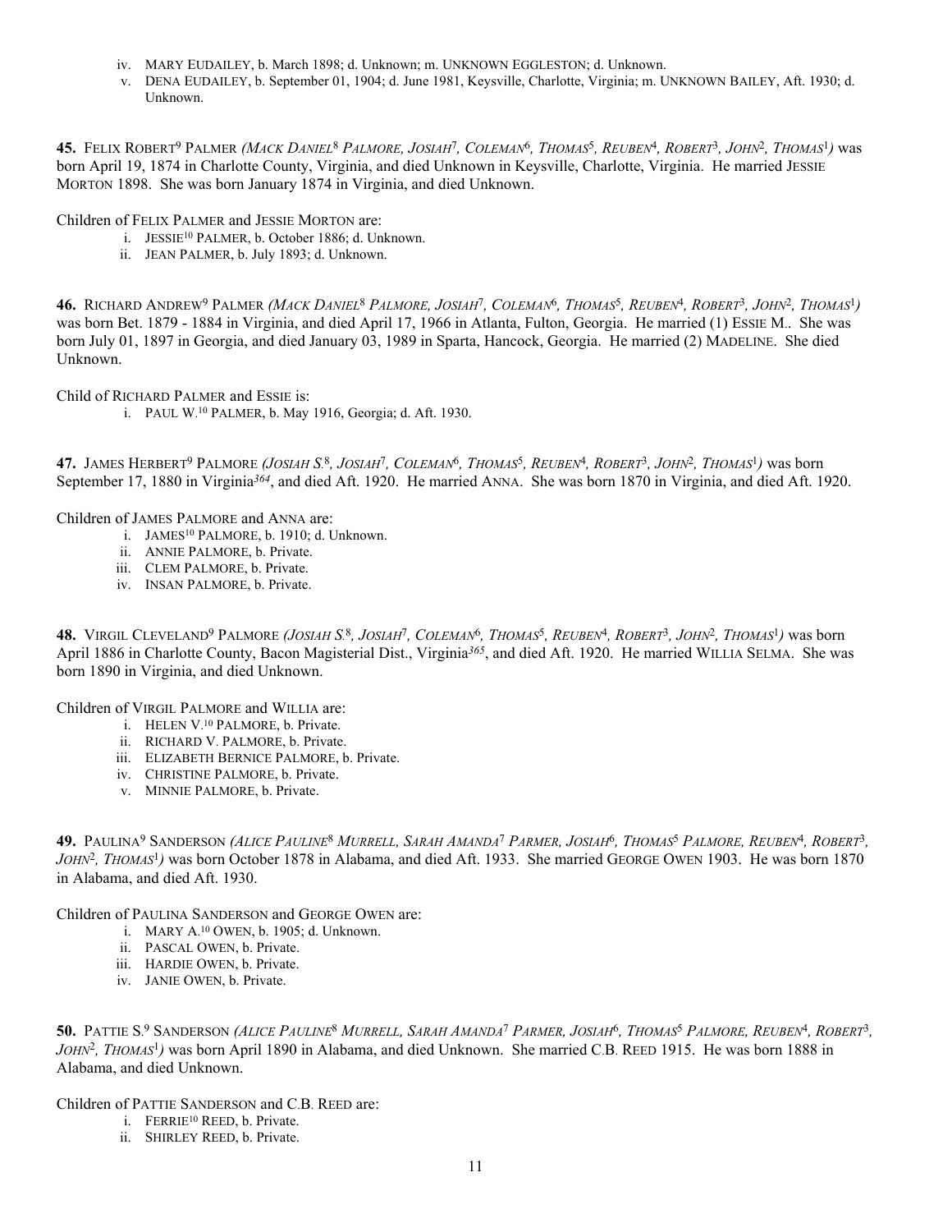iv. MARY EUDAILEY, b. March 1898; d. Unknown; m. UNKNOWN EGGLESTON; d. Unknown.

v. DENA EUDAILEY, b. September 01, 1904; d. June 1981, Keysville, Charlotte, Virginia; m. UNKNOWN BAILEY, Aft. 1930; d. Unknown.

**45.** FELIX ROBERT[9] PALMER *(MACK DANIEL[8] PALMORE, JOSIAH[7], COLEMAN[6], THOMAS[5], REUBEN[4], ROBERT[3], JOHN[2], THOMAS[1])* was born April 19, 1874 in Charlotte County, Virginia, and died Unknown in Keysville, Charlotte, Virginia. He married JESSIE MORTON 1898. She was born January 1874 in Virginia, and died Unknown.

Children of FELIX PALMER and JESSIE MORTON are:

i. JESSIE[10] PALMER, b. October 1886; d. Unknown.

ii. JEAN PALMER, b. July 1893; d. Unknown.

**46.** RICHARD ANDREW[9] PALMER *(MACK DANIEL[8] PALMORE, JOSIAH[7], COLEMAN[6], THOMAS[5], REUBEN[4], ROBERT[3], JOHN[2], THOMAS[1])* was born Bet. 1879 - 1884 in Virginia, and died April 17, 1966 in Atlanta, Fulton, Georgia. He married (1) ESSIE M.. She was born July 01, 1897 in Georgia, and died January 03, 1989 in Sparta, Hancock, Georgia. He married (2) MADELINE. She died Unknown.

Child of RICHARD PALMER and ESSIE is:

i. PAUL W.[10] PALMER, b. May 1916, Georgia; d. Aft. 1930.

**47.** JAMES HERBERT[9] PALMORE *(JOSIAH S.[8], JOSIAH[7], COLEMAN[6], THOMAS[5], REUBEN[4], ROBERT[3], JOHN[2], THOMAS[1])* was born September 17, 1880 in Virginia[364], and died Aft. 1920. He married ANNA. She was born 1870 in Virginia, and died Aft. 1920.

Children of JAMES PALMORE and ANNA are:

i. JAMES[10] PALMORE, b. 1910; d. Unknown.

ii. ANNIE PALMORE, b. Private.

iii. CLEM PALMORE, b. Private.

iv. INSAN PALMORE, b. Private.

**48.** VIRGIL CLEVELAND[9] PALMORE *(JOSIAH S.[8], JOSIAH[7], COLEMAN[6], THOMAS[5], REUBEN[4], ROBERT[3], JOHN[2], THOMAS[1])* was born April 1886 in Charlotte County, Bacon Magisterial Dist., Virginia[365], and died Aft. 1920. He married WILLIA SELMA. She was born 1890 in Virginia, and died Unknown.

Children of VIRGIL PALMORE and WILLIA are:

i. HELEN V.[10] PALMORE, b. Private.

ii. RICHARD V. PALMORE, b. Private.

iii. ELIZABETH BERNICE PALMORE, b. Private.

iv. CHRISTINE PALMORE, b. Private.

v. MINNIE PALMORE, b. Private.

**49.** PAULINA[9] SANDERSON *(ALICE PAULINE[8] MURRELL, SARAH AMANDA[7] PARMER, JOSIAH[6], THOMAS[5] PALMORE, REUBEN[4], ROBERT[3], JOHN[2], THOMAS[1])* was born October 1878 in Alabama, and died Aft. 1933. She married GEORGE OWEN 1903. He was born 1870 in Alabama, and died Aft. 1930.

Children of PAULINA SANDERSON and GEORGE OWEN are:

i. MARY A.[10] OWEN, b. 1905; d. Unknown.

ii. PASCAL OWEN, b. Private.

iii. HARDIE OWEN, b. Private.

iv. JANIE OWEN, b. Private.

**50.** PATTIE S.[9] SANDERSON *(ALICE PAULINE[8] MURRELL, SARAH AMANDA[7] PARMER, JOSIAH[6], THOMAS[5] PALMORE, REUBEN[4], ROBERT[3], JOHN[2], THOMAS[1])* was born April 1890 in Alabama, and died Unknown. She married C.B. REED 1915. He was born 1888 in Alabama, and died Unknown.

Children of PATTIE SANDERSON and C.B. REED are:

i. FERRIE[10] REED, b. Private.

ii. SHIRLEY REED, b. Private.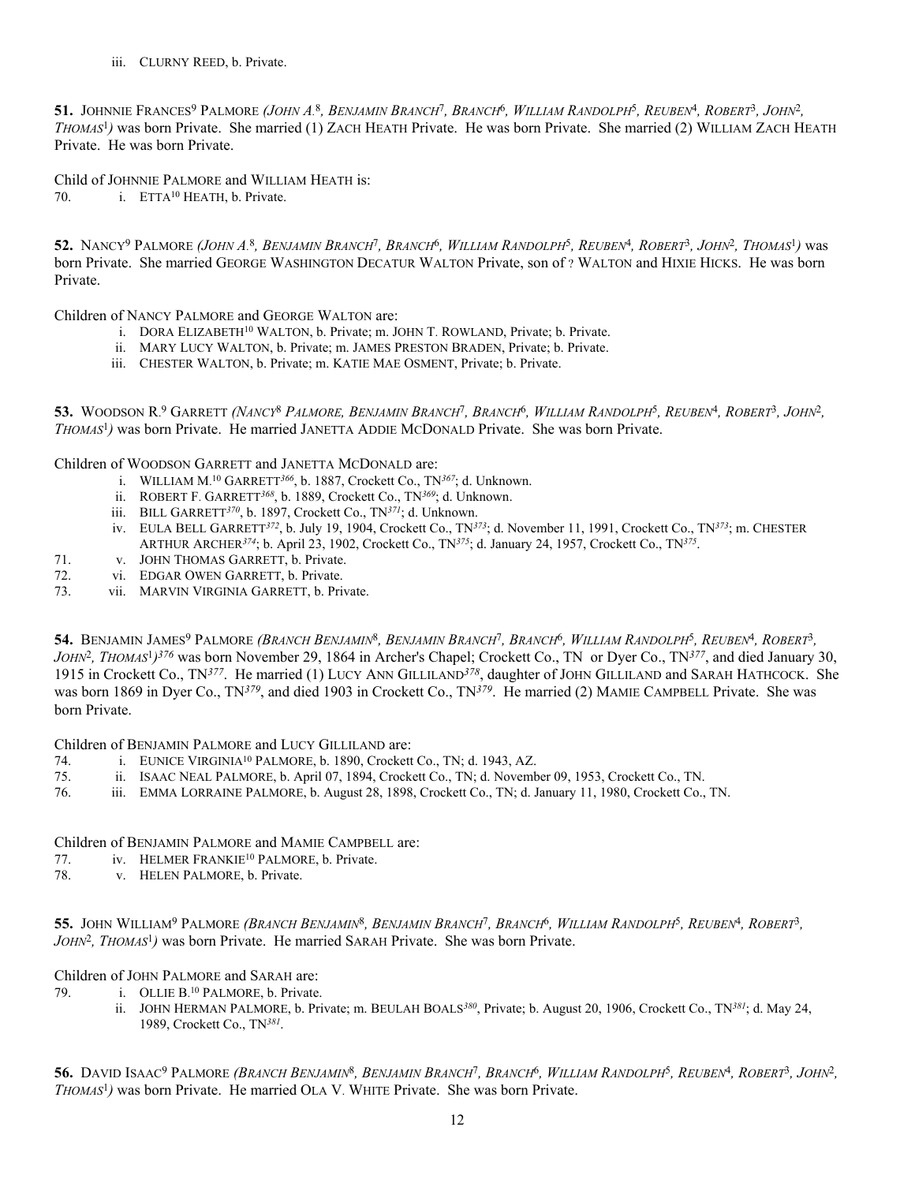iii. CLURNY REED, b. Private.

**51.** JOHNNIE FRANCES$^9$ PALMORE *(JOHN A.$^8$, BENJAMIN BRANCH$^7$, BRANCH$^6$, WILLIAM RANDOLPH$^5$, REUBEN$^4$, ROBERT$^3$, JOHN$^2$, THOMAS$^1$)* was born Private. She married (1) ZACH HEATH Private. He was born Private. She married (2) WILLIAM ZACH HEATH Private. He was born Private.

Child of JOHNNIE PALMORE and WILLIAM HEATH is:

70. i. ETTA$^{10}$ HEATH, b. Private.

**52.** NANCY$^9$ PALMORE *(JOHN A.$^8$, BENJAMIN BRANCH$^7$, BRANCH$^6$, WILLIAM RANDOLPH$^5$, REUBEN$^4$, ROBERT$^3$, JOHN$^2$, THOMAS$^1$)* was born Private. She married GEORGE WASHINGTON DECATUR WALTON Private, son of ? WALTON and HIXIE HICKS. He was born Private.

Children of NANCY PALMORE and GEORGE WALTON are:

i. DORA ELIZABETH$^{10}$ WALTON, b. Private; m. JOHN T. ROWLAND, Private; b. Private.
ii. MARY LUCY WALTON, b. Private; m. JAMES PRESTON BRADEN, Private; b. Private.
iii. CHESTER WALTON, b. Private; m. KATIE MAE OSMENT, Private; b. Private.

**53.** WOODSON R.$^9$ GARRETT *(NANCY$^8$ PALMORE, BENJAMIN BRANCH$^7$, BRANCH$^6$, WILLIAM RANDOLPH$^5$, REUBEN$^4$, ROBERT$^3$, JOHN$^2$, THOMAS$^1$)* was born Private. He married JANETTA ADDIE MCDONALD Private. She was born Private.

Children of WOODSON GARRETT and JANETTA MCDONALD are:

i. WILLIAM M.$^{10}$ GARRETT[366], b. 1887, Crockett Co., TN[367]; d. Unknown.
ii. ROBERT F. GARRETT[368], b. 1889, Crockett Co., TN[369]; d. Unknown.
iii. BILL GARRETT[370], b. 1897, Crockett Co., TN[371]; d. Unknown.
iv. EULA BELL GARRETT[372], b. July 19, 1904, Crockett Co., TN[373]; d. November 11, 1991, Crockett Co., TN[373]; m. CHESTER ARTHUR ARCHER[374]; b. April 23, 1902, Crockett Co., TN[375]; d. January 24, 1957, Crockett Co., TN[375].

71. v. JOHN THOMAS GARRETT, b. Private.
72. vi. EDGAR OWEN GARRETT, b. Private.
73. vii. MARVIN VIRGINIA GARRETT, b. Private.

**54.** BENJAMIN JAMES$^9$ PALMORE *(BRANCH BENJAMIN$^8$, BENJAMIN BRANCH$^7$, BRANCH$^6$, WILLIAM RANDOLPH$^5$, REUBEN$^4$, ROBERT$^3$, JOHN$^2$, THOMAS$^1$)*[376] was born November 29, 1864 in Archer's Chapel; Crockett Co., TN or Dyer Co., TN[377], and died January 30, 1915 in Crockett Co., TN[377]. He married (1) LUCY ANN GILLILAND[378], daughter of JOHN GILLILAND and SARAH HATHCOCK. She was born 1869 in Dyer Co., TN[379], and died 1903 in Crockett Co., TN[379]. He married (2) MAMIE CAMPBELL Private. She was born Private.

Children of BENJAMIN PALMORE and LUCY GILLILAND are:

74. i. EUNICE VIRGINIA$^{10}$ PALMORE, b. 1890, Crockett Co., TN; d. 1943, AZ.
75. ii. ISAAC NEAL PALMORE, b. April 07, 1894, Crockett Co., TN; d. November 09, 1953, Crockett Co., TN.
76. iii. EMMA LORRAINE PALMORE, b. August 28, 1898, Crockett Co., TN; d. January 11, 1980, Crockett Co., TN.

Children of BENJAMIN PALMORE and MAMIE CAMPBELL are:

77. iv. HELMER FRANKIE$^{10}$ PALMORE, b. Private.
78. v. HELEN PALMORE, b. Private.

**55.** JOHN WILLIAM$^9$ PALMORE *(BRANCH BENJAMIN$^8$, BENJAMIN BRANCH$^7$, BRANCH$^6$, WILLIAM RANDOLPH$^5$, REUBEN$^4$, ROBERT$^3$, JOHN$^2$, THOMAS$^1$)* was born Private. He married SARAH Private. She was born Private.

Children of JOHN PALMORE and SARAH are:

79. i. OLLIE B.$^{10}$ PALMORE, b. Private.
ii. JOHN HERMAN PALMORE, b. Private; m. BEULAH BOALS[380], Private; b. August 20, 1906, Crockett Co., TN[381]; d. May 24, 1989, Crockett Co., TN[381].

**56.** DAVID ISAAC$^9$ PALMORE *(BRANCH BENJAMIN$^8$, BENJAMIN BRANCH$^7$, BRANCH$^6$, WILLIAM RANDOLPH$^5$, REUBEN$^4$, ROBERT$^3$, JOHN$^2$, THOMAS$^1$)* was born Private. He married OLA V. WHITE Private. She was born Private.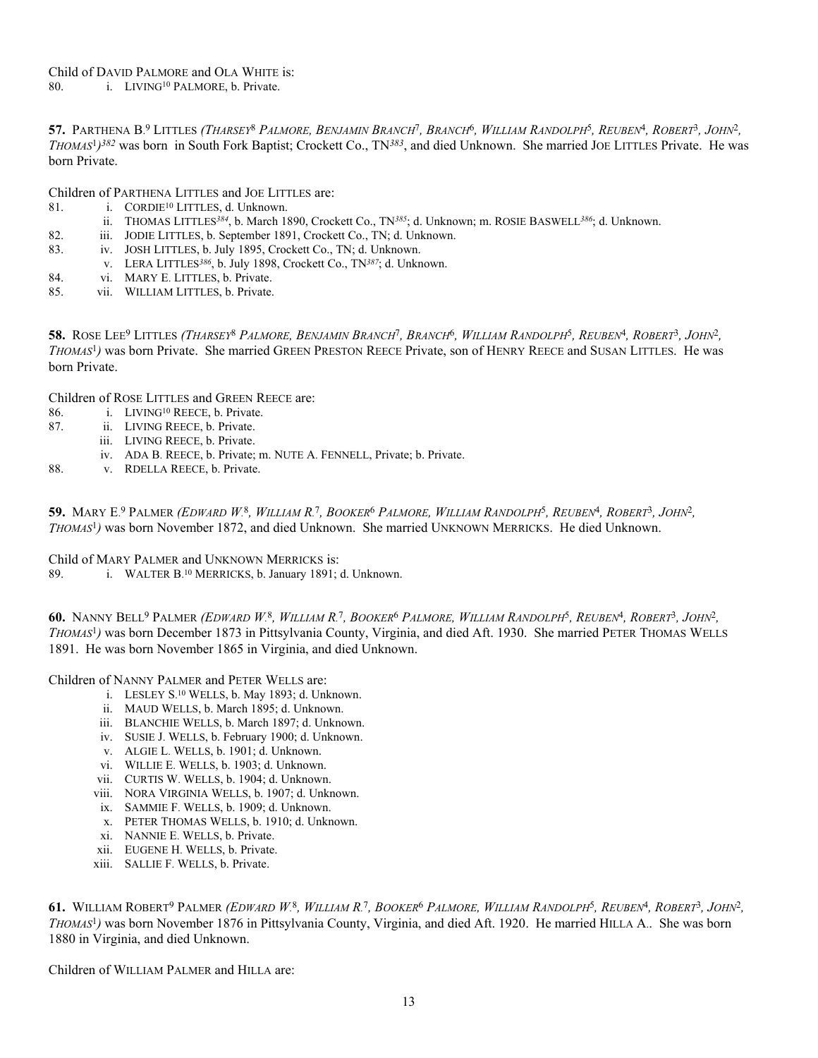Child of DAVID PALMORE and OLA WHITE is:

80. i. LIVING[10] PALMORE, b. Private.

**57.** PARTHENA B.[9] LITTLES *(THARSEY[8] PALMORE, BENJAMIN BRANCH[7], BRANCH[6], WILLIAM RANDOLPH[5], REUBEN[4], ROBERT[3], JOHN[2], THOMAS[1])*[382] was born in South Fork Baptist; Crockett Co., TN[383], and died Unknown. She married JOE LITTLES Private. He was born Private.

Children of PARTHENA LITTLES and JOE LITTLES are:

81. i. CORDIE[10] LITTLES, d. Unknown.
    ii. THOMAS LITTLES[384], b. March 1890, Crockett Co., TN[385]; d. Unknown; m. ROSIE BASWELL[386]; d. Unknown.
82. iii. JODIE LITTLES, b. September 1891, Crockett Co., TN; d. Unknown.
83. iv. JOSH LITTLES, b. July 1895, Crockett Co., TN; d. Unknown.
    v. LERA LITTLES[386], b. July 1898, Crockett Co., TN[387]; d. Unknown.
84. vi. MARY E. LITTLES, b. Private.
85. vii. WILLIAM LITTLES, b. Private.

**58.** ROSE LEE[9] LITTLES *(THARSEY[8] PALMORE, BENJAMIN BRANCH[7], BRANCH[6], WILLIAM RANDOLPH[5], REUBEN[4], ROBERT[3], JOHN[2], THOMAS[1])* was born Private. She married GREEN PRESTON REECE Private, son of HENRY REECE and SUSAN LITTLES. He was born Private.

Children of ROSE LITTLES and GREEN REECE are:

86. i. LIVING[10] REECE, b. Private.
87. ii. LIVING REECE, b. Private.
    iii. LIVING REECE, b. Private.
    iv. ADA B. REECE, b. Private; m. NUTE A. FENNELL, Private; b. Private.
88. v. RDELLA REECE, b. Private.

**59.** MARY E.[9] PALMER *(EDWARD W.[8], WILLIAM R.[7], BOOKER[6] PALMORE, WILLIAM RANDOLPH[5], REUBEN[4], ROBERT[3], JOHN[2], THOMAS[1])* was born November 1872, and died Unknown. She married UNKNOWN MERRICKS. He died Unknown.

Child of MARY PALMER and UNKNOWN MERRICKS is:

89. i. WALTER B.[10] MERRICKS, b. January 1891; d. Unknown.

**60.** NANNY BELL[9] PALMER *(EDWARD W.[8], WILLIAM R.[7], BOOKER[6] PALMORE, WILLIAM RANDOLPH[5], REUBEN[4], ROBERT[3], JOHN[2], THOMAS[1])* was born December 1873 in Pittsylvania County, Virginia, and died Aft. 1930. She married PETER THOMAS WELLS 1891. He was born November 1865 in Virginia, and died Unknown.

Children of NANNY PALMER and PETER WELLS are:

    i. LESLEY S.[10] WELLS, b. May 1893; d. Unknown.
    ii. MAUD WELLS, b. March 1895; d. Unknown.
    iii. BLANCHIE WELLS, b. March 1897; d. Unknown.
    iv. SUSIE J. WELLS, b. February 1900; d. Unknown.
    v. ALGIE L. WELLS, b. 1901; d. Unknown.
    vi. WILLIE E. WELLS, b. 1903; d. Unknown.
    vii. CURTIS W. WELLS, b. 1904; d. Unknown.
    viii. NORA VIRGINIA WELLS, b. 1907; d. Unknown.
    ix. SAMMIE F. WELLS, b. 1909; d. Unknown.
    x. PETER THOMAS WELLS, b. 1910; d. Unknown.
    xi. NANNIE E. WELLS, b. Private.
    xii. EUGENE H. WELLS, b. Private.
    xiii. SALLIE F. WELLS, b. Private.

**61.** WILLIAM ROBERT[9] PALMER *(EDWARD W.[8], WILLIAM R.[7], BOOKER[6] PALMORE, WILLIAM RANDOLPH[5], REUBEN[4], ROBERT[3], JOHN[2], THOMAS[1])* was born November 1876 in Pittsylvania County, Virginia, and died Aft. 1920. He married HILLA A.. She was born 1880 in Virginia, and died Unknown.

Children of WILLIAM PALMER and HILLA are: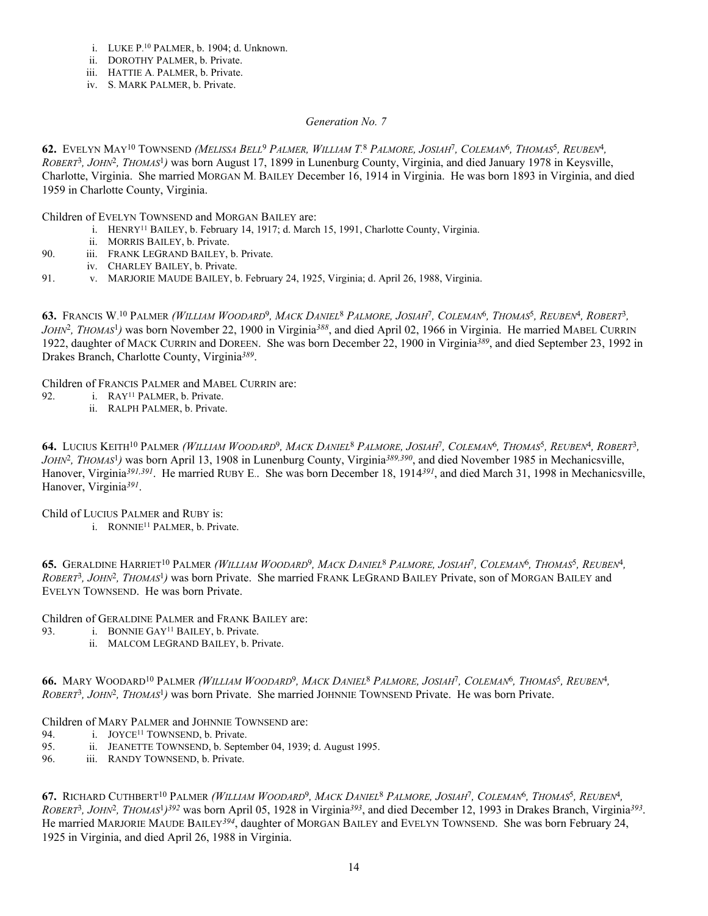i. LUKE P.[10] PALMER, b. 1904; d. Unknown.
ii. DOROTHY PALMER, b. Private.
iii. HATTIE A. PALMER, b. Private.
iv. S. MARK PALMER, b. Private.

*Generation No. 7*

**62.** EVELYN MAY[10] TOWNSEND *(MELISSA BELL[9] PALMER, WILLIAM T.[8] PALMORE, JOSIAH[7], COLEMAN[6], THOMAS[5], REUBEN[4], ROBERT[3], JOHN[2], THOMAS[1])* was born August 17, 1899 in Lunenburg County, Virginia, and died January 1978 in Keysville, Charlotte, Virginia. She married MORGAN M. BAILEY December 16, 1914 in Virginia. He was born 1893 in Virginia, and died 1959 in Charlotte County, Virginia.

Children of EVELYN TOWNSEND and MORGAN BAILEY are:

i. HENRY[11] BAILEY, b. February 14, 1917; d. March 15, 1991, Charlotte County, Virginia.
ii. MORRIS BAILEY, b. Private.
90. iii. FRANK LEGRAND BAILEY, b. Private.
iv. CHARLEY BAILEY, b. Private.
91. v. MARJORIE MAUDE BAILEY, b. February 24, 1925, Virginia; d. April 26, 1988, Virginia.

**63.** FRANCIS W.[10] PALMER *(WILLIAM WOODARD[9], MACK DANIEL[8] PALMORE, JOSIAH[7], COLEMAN[6], THOMAS[5], REUBEN[4], ROBERT[3], JOHN[2], THOMAS[1])* was born November 22, 1900 in Virginia[388], and died April 02, 1966 in Virginia. He married MABEL CURRIN 1922, daughter of MACK CURRIN and DOREEN. She was born December 22, 1900 in Virginia[389], and died September 23, 1992 in Drakes Branch, Charlotte County, Virginia[389].

Children of FRANCIS PALMER and MABEL CURRIN are:

92. i. RAY[11] PALMER, b. Private.
ii. RALPH PALMER, b. Private.

**64.** LUCIUS KEITH[10] PALMER *(WILLIAM WOODARD[9], MACK DANIEL[8] PALMORE, JOSIAH[7], COLEMAN[6], THOMAS[5], REUBEN[4], ROBERT[3], JOHN[2], THOMAS[1])* was born April 13, 1908 in Lunenburg County, Virginia[389,390], and died November 1985 in Mechanicsville, Hanover, Virginia[391,391]. He married RUBY E.. She was born December 18, 1914[391], and died March 31, 1998 in Mechanicsville, Hanover, Virginia[391].

Child of LUCIUS PALMER and RUBY is:

i. RONNIE[11] PALMER, b. Private.

**65.** GERALDINE HARRIET[10] PALMER *(WILLIAM WOODARD[9], MACK DANIEL[8] PALMORE, JOSIAH[7], COLEMAN[6], THOMAS[5], REUBEN[4], ROBERT[3], JOHN[2], THOMAS[1])* was born Private. She married FRANK LEGRAND BAILEY Private, son of MORGAN BAILEY and EVELYN TOWNSEND. He was born Private.

Children of GERALDINE PALMER and FRANK BAILEY are:

93. i. BONNIE GAY[11] BAILEY, b. Private.
ii. MALCOM LEGRAND BAILEY, b. Private.

**66.** MARY WOODARD[10] PALMER *(WILLIAM WOODARD[9], MACK DANIEL[8] PALMORE, JOSIAH[7], COLEMAN[6], THOMAS[5], REUBEN[4], ROBERT[3], JOHN[2], THOMAS[1])* was born Private. She married JOHNNIE TOWNSEND Private. He was born Private.

Children of MARY PALMER and JOHNNIE TOWNSEND are:

94. i. JOYCE[11] TOWNSEND, b. Private.
95. ii. JEANETTE TOWNSEND, b. September 04, 1939; d. August 1995.
96. iii. RANDY TOWNSEND, b. Private.

**67.** RICHARD CUTHBERT[10] PALMER *(WILLIAM WOODARD[9], MACK DANIEL[8] PALMORE, JOSIAH[7], COLEMAN[6], THOMAS[5], REUBEN[4], ROBERT[3], JOHN[2], THOMAS[1])*[392] was born April 05, 1928 in Virginia[393], and died December 12, 1993 in Drakes Branch, Virginia[393]. He married MARJORIE MAUDE BAILEY[394], daughter of MORGAN BAILEY and EVELYN TOWNSEND. She was born February 24, 1925 in Virginia, and died April 26, 1988 in Virginia.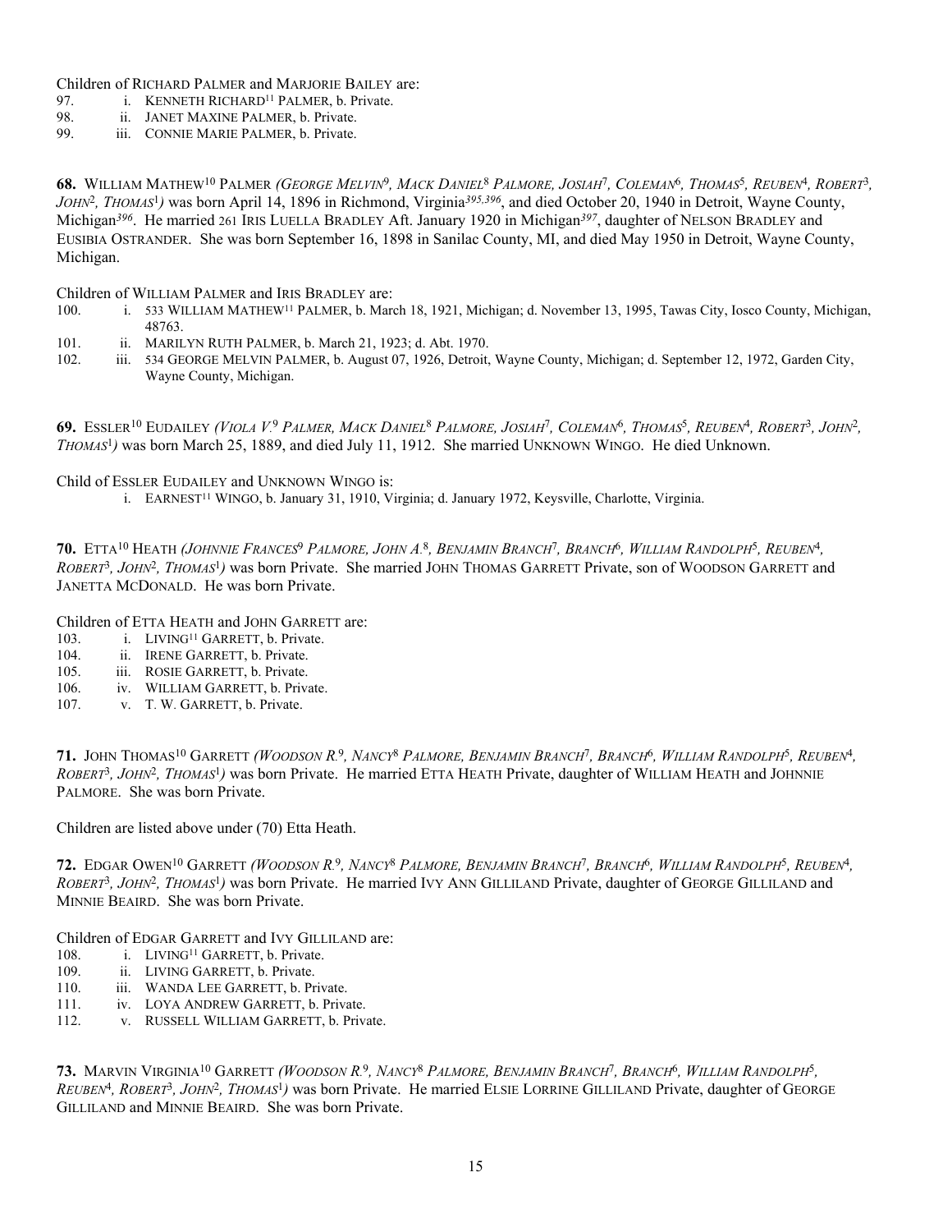Children of RICHARD PALMER and MARJORIE BAILEY are:

97. i. KENNETH RICHARD[11] PALMER, b. Private.
98. ii. JANET MAXINE PALMER, b. Private.
99. iii. CONNIE MARIE PALMER, b. Private.

**68.** WILLIAM MATHEW[10] PALMER *(GEORGE MELVIN[9], MACK DANIEL[8] PALMORE, JOSIAH[7], COLEMAN[6], THOMAS[5], REUBEN[4], ROBERT[3], JOHN[2], THOMAS[1])* was born April 14, 1896 in Richmond, Virginia[395,396], and died October 20, 1940 in Detroit, Wayne County, Michigan[396]. He married 261 IRIS LUELLA BRADLEY Aft. January 1920 in Michigan[397], daughter of NELSON BRADLEY and EUSIBIA OSTRANDER. She was born September 16, 1898 in Sanilac County, MI, and died May 1950 in Detroit, Wayne County, Michigan.

Children of WILLIAM PALMER and IRIS BRADLEY are:

100. i. 533 WILLIAM MATHEW[11] PALMER, b. March 18, 1921, Michigan; d. November 13, 1995, Tawas City, Iosco County, Michigan, 48763.
101. ii. MARILYN RUTH PALMER, b. March 21, 1923; d. Abt. 1970.
102. iii. 534 GEORGE MELVIN PALMER, b. August 07, 1926, Detroit, Wayne County, Michigan; d. September 12, 1972, Garden City, Wayne County, Michigan.

**69.** ESSLER[10] EUDAILEY *(VIOLA V.[9] PALMER, MACK DANIEL[8] PALMORE, JOSIAH[7], COLEMAN[6], THOMAS[5], REUBEN[4], ROBERT[3], JOHN[2], THOMAS[1])* was born March 25, 1889, and died July 11, 1912. She married UNKNOWN WINGO. He died Unknown.

Child of ESSLER EUDAILEY and UNKNOWN WINGO is:

i. EARNEST[11] WINGO, b. January 31, 1910, Virginia; d. January 1972, Keysville, Charlotte, Virginia.

**70.** ETTA[10] HEATH *(JOHNNIE FRANCES[9] PALMORE, JOHN A.[8], BENJAMIN BRANCH[7], BRANCH[6], WILLIAM RANDOLPH[5], REUBEN[4], ROBERT[3], JOHN[2], THOMAS[1])* was born Private. She married JOHN THOMAS GARRETT Private, son of WOODSON GARRETT and JANETTA MCDONALD. He was born Private.

Children of ETTA HEATH and JOHN GARRETT are:

103. i. LIVING[11] GARRETT, b. Private.
104. ii. IRENE GARRETT, b. Private.
105. iii. ROSIE GARRETT, b. Private.
106. iv. WILLIAM GARRETT, b. Private.
107. v. T. W. GARRETT, b. Private.

**71.** JOHN THOMAS[10] GARRETT *(WOODSON R.[9], NANCY[8] PALMORE, BENJAMIN BRANCH[7], BRANCH[6], WILLIAM RANDOLPH[5], REUBEN[4], ROBERT[3], JOHN[2], THOMAS[1])* was born Private. He married ETTA HEATH Private, daughter of WILLIAM HEATH and JOHNNIE PALMORE. She was born Private.

Children are listed above under (70) Etta Heath.

**72.** EDGAR OWEN[10] GARRETT *(WOODSON R.[9], NANCY[8] PALMORE, BENJAMIN BRANCH[7], BRANCH[6], WILLIAM RANDOLPH[5], REUBEN[4], ROBERT[3], JOHN[2], THOMAS[1])* was born Private. He married IVY ANN GILLILAND Private, daughter of GEORGE GILLILAND and MINNIE BEAIRD. She was born Private.

Children of EDGAR GARRETT and IVY GILLILAND are:

108. i. LIVING[11] GARRETT, b. Private.
109. ii. LIVING GARRETT, b. Private.
110. iii. WANDA LEE GARRETT, b. Private.
111. iv. LOYA ANDREW GARRETT, b. Private.
112. v. RUSSELL WILLIAM GARRETT, b. Private.

**73.** MARVIN VIRGINIA[10] GARRETT *(WOODSON R.[9], NANCY[8] PALMORE, BENJAMIN BRANCH[7], BRANCH[6], WILLIAM RANDOLPH[5], REUBEN[4], ROBERT[3], JOHN[2], THOMAS[1])* was born Private. He married ELSIE LORRINE GILLILAND Private, daughter of GEORGE GILLILAND and MINNIE BEAIRD. She was born Private.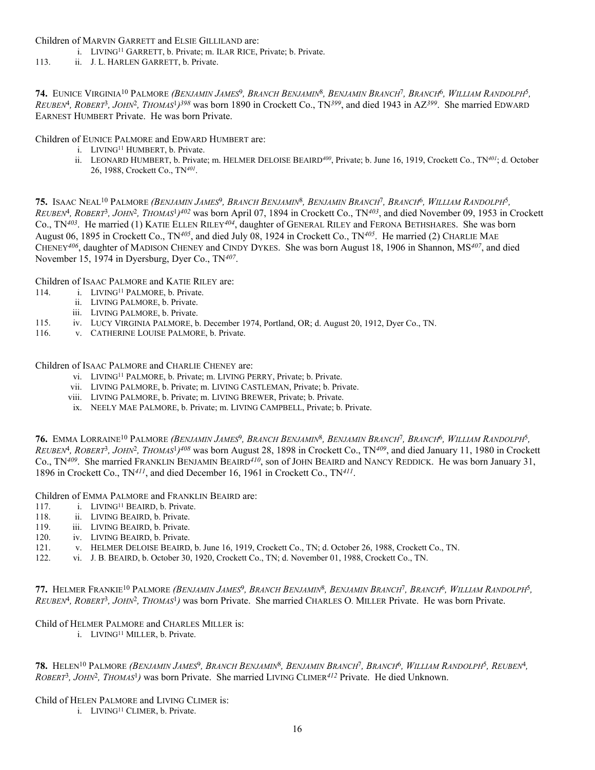Children of MARVIN GARRETT and ELSIE GILLILAND are:

- i. LIVING[11] GARRETT, b. Private; m. ILAR RICE, Private; b. Private.
- 113. ii. J. L. HARLEN GARRETT, b. Private.

**74.** EUNICE VIRGINIA[10] PALMORE *(BENJAMIN JAMES[9], BRANCH BENJAMIN[8], BENJAMIN BRANCH[7], BRANCH[6], WILLIAM RANDOLPH[5], REUBEN[4], ROBERT[3], JOHN[2], THOMAS[1])[398]* was born 1890 in Crockett Co., TN[399], and died 1943 in AZ[399]. She married EDWARD EARNEST HUMBERT Private. He was born Private.

Children of EUNICE PALMORE and EDWARD HUMBERT are:

- i. LIVING[11] HUMBERT, b. Private.
- ii. LEONARD HUMBERT, b. Private; m. HELMER DELOISE BEAIRD[400], Private; b. June 16, 1919, Crockett Co., TN[401]; d. October 26, 1988, Crockett Co., TN[401].

**75.** ISAAC NEAL[10] PALMORE *(BENJAMIN JAMES[9], BRANCH BENJAMIN[8], BENJAMIN BRANCH[7], BRANCH[6], WILLIAM RANDOLPH[5], REUBEN[4], ROBERT[3], JOHN[2], THOMAS[1])[402]* was born April 07, 1894 in Crockett Co., TN[403], and died November 09, 1953 in Crockett Co., TN[403]. He married (1) KATIE ELLEN RILEY[404], daughter of GENERAL RILEY and FERONA BETHSHARES. She was born August 06, 1895 in Crockett Co., TN[405], and died July 08, 1924 in Crockett Co., TN[405]. He married (2) CHARLIE MAE CHENEY[406], daughter of MADISON CHENEY and CINDY DYKES. She was born August 18, 1906 in Shannon, MS[407], and died November 15, 1974 in Dyersburg, Dyer Co., TN[407].

Children of ISAAC PALMORE and KATIE RILEY are:

- 114. i. LIVING[11] PALMORE, b. Private.
- ii. LIVING PALMORE, b. Private.
- iii. LIVING PALMORE, b. Private.
- 115. iv. LUCY VIRGINIA PALMORE, b. December 1974, Portland, OR; d. August 20, 1912, Dyer Co., TN.
- 116. v. CATHERINE LOUISE PALMORE, b. Private.

Children of ISAAC PALMORE and CHARLIE CHENEY are:

- vi. LIVING[11] PALMORE, b. Private; m. LIVING PERRY, Private; b. Private.
- vii. LIVING PALMORE, b. Private; m. LIVING CASTLEMAN, Private; b. Private.
- viii. LIVING PALMORE, b. Private; m. LIVING BREWER, Private; b. Private.
- ix. NEELY MAE PALMORE, b. Private; m. LIVING CAMPBELL, Private; b. Private.

**76.** EMMA LORRAINE[10] PALMORE *(BENJAMIN JAMES[9], BRANCH BENJAMIN[8], BENJAMIN BRANCH[7], BRANCH[6], WILLIAM RANDOLPH[5], REUBEN[4], ROBERT[3], JOHN[2], THOMAS[1])[408]* was born August 28, 1898 in Crockett Co., TN[409], and died January 11, 1980 in Crockett Co., TN[409]. She married FRANKLIN BENJAMIN BEAIRD[410], son of JOHN BEAIRD and NANCY REDDICK. He was born January 31, 1896 in Crockett Co., TN[411], and died December 16, 1961 in Crockett Co., TN[411].

Children of EMMA PALMORE and FRANKLIN BEAIRD are:

- 117. i. LIVING[11] BEAIRD, b. Private.
- 118. ii. LIVING BEAIRD, b. Private.
- 119. iii. LIVING BEAIRD, b. Private.
- 120. iv. LIVING BEAIRD, b. Private.
- 121. v. HELMER DELOISE BEAIRD, b. June 16, 1919, Crockett Co., TN; d. October 26, 1988, Crockett Co., TN.
- 122. vi. J. B. BEAIRD, b. October 30, 1920, Crockett Co., TN; d. November 01, 1988, Crockett Co., TN.

**77.** HELMER FRANKIE[10] PALMORE *(BENJAMIN JAMES[9], BRANCH BENJAMIN[8], BENJAMIN BRANCH[7], BRANCH[6], WILLIAM RANDOLPH[5], REUBEN[4], ROBERT[3], JOHN[2], THOMAS[1])* was born Private. She married CHARLES O. MILLER Private. He was born Private.

Child of HELMER PALMORE and CHARLES MILLER is:

- i. LIVING[11] MILLER, b. Private.

**78.** HELEN[10] PALMORE *(BENJAMIN JAMES[9], BRANCH BENJAMIN[8], BENJAMIN BRANCH[7], BRANCH[6], WILLIAM RANDOLPH[5], REUBEN[4], ROBERT[3], JOHN[2], THOMAS[1])* was born Private. She married LIVING CLIMER[412] Private. He died Unknown.

Child of HELEN PALMORE and LIVING CLIMER is:

- i. LIVING[11] CLIMER, b. Private.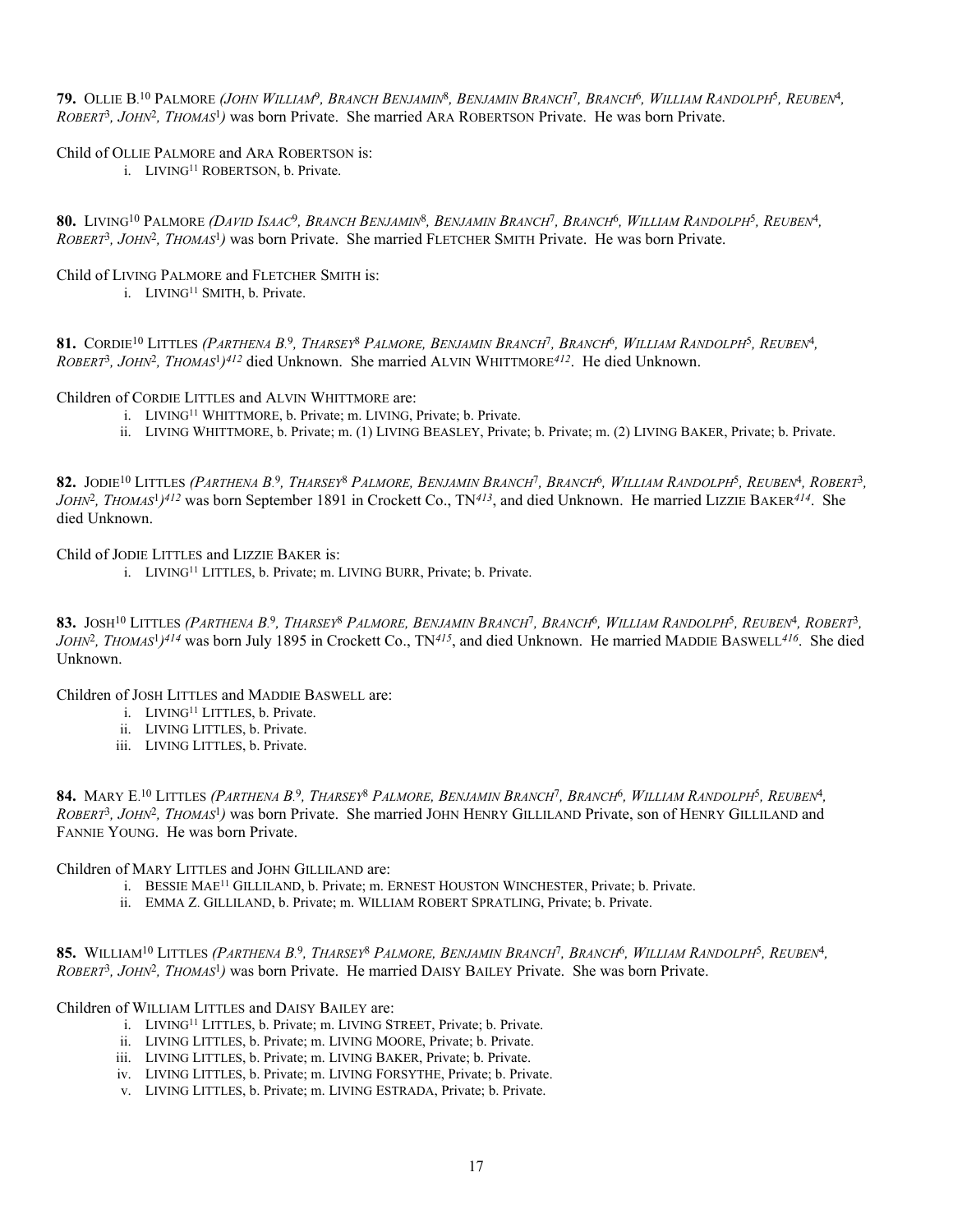**79.** OLLIE B.[10] PALMORE *(JOHN WILLIAM[9], BRANCH BENJAMIN[8], BENJAMIN BRANCH[7], BRANCH[6], WILLIAM RANDOLPH[5], REUBEN[4], ROBERT[3], JOHN[2], THOMAS[1])* was born Private. She married ARA ROBERTSON Private. He was born Private.

Child of OLLIE PALMORE and ARA ROBERTSON is:

i. LIVING[11] ROBERTSON, b. Private.

**80.** LIVING[10] PALMORE *(DAVID ISAAC[9], BRANCH BENJAMIN[8], BENJAMIN BRANCH[7], BRANCH[6], WILLIAM RANDOLPH[5], REUBEN[4], ROBERT[3], JOHN[2], THOMAS[1])* was born Private. She married FLETCHER SMITH Private. He was born Private.

Child of LIVING PALMORE and FLETCHER SMITH is:

i. LIVING[11] SMITH, b. Private.

**81.** CORDIE[10] LITTLES *(PARTHENA B.[9], THARSEY[8] PALMORE, BENJAMIN BRANCH[7], BRANCH[6], WILLIAM RANDOLPH[5], REUBEN[4], ROBERT[3], JOHN[2], THOMAS[1])*[412] died Unknown. She married ALVIN WHITTMORE[412]. He died Unknown.

Children of CORDIE LITTLES and ALVIN WHITTMORE are:

i. LIVING[11] WHITTMORE, b. Private; m. LIVING, Private; b. Private.
ii. LIVING WHITTMORE, b. Private; m. (1) LIVING BEASLEY, Private; b. Private; m. (2) LIVING BAKER, Private; b. Private.

**82.** JODIE[10] LITTLES *(PARTHENA B.[9], THARSEY[8] PALMORE, BENJAMIN BRANCH[7], BRANCH[6], WILLIAM RANDOLPH[5], REUBEN[4], ROBERT[3], JOHN[2], THOMAS[1])*[412] was born September 1891 in Crockett Co., TN[413], and died Unknown. He married LIZZIE BAKER[414]. She died Unknown.

Child of JODIE LITTLES and LIZZIE BAKER is:

i. LIVING[11] LITTLES, b. Private; m. LIVING BURR, Private; b. Private.

**83.** JOSH[10] LITTLES *(PARTHENA B.[9], THARSEY[8] PALMORE, BENJAMIN BRANCH[7], BRANCH[6], WILLIAM RANDOLPH[5], REUBEN[4], ROBERT[3], JOHN[2], THOMAS[1])*[414] was born July 1895 in Crockett Co., TN[415], and died Unknown. He married MADDIE BASWELL[416]. She died Unknown.

Children of JOSH LITTLES and MADDIE BASWELL are:

i. LIVING[11] LITTLES, b. Private.
ii. LIVING LITTLES, b. Private.
iii. LIVING LITTLES, b. Private.

**84.** MARY E.[10] LITTLES *(PARTHENA B.[9], THARSEY[8] PALMORE, BENJAMIN BRANCH[7], BRANCH[6], WILLIAM RANDOLPH[5], REUBEN[4], ROBERT[3], JOHN[2], THOMAS[1])* was born Private. She married JOHN HENRY GILLILAND Private, son of HENRY GILLILAND and FANNIE YOUNG. He was born Private.

Children of MARY LITTLES and JOHN GILLILAND are:

i. BESSIE MAE[11] GILLILAND, b. Private; m. ERNEST HOUSTON WINCHESTER, Private; b. Private.
ii. EMMA Z. GILLILAND, b. Private; m. WILLIAM ROBERT SPRATLING, Private; b. Private.

**85.** WILLIAM[10] LITTLES *(PARTHENA B.[9], THARSEY[8] PALMORE, BENJAMIN BRANCH[7], BRANCH[6], WILLIAM RANDOLPH[5], REUBEN[4], ROBERT[3], JOHN[2], THOMAS[1])* was born Private. He married DAISY BAILEY Private. She was born Private.

Children of WILLIAM LITTLES and DAISY BAILEY are:

i. LIVING[11] LITTLES, b. Private; m. LIVING STREET, Private; b. Private.
ii. LIVING LITTLES, b. Private; m. LIVING MOORE, Private; b. Private.
iii. LIVING LITTLES, b. Private; m. LIVING BAKER, Private; b. Private.
iv. LIVING LITTLES, b. Private; m. LIVING FORSYTHE, Private; b. Private.
v. LIVING LITTLES, b. Private; m. LIVING ESTRADA, Private; b. Private.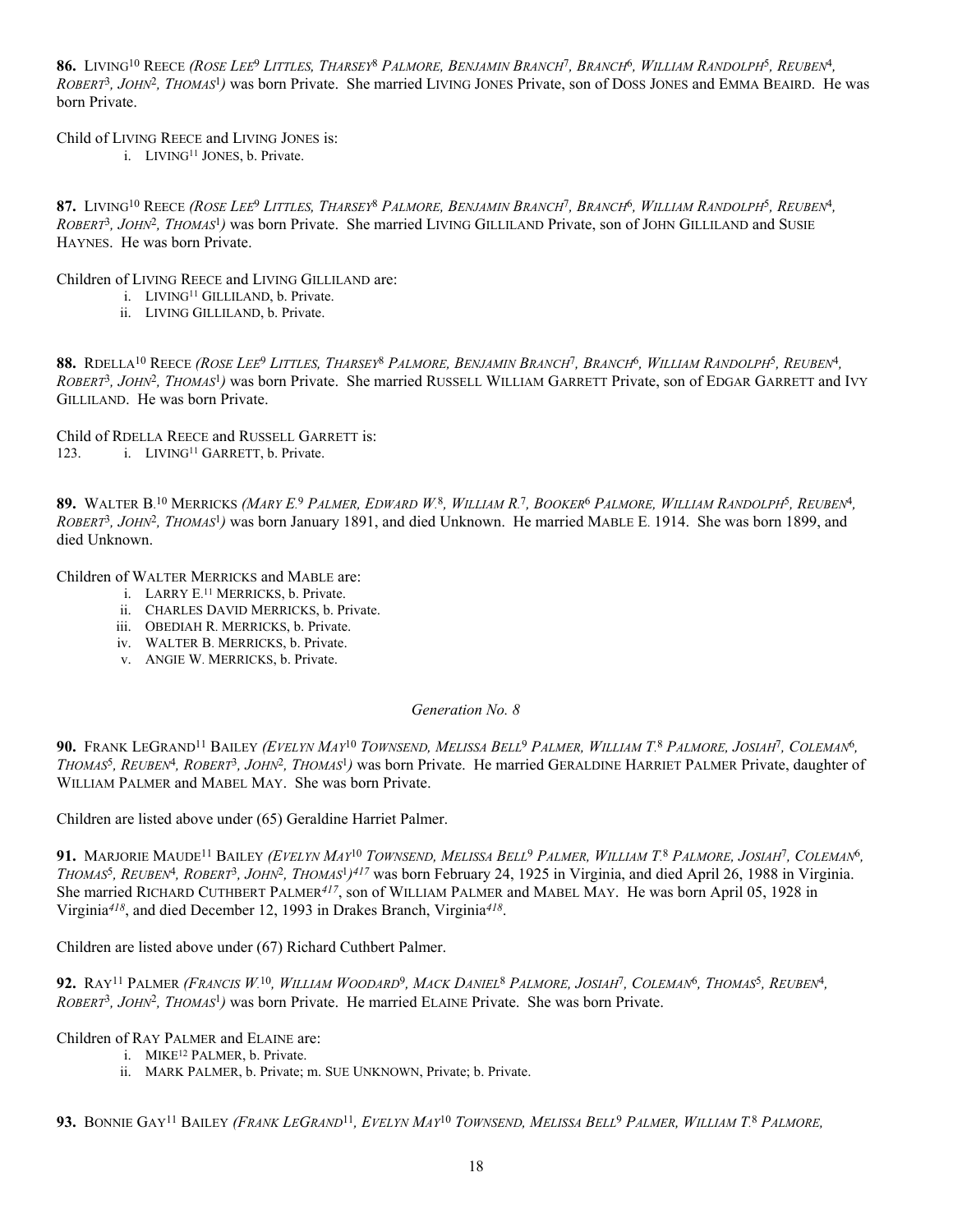**86.** LIVING[10] REECE *(ROSE LEE[9] LITTLES, THARSEY[8] PALMORE, BENJAMIN BRANCH[7], BRANCH[6], WILLIAM RANDOLPH[5], REUBEN[4], ROBERT[3], JOHN[2], THOMAS[1])* was born Private. She married LIVING JONES Private, son of DOSS JONES and EMMA BEAIRD. He was born Private.

Child of LIVING REECE and LIVING JONES is:

i. LIVING[11] JONES, b. Private.

**87.** LIVING[10] REECE *(ROSE LEE[9] LITTLES, THARSEY[8] PALMORE, BENJAMIN BRANCH[7], BRANCH[6], WILLIAM RANDOLPH[5], REUBEN[4], ROBERT[3], JOHN[2], THOMAS[1])* was born Private. She married LIVING GILLILAND Private, son of JOHN GILLILAND and SUSIE HAYNES. He was born Private.

Children of LIVING REECE and LIVING GILLILAND are:

i. LIVING[11] GILLILAND, b. Private.
ii. LIVING GILLILAND, b. Private.

**88.** RDELLA[10] REECE *(ROSE LEE[9] LITTLES, THARSEY[8] PALMORE, BENJAMIN BRANCH[7], BRANCH[6], WILLIAM RANDOLPH[5], REUBEN[4], ROBERT[3], JOHN[2], THOMAS[1])* was born Private. She married RUSSELL WILLIAM GARRETT Private, son of EDGAR GARRETT and IVY GILLILAND. He was born Private.

Child of RDELLA REECE and RUSSELL GARRETT is:

123. i. LIVING[11] GARRETT, b. Private.

**89.** WALTER B.[10] MERRICKS *(MARY E.[9] PALMER, EDWARD W.[8], WILLIAM R.[7], BOOKER[6] PALMORE, WILLIAM RANDOLPH[5], REUBEN[4], ROBERT[3], JOHN[2], THOMAS[1])* was born January 1891, and died Unknown. He married MABLE E. 1914. She was born 1899, and died Unknown.

Children of WALTER MERRICKS and MABLE are:

i. LARRY E.[11] MERRICKS, b. Private.
ii. CHARLES DAVID MERRICKS, b. Private.
iii. OBEDIAH R. MERRICKS, b. Private.
iv. WALTER B. MERRICKS, b. Private.
v. ANGIE W. MERRICKS, b. Private.

*Generation No. 8*

**90.** FRANK LEGRAND[11] BAILEY *(EVELYN MAY[10] TOWNSEND, MELISSA BELL[9] PALMER, WILLIAM T.[8] PALMORE, JOSIAH[7], COLEMAN[6], THOMAS[5], REUBEN[4], ROBERT[3], JOHN[2], THOMAS[1])* was born Private. He married GERALDINE HARRIET PALMER Private, daughter of WILLIAM PALMER and MABEL MAY. She was born Private.

Children are listed above under (65) Geraldine Harriet Palmer.

**91.** MARJORIE MAUDE[11] BAILEY *(EVELYN MAY[10] TOWNSEND, MELISSA BELL[9] PALMER, WILLIAM T.[8] PALMORE, JOSIAH[7], COLEMAN[6], THOMAS[5], REUBEN[4], ROBERT[3], JOHN[2], THOMAS[1])[417]* was born February 24, 1925 in Virginia, and died April 26, 1988 in Virginia. She married RICHARD CUTHBERT PALMER[417], son of WILLIAM PALMER and MABEL MAY. He was born April 05, 1928 in Virginia[418], and died December 12, 1993 in Drakes Branch, Virginia[418].

Children are listed above under (67) Richard Cuthbert Palmer.

**92.** RAY[11] PALMER *(FRANCIS W.[10], WILLIAM WOODARD[9], MACK DANIEL[8] PALMORE, JOSIAH[7], COLEMAN[6], THOMAS[5], REUBEN[4], ROBERT[3], JOHN[2], THOMAS[1])* was born Private. He married ELAINE Private. She was born Private.

Children of RAY PALMER and ELAINE are:

i. MIKE[12] PALMER, b. Private.
ii. MARK PALMER, b. Private; m. SUE UNKNOWN, Private; b. Private.

**93.** BONNIE GAY[11] BAILEY *(FRANK LEGRAND[11], EVELYN MAY[10] TOWNSEND, MELISSA BELL[9] PALMER, WILLIAM T.[8] PALMORE,*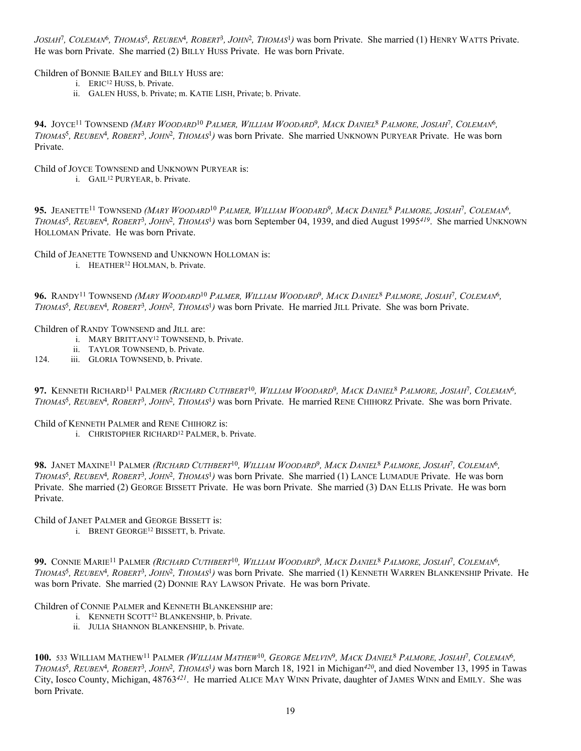*JOSIAH*[7]*, COLEMAN*[6]*, THOMAS*[5]*, REUBEN*[4]*, ROBERT*[3]*, JOHN*[2]*, THOMAS*[1]*)* was born Private. She married (1) HENRY WATTS Private. He was born Private. She married (2) BILLY HUSS Private. He was born Private.

Children of BONNIE BAILEY and BILLY HUSS are:

- i. ERIC[12] HUSS, b. Private.
- ii. GALEN HUSS, b. Private; m. KATIE LISH, Private; b. Private.

**94.** JOYCE[11] TOWNSEND *(MARY WOODARD*[10] *PALMER, WILLIAM WOODARD*[9]*, MACK DANIEL*[8] *PALMORE, JOSIAH*[7]*, COLEMAN*[6]*, THOMAS*[5]*, REUBEN*[4]*, ROBERT*[3]*, JOHN*[2]*, THOMAS*[1]*)* was born Private. She married UNKNOWN PURYEAR Private. He was born Private.

Child of JOYCE TOWNSEND and UNKNOWN PURYEAR is:

- i. GAIL[12] PURYEAR, b. Private.

**95.** JEANETTE[11] TOWNSEND *(MARY WOODARD*[10] *PALMER, WILLIAM WOODARD*[9]*, MACK DANIEL*[8] *PALMORE, JOSIAH*[7]*, COLEMAN*[6]*, THOMAS*[5]*, REUBEN*[4]*, ROBERT*[3]*, JOHN*[2]*, THOMAS*[1]*)* was born September 04, 1939, and died August 1995[419]. She married UNKNOWN HOLLOMAN Private. He was born Private.

Child of JEANETTE TOWNSEND and UNKNOWN HOLLOMAN is:

- i. HEATHER[12] HOLMAN, b. Private.

**96.** RANDY[11] TOWNSEND *(MARY WOODARD*[10] *PALMER, WILLIAM WOODARD*[9]*, MACK DANIEL*[8] *PALMORE, JOSIAH*[7]*, COLEMAN*[6]*, THOMAS*[5]*, REUBEN*[4]*, ROBERT*[3]*, JOHN*[2]*, THOMAS*[1]*)* was born Private. He married JILL Private. She was born Private.

Children of RANDY TOWNSEND and JILL are:

- i. MARY BRITTANY[12] TOWNSEND, b. Private.
- ii. TAYLOR TOWNSEND, b. Private.
- 124. iii. GLORIA TOWNSEND, b. Private.

**97.** KENNETH RICHARD[11] PALMER *(RICHARD CUTHBERT*[10]*, WILLIAM WOODARD*[9]*, MACK DANIEL*[8] *PALMORE, JOSIAH*[7]*, COLEMAN*[6]*, THOMAS*[5]*, REUBEN*[4]*, ROBERT*[3]*, JOHN*[2]*, THOMAS*[1]*)* was born Private. He married RENE CHIHORZ Private. She was born Private.

Child of KENNETH PALMER and RENE CHIHORZ is:

- i. CHRISTOPHER RICHARD[12] PALMER, b. Private.

**98.** JANET MAXINE[11] PALMER *(RICHARD CUTHBERT*[10]*, WILLIAM WOODARD*[9]*, MACK DANIEL*[8] *PALMORE, JOSIAH*[7]*, COLEMAN*[6]*, THOMAS*[5]*, REUBEN*[4]*, ROBERT*[3]*, JOHN*[2]*, THOMAS*[1]*)* was born Private. She married (1) LANCE LUMADUE Private. He was born Private. She married (2) GEORGE BISSETT Private. He was born Private. She married (3) DAN ELLIS Private. He was born Private.

Child of JANET PALMER and GEORGE BISSETT is:

- i. BRENT GEORGE[12] BISSETT, b. Private.

**99.** CONNIE MARIE[11] PALMER *(RICHARD CUTHBERT*[10]*, WILLIAM WOODARD*[9]*, MACK DANIEL*[8] *PALMORE, JOSIAH*[7]*, COLEMAN*[6]*, THOMAS*[5]*, REUBEN*[4]*, ROBERT*[3]*, JOHN*[2]*, THOMAS*[1]*)* was born Private. She married (1) KENNETH WARREN BLANKENSHIP Private. He was born Private. She married (2) DONNIE RAY LAWSON Private. He was born Private.

Children of CONNIE PALMER and KENNETH BLANKENSHIP are:

- i. KENNETH SCOTT[12] BLANKENSHIP, b. Private.
- ii. JULIA SHANNON BLANKENSHIP, b. Private.

**100.** 533 WILLIAM MATHEW[11] PALMER *(WILLIAM MATHEW*[10]*, GEORGE MELVIN*[9]*, MACK DANIEL*[8] *PALMORE, JOSIAH*[7]*, COLEMAN*[6]*, THOMAS*[5]*, REUBEN*[4]*, ROBERT*[3]*, JOHN*[2]*, THOMAS*[1]*)* was born March 18, 1921 in Michigan[420], and died November 13, 1995 in Tawas City, Iosco County, Michigan, 48763[421]. He married ALICE MAY WINN Private, daughter of JAMES WINN and EMILY. She was born Private.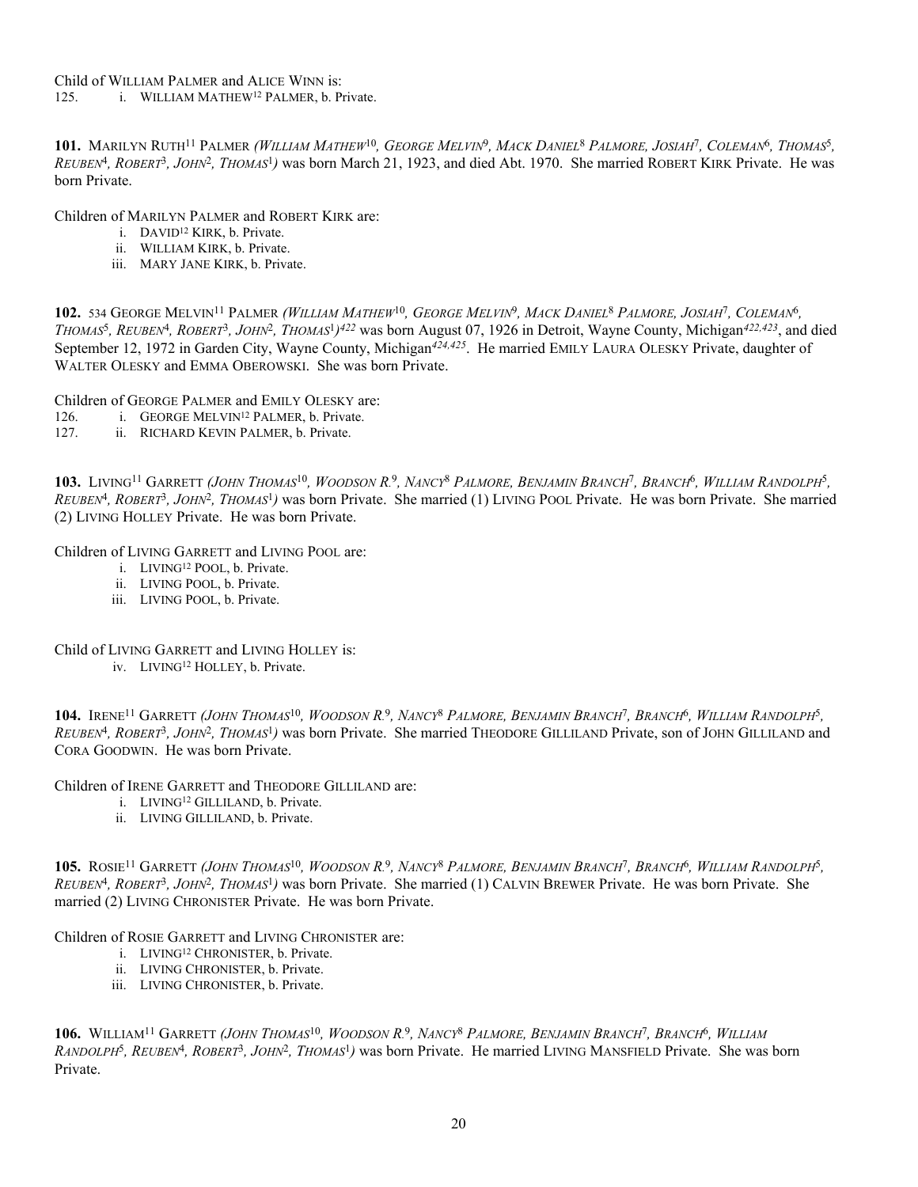Child of WILLIAM PALMER and ALICE WINN is:

125. i. WILLIAM MATHEW[12] PALMER, b. Private.

**101.** MARILYN RUTH[11] PALMER *(WILLIAM MATHEW[10], GEORGE MELVIN[9], MACK DANIEL[8] PALMORE, JOSIAH[7], COLEMAN[6], THOMAS[5], REUBEN[4], ROBERT[3], JOHN[2], THOMAS[1])* was born March 21, 1923, and died Abt. 1970. She married ROBERT KIRK Private. He was born Private.

Children of MARILYN PALMER and ROBERT KIRK are:

- i. DAVID[12] KIRK, b. Private.
- ii. WILLIAM KIRK, b. Private.
- iii. MARY JANE KIRK, b. Private.

**102.** 534 GEORGE MELVIN[11] PALMER *(WILLIAM MATHEW[10], GEORGE MELVIN[9], MACK DANIEL[8] PALMORE, JOSIAH[7], COLEMAN[6], THOMAS[5], REUBEN[4], ROBERT[3], JOHN[2], THOMAS[1])*[422] was born August 07, 1926 in Detroit, Wayne County, Michigan[422,423], and died September 12, 1972 in Garden City, Wayne County, Michigan[424,425]. He married EMILY LAURA OLESKY Private, daughter of WALTER OLESKY and EMMA OBEROWSKI. She was born Private.

Children of GEORGE PALMER and EMILY OLESKY are:

126. i. GEORGE MELVIN[12] PALMER, b. Private.
127. ii. RICHARD KEVIN PALMER, b. Private.

**103.** LIVING[11] GARRETT *(JOHN THOMAS[10], WOODSON R.[9], NANCY[8] PALMORE, BENJAMIN BRANCH[7], BRANCH[6], WILLIAM RANDOLPH[5], REUBEN[4], ROBERT[3], JOHN[2], THOMAS[1])* was born Private. She married (1) LIVING POOL Private. He was born Private. She married (2) LIVING HOLLEY Private. He was born Private.

Children of LIVING GARRETT and LIVING POOL are:

- i. LIVING[12] POOL, b. Private.
- ii. LIVING POOL, b. Private.
- iii. LIVING POOL, b. Private.

Child of LIVING GARRETT and LIVING HOLLEY is:

- iv. LIVING[12] HOLLEY, b. Private.

**104.** IRENE[11] GARRETT *(JOHN THOMAS[10], WOODSON R.[9], NANCY[8] PALMORE, BENJAMIN BRANCH[7], BRANCH[6], WILLIAM RANDOLPH[5], REUBEN[4], ROBERT[3], JOHN[2], THOMAS[1])* was born Private. She married THEODORE GILLILAND Private, son of JOHN GILLILAND and CORA GOODWIN. He was born Private.

Children of IRENE GARRETT and THEODORE GILLILAND are:

- i. LIVING[12] GILLILAND, b. Private.
- ii. LIVING GILLILAND, b. Private.

**105.** ROSIE[11] GARRETT *(JOHN THOMAS[10], WOODSON R.[9], NANCY[8] PALMORE, BENJAMIN BRANCH[7], BRANCH[6], WILLIAM RANDOLPH[5], REUBEN[4], ROBERT[3], JOHN[2], THOMAS[1])* was born Private. She married (1) CALVIN BREWER Private. He was born Private. She married (2) LIVING CHRONISTER Private. He was born Private.

Children of ROSIE GARRETT and LIVING CHRONISTER are:

- i. LIVING[12] CHRONISTER, b. Private.
- ii. LIVING CHRONISTER, b. Private.
- iii. LIVING CHRONISTER, b. Private.

**106.** WILLIAM[11] GARRETT *(JOHN THOMAS[10], WOODSON R.[9], NANCY[8] PALMORE, BENJAMIN BRANCH[7], BRANCH[6], WILLIAM RANDOLPH[5], REUBEN[4], ROBERT[3], JOHN[2], THOMAS[1])* was born Private. He married LIVING MANSFIELD Private. She was born Private.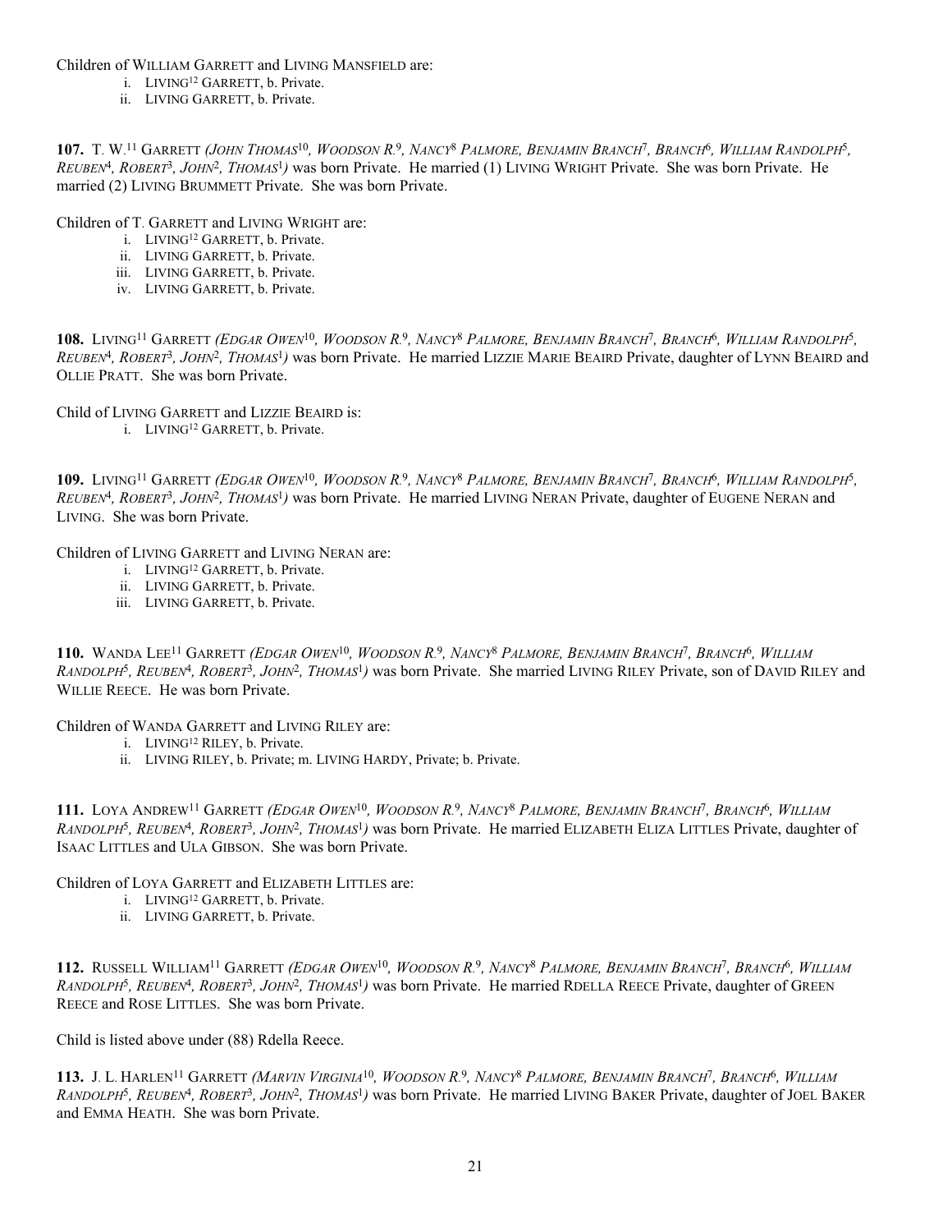Children of WILLIAM GARRETT and LIVING MANSFIELD are:

- i. LIVING[12] GARRETT, b. Private.
- ii. LIVING GARRETT, b. Private.

**107.** T. W.[11] GARRETT *(JOHN THOMAS[10], WOODSON R.[9], NANCY[8] PALMORE, BENJAMIN BRANCH[7], BRANCH[6], WILLIAM RANDOLPH[5], REUBEN[4], ROBERT[3], JOHN[2], THOMAS[1])* was born Private. He married (1) LIVING WRIGHT Private. She was born Private. He married (2) LIVING BRUMMETT Private. She was born Private.

Children of T. GARRETT and LIVING WRIGHT are:

- i. LIVING[12] GARRETT, b. Private.
- ii. LIVING GARRETT, b. Private.
- iii. LIVING GARRETT, b. Private.
- iv. LIVING GARRETT, b. Private.

**108.** LIVING[11] GARRETT *(EDGAR OWEN[10], WOODSON R.[9], NANCY[8] PALMORE, BENJAMIN BRANCH[7], BRANCH[6], WILLIAM RANDOLPH[5], REUBEN[4], ROBERT[3], JOHN[2], THOMAS[1])* was born Private. He married LIZZIE MARIE BEAIRD Private, daughter of LYNN BEAIRD and OLLIE PRATT. She was born Private.

Child of LIVING GARRETT and LIZZIE BEAIRD is:

- i. LIVING[12] GARRETT, b. Private.

**109.** LIVING[11] GARRETT *(EDGAR OWEN[10], WOODSON R.[9], NANCY[8] PALMORE, BENJAMIN BRANCH[7], BRANCH[6], WILLIAM RANDOLPH[5], REUBEN[4], ROBERT[3], JOHN[2], THOMAS[1])* was born Private. He married LIVING NERAN Private, daughter of EUGENE NERAN and LIVING. She was born Private.

Children of LIVING GARRETT and LIVING NERAN are:

- i. LIVING[12] GARRETT, b. Private.
- ii. LIVING GARRETT, b. Private.
- iii. LIVING GARRETT, b. Private.

**110.** WANDA LEE[11] GARRETT *(EDGAR OWEN[10], WOODSON R.[9], NANCY[8] PALMORE, BENJAMIN BRANCH[7], BRANCH[6], WILLIAM RANDOLPH[5], REUBEN[4], ROBERT[3], JOHN[2], THOMAS[1])* was born Private. She married LIVING RILEY Private, son of DAVID RILEY and WILLIE REECE. He was born Private.

Children of WANDA GARRETT and LIVING RILEY are:

- i. LIVING[12] RILEY, b. Private.
- ii. LIVING RILEY, b. Private; m. LIVING HARDY, Private; b. Private.

**111.** LOYA ANDREW[11] GARRETT *(EDGAR OWEN[10], WOODSON R.[9], NANCY[8] PALMORE, BENJAMIN BRANCH[7], BRANCH[6], WILLIAM RANDOLPH[5], REUBEN[4], ROBERT[3], JOHN[2], THOMAS[1])* was born Private. He married ELIZABETH ELIZA LITTLES Private, daughter of ISAAC LITTLES and ULA GIBSON. She was born Private.

Children of LOYA GARRETT and ELIZABETH LITTLES are:

- i. LIVING[12] GARRETT, b. Private.
- ii. LIVING GARRETT, b. Private.

**112.** RUSSELL WILLIAM[11] GARRETT *(EDGAR OWEN[10], WOODSON R.[9], NANCY[8] PALMORE, BENJAMIN BRANCH[7], BRANCH[6], WILLIAM RANDOLPH[5], REUBEN[4], ROBERT[3], JOHN[2], THOMAS[1])* was born Private. He married RDELLA REECE Private, daughter of GREEN REECE and ROSE LITTLES. She was born Private.

Child is listed above under (88) Rdella Reece.

**113.** J. L. HARLEN[11] GARRETT *(MARVIN VIRGINIA[10], WOODSON R.[9], NANCY[8] PALMORE, BENJAMIN BRANCH[7], BRANCH[6], WILLIAM RANDOLPH[5], REUBEN[4], ROBERT[3], JOHN[2], THOMAS[1])* was born Private. He married LIVING BAKER Private, daughter of JOEL BAKER and EMMA HEATH. She was born Private.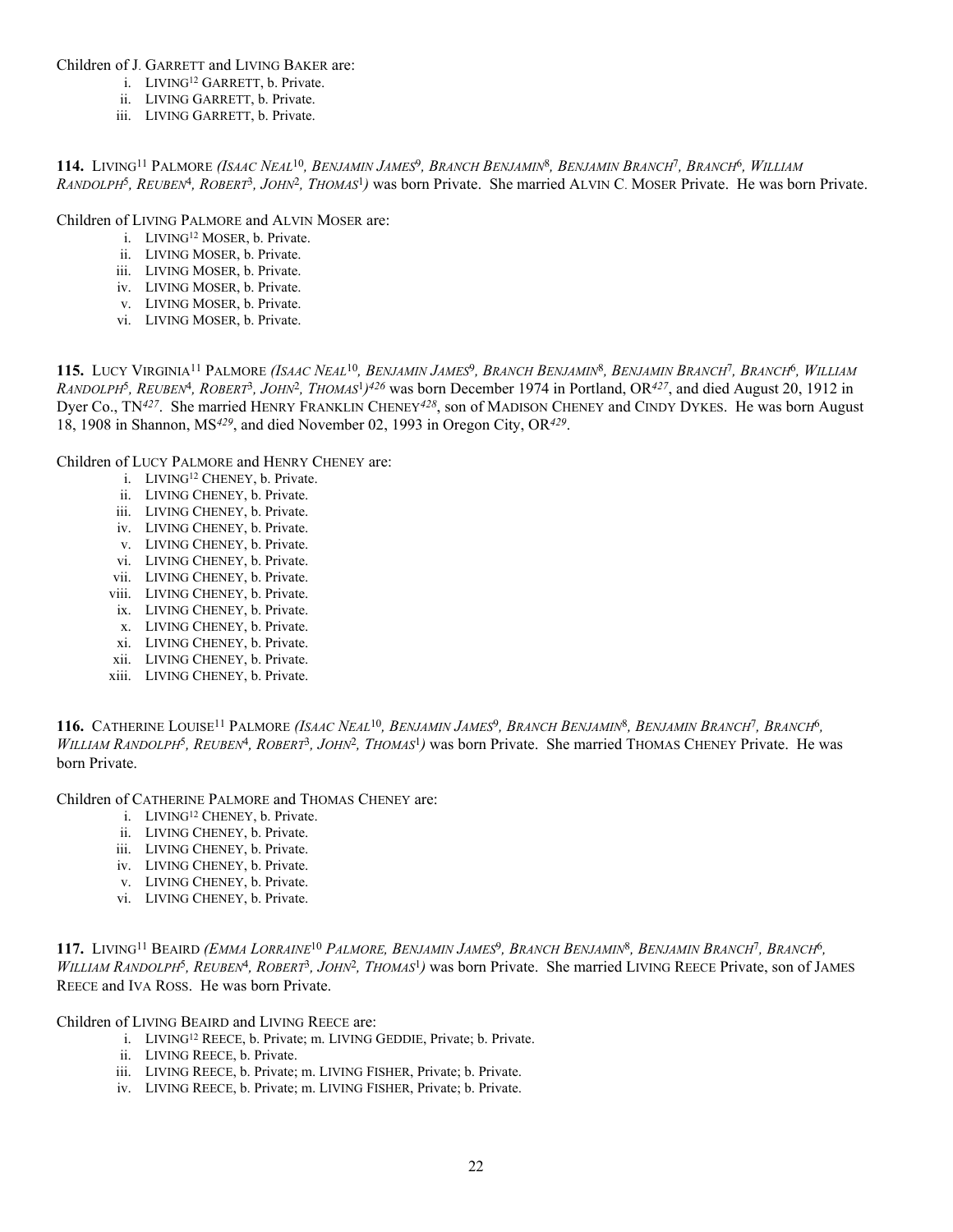Children of J. GARRETT and LIVING BAKER are:

- i. LIVING[12] GARRETT, b. Private.
- ii. LIVING GARRETT, b. Private.
- iii. LIVING GARRETT, b. Private.

**114.** LIVING[11] PALMORE *(ISAAC NEAL[10], BENJAMIN JAMES[9], BRANCH BENJAMIN[8], BENJAMIN BRANCH[7], BRANCH[6], WILLIAM RANDOLPH[5], REUBEN[4], ROBERT[3], JOHN[2], THOMAS[1])* was born Private. She married ALVIN C. MOSER Private. He was born Private.

Children of LIVING PALMORE and ALVIN MOSER are:

- i. LIVING[12] MOSER, b. Private.
- ii. LIVING MOSER, b. Private.
- iii. LIVING MOSER, b. Private.
- iv. LIVING MOSER, b. Private.
- v. LIVING MOSER, b. Private.
- vi. LIVING MOSER, b. Private.

**115.** LUCY VIRGINIA[11] PALMORE *(ISAAC NEAL[10], BENJAMIN JAMES[9], BRANCH BENJAMIN[8], BENJAMIN BRANCH[7], BRANCH[6], WILLIAM RANDOLPH[5], REUBEN[4], ROBERT[3], JOHN[2], THOMAS[1])*[426] was born December 1974 in Portland, OR[427], and died August 20, 1912 in Dyer Co., TN[427]. She married HENRY FRANKLIN CHENEY[428], son of MADISON CHENEY and CINDY DYKES. He was born August 18, 1908 in Shannon, MS[429], and died November 02, 1993 in Oregon City, OR[429].

Children of LUCY PALMORE and HENRY CHENEY are:

- i. LIVING[12] CHENEY, b. Private.
- ii. LIVING CHENEY, b. Private.
- iii. LIVING CHENEY, b. Private.
- iv. LIVING CHENEY, b. Private.
- v. LIVING CHENEY, b. Private.
- vi. LIVING CHENEY, b. Private.
- vii. LIVING CHENEY, b. Private.
- viii. LIVING CHENEY, b. Private.
- ix. LIVING CHENEY, b. Private.
- x. LIVING CHENEY, b. Private.
- xi. LIVING CHENEY, b. Private.
- xii. LIVING CHENEY, b. Private.
- xiii. LIVING CHENEY, b. Private.

**116.** CATHERINE LOUISE[11] PALMORE *(ISAAC NEAL[10], BENJAMIN JAMES[9], BRANCH BENJAMIN[8], BENJAMIN BRANCH[7], BRANCH[6], WILLIAM RANDOLPH[5], REUBEN[4], ROBERT[3], JOHN[2], THOMAS[1])* was born Private. She married THOMAS CHENEY Private. He was born Private.

Children of CATHERINE PALMORE and THOMAS CHENEY are:

- i. LIVING[12] CHENEY, b. Private.
- ii. LIVING CHENEY, b. Private.
- iii. LIVING CHENEY, b. Private.
- iv. LIVING CHENEY, b. Private.
- v. LIVING CHENEY, b. Private.
- vi. LIVING CHENEY, b. Private.

**117.** LIVING[11] BEAIRD *(EMMA LORRAINE[10] PALMORE, BENJAMIN JAMES[9], BRANCH BENJAMIN[8], BENJAMIN BRANCH[7], BRANCH[6], WILLIAM RANDOLPH[5], REUBEN[4], ROBERT[3], JOHN[2], THOMAS[1])* was born Private. She married LIVING REECE Private, son of JAMES REECE and IVA ROSS. He was born Private.

Children of LIVING BEAIRD and LIVING REECE are:

- i. LIVING[12] REECE, b. Private; m. LIVING GEDDIE, Private; b. Private.
- ii. LIVING REECE, b. Private.
- iii. LIVING REECE, b. Private; m. LIVING FISHER, Private; b. Private.
- iv. LIVING REECE, b. Private; m. LIVING FISHER, Private; b. Private.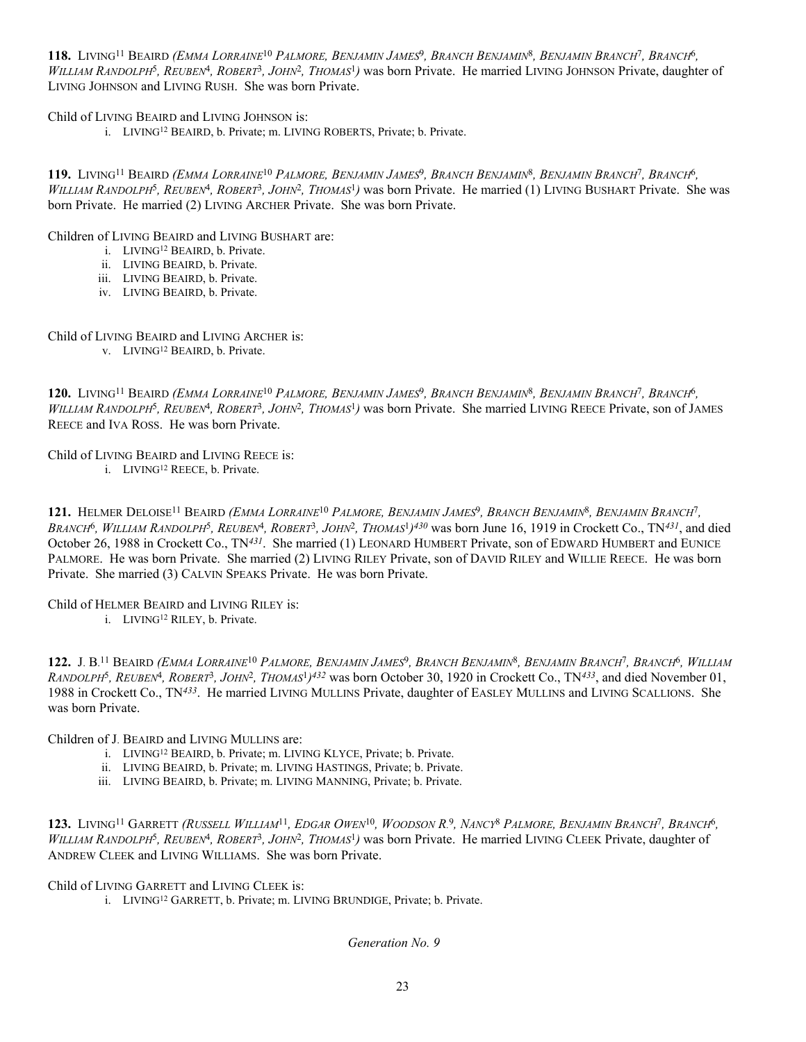**118.** LIVING[11] BEAIRD *(EMMA LORRAINE[10] PALMORE, BENJAMIN JAMES[9], BRANCH BENJAMIN[8], BENJAMIN BRANCH[7], BRANCH[6], WILLIAM RANDOLPH[5], REUBEN[4], ROBERT[3], JOHN[2], THOMAS[1])* was born Private. He married LIVING JOHNSON Private, daughter of LIVING JOHNSON and LIVING RUSH. She was born Private.

Child of LIVING BEAIRD and LIVING JOHNSON is:

i. LIVING[12] BEAIRD, b. Private; m. LIVING ROBERTS, Private; b. Private.

**119.** LIVING[11] BEAIRD *(EMMA LORRAINE[10] PALMORE, BENJAMIN JAMES[9], BRANCH BENJAMIN[8], BENJAMIN BRANCH[7], BRANCH[6], WILLIAM RANDOLPH[5], REUBEN[4], ROBERT[3], JOHN[2], THOMAS[1])* was born Private. He married (1) LIVING BUSHART Private. She was born Private. He married (2) LIVING ARCHER Private. She was born Private.

Children of LIVING BEAIRD and LIVING BUSHART are:

i. LIVING[12] BEAIRD, b. Private.
ii. LIVING BEAIRD, b. Private.
iii. LIVING BEAIRD, b. Private.
iv. LIVING BEAIRD, b. Private.

Child of LIVING BEAIRD and LIVING ARCHER is:

v. LIVING[12] BEAIRD, b. Private.

**120.** LIVING[11] BEAIRD *(EMMA LORRAINE[10] PALMORE, BENJAMIN JAMES[9], BRANCH BENJAMIN[8], BENJAMIN BRANCH[7], BRANCH[6], WILLIAM RANDOLPH[5], REUBEN[4], ROBERT[3], JOHN[2], THOMAS[1])* was born Private. She married LIVING REECE Private, son of JAMES REECE and IVA ROSS. He was born Private.

Child of LIVING BEAIRD and LIVING REECE is:

i. LIVING[12] REECE, b. Private.

**121.** HELMER DELOISE[11] BEAIRD *(EMMA LORRAINE[10] PALMORE, BENJAMIN JAMES[9], BRANCH BENJAMIN[8], BENJAMIN BRANCH[7], BRANCH[6], WILLIAM RANDOLPH[5], REUBEN[4], ROBERT[3], JOHN[2], THOMAS[1])*[430] was born June 16, 1919 in Crockett Co., TN[431], and died October 26, 1988 in Crockett Co., TN[431]. She married (1) LEONARD HUMBERT Private, son of EDWARD HUMBERT and EUNICE PALMORE. He was born Private. She married (2) LIVING RILEY Private, son of DAVID RILEY and WILLIE REECE. He was born Private. She married (3) CALVIN SPEAKS Private. He was born Private.

Child of HELMER BEAIRD and LIVING RILEY is:

i. LIVING[12] RILEY, b. Private.

**122.** J. B.[11] BEAIRD *(EMMA LORRAINE[10] PALMORE, BENJAMIN JAMES[9], BRANCH BENJAMIN[8], BENJAMIN BRANCH[7], BRANCH[6], WILLIAM RANDOLPH[5], REUBEN[4], ROBERT[3], JOHN[2], THOMAS[1])*[432] was born October 30, 1920 in Crockett Co., TN[433], and died November 01, 1988 in Crockett Co., TN[433]. He married LIVING MULLINS Private, daughter of EASLEY MULLINS and LIVING SCALLIONS. She was born Private.

Children of J. BEAIRD and LIVING MULLINS are:

i. LIVING[12] BEAIRD, b. Private; m. LIVING KLYCE, Private; b. Private.
ii. LIVING BEAIRD, b. Private; m. LIVING HASTINGS, Private; b. Private.
iii. LIVING BEAIRD, b. Private; m. LIVING MANNING, Private; b. Private.

**123.** LIVING[11] GARRETT *(RUSSELL WILLIAM[11], EDGAR OWEN[10], WOODSON R.[9], NANCY[8] PALMORE, BENJAMIN BRANCH[7], BRANCH[6], WILLIAM RANDOLPH[5], REUBEN[4], ROBERT[3], JOHN[2], THOMAS[1])* was born Private. He married LIVING CLEEK Private, daughter of ANDREW CLEEK and LIVING WILLIAMS. She was born Private.

Child of LIVING GARRETT and LIVING CLEEK is:

i. LIVING[12] GARRETT, b. Private; m. LIVING BRUNDIGE, Private; b. Private.

## *Generation No. 9*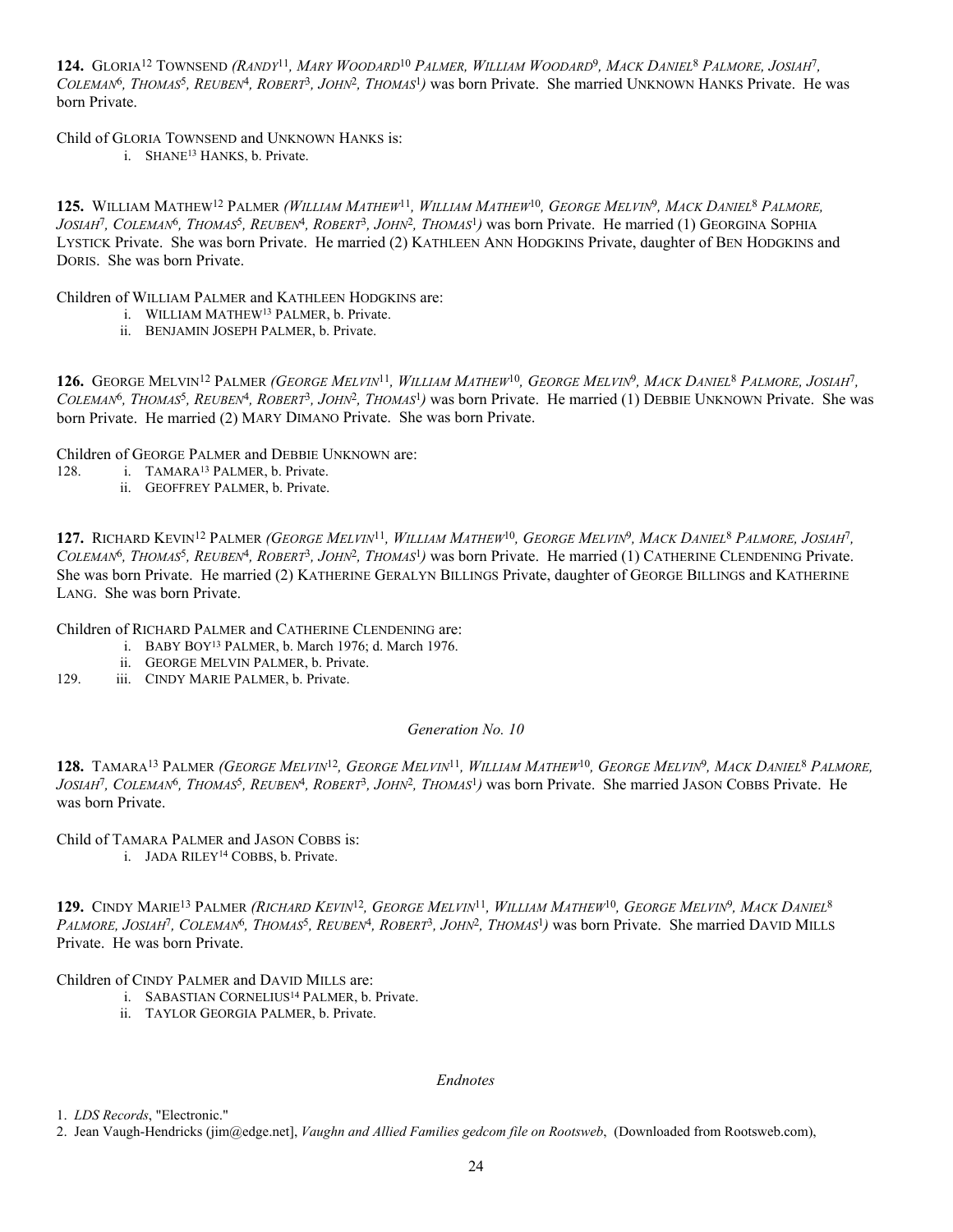**124.** GLORIA[12] TOWNSEND *(RANDY[11], MARY WOODARD[10] PALMER, WILLIAM WOODARD[9], MACK DANIEL[8] PALMORE, JOSIAH[7], COLEMAN[6], THOMAS[5], REUBEN[4], ROBERT[3], JOHN[2], THOMAS[1])* was born Private. She married UNKNOWN HANKS Private. He was born Private.

Child of GLORIA TOWNSEND and UNKNOWN HANKS is:

i. SHANE[13] HANKS, b. Private.

**125.** WILLIAM MATHEW[12] PALMER *(WILLIAM MATHEW[11], WILLIAM MATHEW[10], GEORGE MELVIN[9], MACK DANIEL[8] PALMORE, JOSIAH[7], COLEMAN[6], THOMAS[5], REUBEN[4], ROBERT[3], JOHN[2], THOMAS[1])* was born Private. He married (1) GEORGINA SOPHIA LYSTICK Private. She was born Private. He married (2) KATHLEEN ANN HODGKINS Private, daughter of BEN HODGKINS and DORIS. She was born Private.

Children of WILLIAM PALMER and KATHLEEN HODGKINS are:

i. WILLIAM MATHEW[13] PALMER, b. Private.
ii. BENJAMIN JOSEPH PALMER, b. Private.

**126.** GEORGE MELVIN[12] PALMER *(GEORGE MELVIN[11], WILLIAM MATHEW[10], GEORGE MELVIN[9], MACK DANIEL[8] PALMORE, JOSIAH[7], COLEMAN[6], THOMAS[5], REUBEN[4], ROBERT[3], JOHN[2], THOMAS[1])* was born Private. He married (1) DEBBIE UNKNOWN Private. She was born Private. He married (2) MARY DIMANO Private. She was born Private.

Children of GEORGE PALMER and DEBBIE UNKNOWN are:

128. i. TAMARA[13] PALMER, b. Private.
ii. GEOFFREY PALMER, b. Private.

**127.** RICHARD KEVIN[12] PALMER *(GEORGE MELVIN[11], WILLIAM MATHEW[10], GEORGE MELVIN[9], MACK DANIEL[8] PALMORE, JOSIAH[7], COLEMAN[6], THOMAS[5], REUBEN[4], ROBERT[3], JOHN[2], THOMAS[1])* was born Private. He married (1) CATHERINE CLENDENING Private. She was born Private. He married (2) KATHERINE GERALYN BILLINGS Private, daughter of GEORGE BILLINGS and KATHERINE LANG. She was born Private.

Children of RICHARD PALMER and CATHERINE CLENDENING are:

i. BABY BOY[13] PALMER, b. March 1976; d. March 1976.
ii. GEORGE MELVIN PALMER, b. Private.
129. iii. CINDY MARIE PALMER, b. Private.

*Generation No. 10*

**128.** TAMARA[13] PALMER *(GEORGE MELVIN[12], GEORGE MELVIN[11], WILLIAM MATHEW[10], GEORGE MELVIN[9], MACK DANIEL[8] PALMORE, JOSIAH[7], COLEMAN[6], THOMAS[5], REUBEN[4], ROBERT[3], JOHN[2], THOMAS[1])* was born Private. She married JASON COBBS Private. He was born Private.

Child of TAMARA PALMER and JASON COBBS is:

i. JADA RILEY[14] COBBS, b. Private.

**129.** CINDY MARIE[13] PALMER *(RICHARD KEVIN[12], GEORGE MELVIN[11], WILLIAM MATHEW[10], GEORGE MELVIN[9], MACK DANIEL[8] PALMORE, JOSIAH[7], COLEMAN[6], THOMAS[5], REUBEN[4], ROBERT[3], JOHN[2], THOMAS[1])* was born Private. She married DAVID MILLS Private. He was born Private.

Children of CINDY PALMER and DAVID MILLS are:

i. SABASTIAN CORNELIUS[14] PALMER, b. Private.
ii. TAYLOR GEORGIA PALMER, b. Private.

*Endnotes*

1. *LDS Records*, "Electronic."
2. Jean Vaugh-Hendricks (jim@edge.net], *Vaughn and Allied Families gedcom file on Rootsweb*, (Downloaded from Rootsweb.com),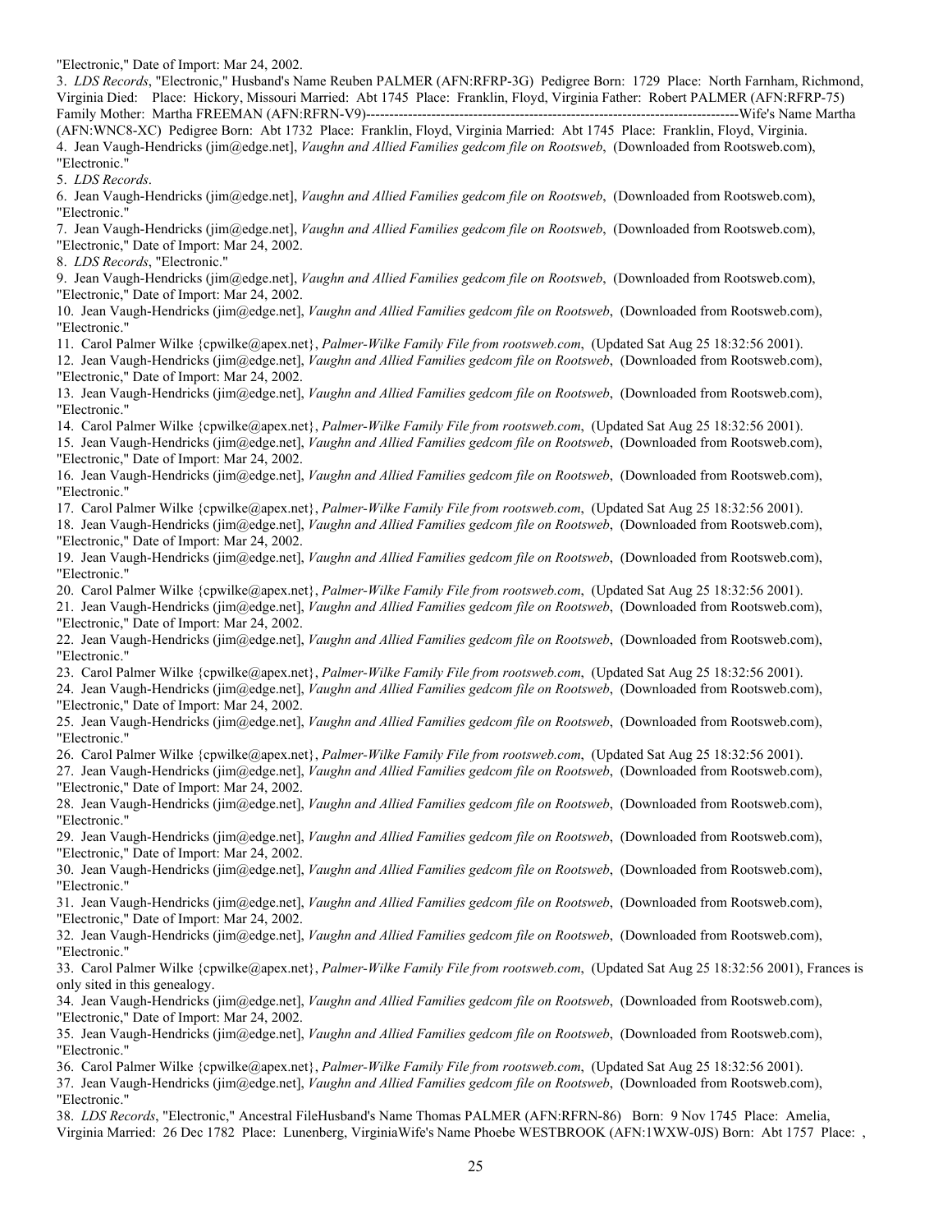"Electronic," Date of Import: Mar 24, 2002.

3. *LDS Records*, "Electronic," Husband's Name Reuben PALMER (AFN:RFRP-3G) Pedigree Born: 1729 Place: North Farnham, Richmond, Virginia Died: Place: Hickory, Missouri Married: Abt 1745 Place: Franklin, Floyd, Virginia Father: Robert PALMER (AFN:RFRP-75) Family Mother: Martha FREEMAN (AFN:RFRN-V9)--------------------------------------------------------------------------------Wife's Name Martha (AFN:WNC8-XC) Pedigree Born: Abt 1732 Place: Franklin, Floyd, Virginia Married: Abt 1745 Place: Franklin, Floyd, Virginia.

4. Jean Vaugh-Hendricks (jim@edge.net], *Vaughn and Allied Families gedcom file on Rootsweb*, (Downloaded from Rootsweb.com), "Electronic."

5. *LDS Records*.

6. Jean Vaugh-Hendricks (jim@edge.net], *Vaughn and Allied Families gedcom file on Rootsweb*, (Downloaded from Rootsweb.com), "Electronic."

7. Jean Vaugh-Hendricks (jim@edge.net], *Vaughn and Allied Families gedcom file on Rootsweb*, (Downloaded from Rootsweb.com), "Electronic," Date of Import: Mar 24, 2002.

8. *LDS Records*, "Electronic."

9. Jean Vaugh-Hendricks (jim@edge.net], *Vaughn and Allied Families gedcom file on Rootsweb*, (Downloaded from Rootsweb.com), "Electronic," Date of Import: Mar 24, 2002.

10. Jean Vaugh-Hendricks (jim@edge.net], *Vaughn and Allied Families gedcom file on Rootsweb*, (Downloaded from Rootsweb.com), "Electronic."

11. Carol Palmer Wilke {cpwilke@apex.net}, *Palmer-Wilke Family File from rootsweb.com*, (Updated Sat Aug 25 18:32:56 2001).

12. Jean Vaugh-Hendricks (jim@edge.net], *Vaughn and Allied Families gedcom file on Rootsweb*, (Downloaded from Rootsweb.com), "Electronic," Date of Import: Mar 24, 2002.

13. Jean Vaugh-Hendricks (jim@edge.net], *Vaughn and Allied Families gedcom file on Rootsweb*, (Downloaded from Rootsweb.com), "Electronic."

14. Carol Palmer Wilke {cpwilke@apex.net}, *Palmer-Wilke Family File from rootsweb.com*, (Updated Sat Aug 25 18:32:56 2001).

15. Jean Vaugh-Hendricks (jim@edge.net], *Vaughn and Allied Families gedcom file on Rootsweb*, (Downloaded from Rootsweb.com), "Electronic," Date of Import: Mar 24, 2002.

16. Jean Vaugh-Hendricks (jim@edge.net], *Vaughn and Allied Families gedcom file on Rootsweb*, (Downloaded from Rootsweb.com), "Electronic."

17. Carol Palmer Wilke {cpwilke@apex.net}, *Palmer-Wilke Family File from rootsweb.com*, (Updated Sat Aug 25 18:32:56 2001).

18. Jean Vaugh-Hendricks (jim@edge.net], *Vaughn and Allied Families gedcom file on Rootsweb*, (Downloaded from Rootsweb.com), "Electronic," Date of Import: Mar 24, 2002.

19. Jean Vaugh-Hendricks (jim@edge.net], *Vaughn and Allied Families gedcom file on Rootsweb*, (Downloaded from Rootsweb.com), "Electronic."

20. Carol Palmer Wilke {cpwilke@apex.net}, *Palmer-Wilke Family File from rootsweb.com*, (Updated Sat Aug 25 18:32:56 2001).

21. Jean Vaugh-Hendricks (jim@edge.net], *Vaughn and Allied Families gedcom file on Rootsweb*, (Downloaded from Rootsweb.com), "Electronic," Date of Import: Mar 24, 2002.

22. Jean Vaugh-Hendricks (jim@edge.net], *Vaughn and Allied Families gedcom file on Rootsweb*, (Downloaded from Rootsweb.com), "Electronic."

23. Carol Palmer Wilke {cpwilke@apex.net}, *Palmer-Wilke Family File from rootsweb.com*, (Updated Sat Aug 25 18:32:56 2001).

24. Jean Vaugh-Hendricks (jim@edge.net], *Vaughn and Allied Families gedcom file on Rootsweb*, (Downloaded from Rootsweb.com), "Electronic," Date of Import: Mar 24, 2002.

25. Jean Vaugh-Hendricks (jim@edge.net], *Vaughn and Allied Families gedcom file on Rootsweb*, (Downloaded from Rootsweb.com), "Electronic."

26. Carol Palmer Wilke {cpwilke@apex.net}, *Palmer-Wilke Family File from rootsweb.com*, (Updated Sat Aug 25 18:32:56 2001).

27. Jean Vaugh-Hendricks (jim@edge.net], *Vaughn and Allied Families gedcom file on Rootsweb*, (Downloaded from Rootsweb.com), "Electronic," Date of Import: Mar 24, 2002.

28. Jean Vaugh-Hendricks (jim@edge.net], *Vaughn and Allied Families gedcom file on Rootsweb*, (Downloaded from Rootsweb.com), "Electronic."

29. Jean Vaugh-Hendricks (jim@edge.net], *Vaughn and Allied Families gedcom file on Rootsweb*, (Downloaded from Rootsweb.com), "Electronic," Date of Import: Mar 24, 2002.

30. Jean Vaugh-Hendricks (jim@edge.net], *Vaughn and Allied Families gedcom file on Rootsweb*, (Downloaded from Rootsweb.com), "Electronic."

31. Jean Vaugh-Hendricks (jim@edge.net], *Vaughn and Allied Families gedcom file on Rootsweb*, (Downloaded from Rootsweb.com), "Electronic," Date of Import: Mar 24, 2002.

32. Jean Vaugh-Hendricks (jim@edge.net], *Vaughn and Allied Families gedcom file on Rootsweb*, (Downloaded from Rootsweb.com), "Electronic."

33. Carol Palmer Wilke {cpwilke@apex.net}, *Palmer-Wilke Family File from rootsweb.com*, (Updated Sat Aug 25 18:32:56 2001), Frances is only sited in this genealogy.

34. Jean Vaugh-Hendricks (jim@edge.net], *Vaughn and Allied Families gedcom file on Rootsweb*, (Downloaded from Rootsweb.com), "Electronic," Date of Import: Mar 24, 2002.

35. Jean Vaugh-Hendricks (jim@edge.net], *Vaughn and Allied Families gedcom file on Rootsweb*, (Downloaded from Rootsweb.com), "Electronic."

36. Carol Palmer Wilke {cpwilke@apex.net}, *Palmer-Wilke Family File from rootsweb.com*, (Updated Sat Aug 25 18:32:56 2001).

37. Jean Vaugh-Hendricks (jim@edge.net], *Vaughn and Allied Families gedcom file on Rootsweb*, (Downloaded from Rootsweb.com), "Electronic."

38. *LDS Records*, "Electronic," Ancestral FileHusband's Name Thomas PALMER (AFN:RFRN-86) Born: 9 Nov 1745 Place: Amelia, Virginia Married: 26 Dec 1782 Place: Lunenberg, VirginiaWife's Name Phoebe WESTBROOK (AFN:1WXW-0JS) Born: Abt 1757 Place: ,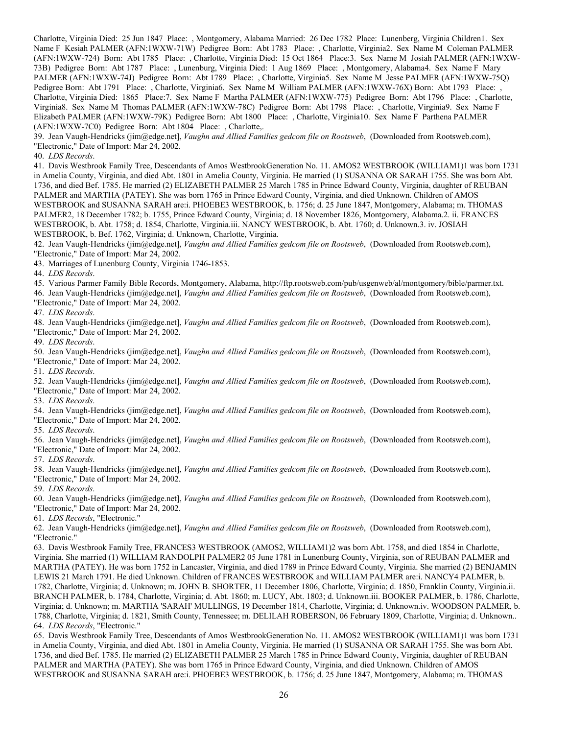Charlotte, Virginia Died: 25 Jun 1847 Place: , Montgomery, Alabama Married: 26 Dec 1782 Place: Lunenberg, Virginia Children1. Sex Name F Kesiah PALMER (AFN:1WXW-71W) Pedigree Born: Abt 1783 Place: , Charlotte, Virginia2. Sex Name M Coleman PALMER (AFN:1WXW-724) Born: Abt 1785 Place: , Charlotte, Virginia Died: 15 Oct 1864 Place:3. Sex Name M Josiah PALMER (AFN:1WXW-73B) Pedigree Born: Abt 1787 Place: , Lunenburg, Virginia Died: 1 Aug 1869 Place: , Montgomery, Alabama4. Sex Name F Mary PALMER (AFN:1WXW-74J) Pedigree Born: Abt 1789 Place: , Charlotte, Virginia5. Sex Name M Jesse PALMER (AFN:1WXW-75Q) Pedigree Born: Abt 1791 Place: , Charlotte, Virginia6. Sex Name M William PALMER (AFN:1WXW-76X) Born: Abt 1793 Place: , Charlotte, Virginia Died: 1865 Place:7. Sex Name F Martha PALMER (AFN:1WXW-775) Pedigree Born: Abt 1796 Place: , Charlotte, Virginia8. Sex Name M Thomas PALMER (AFN:1WXW-78C) Pedigree Born: Abt 1798 Place: , Charlotte, Virginia9. Sex Name F Elizabeth PALMER (AFN:1WXW-79K) Pedigree Born: Abt 1800 Place: , Charlotte, Virginia10. Sex Name F Parthena PALMER (AFN:1WXW-7C0) Pedigree Born: Abt 1804 Place: , Charlotte,.

39. Jean Vaugh-Hendricks (jim@edge.net], *Vaughn and Allied Families gedcom file on Rootsweb*, (Downloaded from Rootsweb.com), "Electronic," Date of Import: Mar 24, 2002.

40. *LDS Records*.

41. Davis Westbrook Family Tree, Descendants of Amos WestbrookGeneration No. 11. AMOS2 WESTBROOK (WILLIAM1)1 was born 1731 in Amelia County, Virginia, and died Abt. 1801 in Amelia County, Virginia. He married (1) SUSANNA OR SARAH 1755. She was born Abt. 1736, and died Bef. 1785. He married (2) ELIZABETH PALMER 25 March 1785 in Prince Edward County, Virginia, daughter of REUBAN PALMER and MARTHA (PATEY). She was born 1765 in Prince Edward County, Virginia, and died Unknown. Children of AMOS WESTBROOK and SUSANNA SARAH are:i. PHOEBE3 WESTBROOK, b. 1756; d. 25 June 1847, Montgomery, Alabama; m. THOMAS PALMER2, 18 December 1782; b. 1755, Prince Edward County, Virginia; d. 18 November 1826, Montgomery, Alabama.2. ii. FRANCES WESTBROOK, b. Abt. 1758; d. 1854, Charlotte, Virginia.iii. NANCY WESTBROOK, b. Abt. 1760; d. Unknown.3. iv. JOSIAH WESTBROOK, b. Bef. 1762, Virginia; d. Unknown, Charlotte, Virginia.

42. Jean Vaugh-Hendricks (jim@edge.net], *Vaughn and Allied Families gedcom file on Rootsweb*, (Downloaded from Rootsweb.com), "Electronic," Date of Import: Mar 24, 2002.

43. Marriages of Lunenburg County, Virginia 1746-1853.

44. *LDS Records*.

45. Various Parmer Family Bible Records, Montgomery, Alabama, http://ftp.rootsweb.com/pub/usgenweb/al/montgomery/bible/parmer.txt.

46. Jean Vaugh-Hendricks (jim@edge.net], *Vaughn and Allied Families gedcom file on Rootsweb*, (Downloaded from Rootsweb.com), "Electronic," Date of Import: Mar 24, 2002.

47. *LDS Records*.

48. Jean Vaugh-Hendricks (jim@edge.net], *Vaughn and Allied Families gedcom file on Rootsweb*, (Downloaded from Rootsweb.com), "Electronic," Date of Import: Mar 24, 2002.

49. *LDS Records*.

50. Jean Vaugh-Hendricks (jim@edge.net], *Vaughn and Allied Families gedcom file on Rootsweb*, (Downloaded from Rootsweb.com), "Electronic," Date of Import: Mar 24, 2002.

51. *LDS Records*.

52. Jean Vaugh-Hendricks (jim@edge.net], *Vaughn and Allied Families gedcom file on Rootsweb*, (Downloaded from Rootsweb.com), "Electronic," Date of Import: Mar 24, 2002.

53. *LDS Records*.

54. Jean Vaugh-Hendricks (jim@edge.net], *Vaughn and Allied Families gedcom file on Rootsweb*, (Downloaded from Rootsweb.com), "Electronic," Date of Import: Mar 24, 2002.

55. *LDS Records*.

56. Jean Vaugh-Hendricks (jim@edge.net], *Vaughn and Allied Families gedcom file on Rootsweb*, (Downloaded from Rootsweb.com), "Electronic," Date of Import: Mar 24, 2002.

57. *LDS Records*.

58. Jean Vaugh-Hendricks (jim@edge.net], *Vaughn and Allied Families gedcom file on Rootsweb*, (Downloaded from Rootsweb.com), "Electronic," Date of Import: Mar 24, 2002.

59. *LDS Records*.

60. Jean Vaugh-Hendricks (jim@edge.net], *Vaughn and Allied Families gedcom file on Rootsweb*, (Downloaded from Rootsweb.com), "Electronic," Date of Import: Mar 24, 2002.

61. *LDS Records*, "Electronic."

62. Jean Vaugh-Hendricks (jim@edge.net], *Vaughn and Allied Families gedcom file on Rootsweb*, (Downloaded from Rootsweb.com), "Electronic."

63. Davis Westbrook Family Tree, FRANCES3 WESTBROOK (AMOS2, WILLIAM1)2 was born Abt. 1758, and died 1854 in Charlotte, Virginia. She married (1) WILLIAM RANDOLPH PALMER2 05 June 1781 in Lunenburg County, Virginia, son of REUBAN PALMER and MARTHA (PATEY). He was born 1752 in Lancaster, Virginia, and died 1789 in Prince Edward County, Virginia. She married (2) BENJAMIN LEWIS 21 March 1791. He died Unknown. Children of FRANCES WESTBROOK and WILLIAM PALMER are:i. NANCY4 PALMER, b. 1782, Charlotte, Virginia; d. Unknown; m. JOHN B. SHORTER, 11 December 1806, Charlotte, Virginia; d. 1850, Franklin County, Virginia.ii. BRANCH PALMER, b. 1784, Charlotte, Virginia; d. Abt. 1860; m. LUCY, Abt. 1803; d. Unknown.iii. BOOKER PALMER, b. 1786, Charlotte, Virginia; d. Unknown; m. MARTHA 'SARAH' MULLINGS, 19 December 1814, Charlotte, Virginia; d. Unknown.iv. WOODSON PALMER, b. 1788, Charlotte, Virginia; d. 1821, Smith County, Tennessee; m. DELILAH ROBERSON, 06 February 1809, Charlotte, Virginia; d. Unknown..

64. *LDS Records*, "Electronic."

65. Davis Westbrook Family Tree, Descendants of Amos WestbrookGeneration No. 11. AMOS2 WESTBROOK (WILLIAM1)1 was born 1731 in Amelia County, Virginia, and died Abt. 1801 in Amelia County, Virginia. He married (1) SUSANNA OR SARAH 1755. She was born Abt. 1736, and died Bef. 1785. He married (2) ELIZABETH PALMER 25 March 1785 in Prince Edward County, Virginia, daughter of REUBAN PALMER and MARTHA (PATEY). She was born 1765 in Prince Edward County, Virginia, and died Unknown. Children of AMOS WESTBROOK and SUSANNA SARAH are:i. PHOEBE3 WESTBROOK, b. 1756; d. 25 June 1847, Montgomery, Alabama; m. THOMAS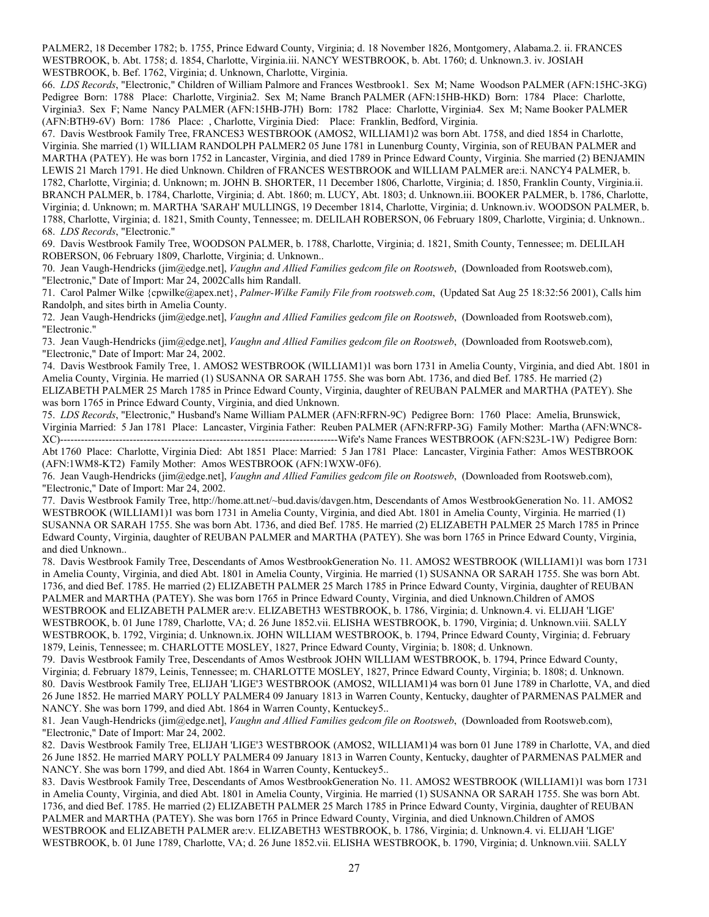PALMER2, 18 December 1782; b. 1755, Prince Edward County, Virginia; d. 18 November 1826, Montgomery, Alabama.2. ii. FRANCES WESTBROOK, b. Abt. 1758; d. 1854, Charlotte, Virginia.iii. NANCY WESTBROOK, b. Abt. 1760; d. Unknown.3. iv. JOSIAH WESTBROOK, b. Bef. 1762, Virginia; d. Unknown, Charlotte, Virginia.

66. *LDS Records*, "Electronic," Children of William Palmore and Frances Westbrook1. Sex M; Name Woodson PALMER (AFN:15HC-3KG) Pedigree Born: 1788 Place: Charlotte, Virginia2. Sex M; Name Branch PALMER (AFN:15HB-HKD) Born: 1784 Place: Charlotte, Virginia3. Sex F; Name Nancy PALMER (AFN:15HB-J7H) Born: 1782 Place: Charlotte, Virginia4. Sex M; Name Booker PALMER (AFN:BTH9-6V) Born: 1786 Place: , Charlotte, Virginia Died: Place: Franklin, Bedford, Virginia.

67. Davis Westbrook Family Tree, FRANCES3 WESTBROOK (AMOS2, WILLIAM1)2 was born Abt. 1758, and died 1854 in Charlotte, Virginia. She married (1) WILLIAM RANDOLPH PALMER2 05 June 1781 in Lunenburg County, Virginia, son of REUBAN PALMER and MARTHA (PATEY). He was born 1752 in Lancaster, Virginia, and died 1789 in Prince Edward County, Virginia. She married (2) BENJAMIN LEWIS 21 March 1791. He died Unknown. Children of FRANCES WESTBROOK and WILLIAM PALMER are:i. NANCY4 PALMER, b. 1782, Charlotte, Virginia; d. Unknown; m. JOHN B. SHORTER, 11 December 1806, Charlotte, Virginia; d. 1850, Franklin County, Virginia.ii. BRANCH PALMER, b. 1784, Charlotte, Virginia; d. Abt. 1860; m. LUCY, Abt. 1803; d. Unknown.iii. BOOKER PALMER, b. 1786, Charlotte, Virginia; d. Unknown; m. MARTHA 'SARAH' MULLINGS, 19 December 1814, Charlotte, Virginia; d. Unknown.iv. WOODSON PALMER, b. 1788, Charlotte, Virginia; d. 1821, Smith County, Tennessee; m. DELILAH ROBERSON, 06 February 1809, Charlotte, Virginia; d. Unknown..

68. *LDS Records*, "Electronic."

69. Davis Westbrook Family Tree, WOODSON PALMER, b. 1788, Charlotte, Virginia; d. 1821, Smith County, Tennessee; m. DELILAH ROBERSON, 06 February 1809, Charlotte, Virginia; d. Unknown..

70. Jean Vaugh-Hendricks (jim@edge.net], *Vaughn and Allied Families gedcom file on Rootsweb*, (Downloaded from Rootsweb.com), "Electronic," Date of Import: Mar 24, 2002Calls him Randall.

71. Carol Palmer Wilke {cpwilke@apex.net}, *Palmer-Wilke Family File from rootsweb.com*, (Updated Sat Aug 25 18:32:56 2001), Calls him Randolph, and sites birth in Amelia County.

72. Jean Vaugh-Hendricks (jim@edge.net], *Vaughn and Allied Families gedcom file on Rootsweb*, (Downloaded from Rootsweb.com), "Electronic."

73. Jean Vaugh-Hendricks (jim@edge.net], *Vaughn and Allied Families gedcom file on Rootsweb*, (Downloaded from Rootsweb.com), "Electronic," Date of Import: Mar 24, 2002.

74. Davis Westbrook Family Tree, 1. AMOS2 WESTBROOK (WILLIAM1)1 was born 1731 in Amelia County, Virginia, and died Abt. 1801 in Amelia County, Virginia. He married (1) SUSANNA OR SARAH 1755. She was born Abt. 1736, and died Bef. 1785. He married (2) ELIZABETH PALMER 25 March 1785 in Prince Edward County, Virginia, daughter of REUBAN PALMER and MARTHA (PATEY). She was born 1765 in Prince Edward County, Virginia, and died Unknown.

75. *LDS Records*, "Electronic," Husband's Name William PALMER (AFN:RFRN-9C) Pedigree Born: 1760 Place: Amelia, Brunswick, Virginia Married: 5 Jan 1781 Place: Lancaster, Virginia Father: Reuben PALMER (AFN:RFRP-3G) Family Mother: Martha (AFN:WNC8-XC)--------------------------------------------------------------------------------Wife's Name Frances WESTBROOK (AFN:S23L-1W) Pedigree Born: Abt 1760 Place: Charlotte, Virginia Died: Abt 1851 Place: Married: 5 Jan 1781 Place: Lancaster, Virginia Father: Amos WESTBROOK (AFN:1WM8-KT2) Family Mother: Amos WESTBROOK (AFN:1WXW-0F6).

76. Jean Vaugh-Hendricks (jim@edge.net], *Vaughn and Allied Families gedcom file on Rootsweb*, (Downloaded from Rootsweb.com), "Electronic," Date of Import: Mar 24, 2002.

77. Davis Westbrook Family Tree, http://home.att.net/~bud.davis/davgen.htm, Descendants of Amos WestbrookGeneration No. 11. AMOS2 WESTBROOK (WILLIAM1)1 was born 1731 in Amelia County, Virginia, and died Abt. 1801 in Amelia County, Virginia. He married (1) SUSANNA OR SARAH 1755. She was born Abt. 1736, and died Bef. 1785. He married (2) ELIZABETH PALMER 25 March 1785 in Prince Edward County, Virginia, daughter of REUBAN PALMER and MARTHA (PATEY). She was born 1765 in Prince Edward County, Virginia, and died Unknown..

78. Davis Westbrook Family Tree, Descendants of Amos WestbrookGeneration No. 11. AMOS2 WESTBROOK (WILLIAM1)1 was born 1731 in Amelia County, Virginia, and died Abt. 1801 in Amelia County, Virginia. He married (1) SUSANNA OR SARAH 1755. She was born Abt. 1736, and died Bef. 1785. He married (2) ELIZABETH PALMER 25 March 1785 in Prince Edward County, Virginia, daughter of REUBAN PALMER and MARTHA (PATEY). She was born 1765 in Prince Edward County, Virginia, and died Unknown.Children of AMOS WESTBROOK and ELIZABETH PALMER are:v. ELIZABETH3 WESTBROOK, b. 1786, Virginia; d. Unknown.4. vi. ELIJAH 'LIGE' WESTBROOK, b. 01 June 1789, Charlotte, VA; d. 26 June 1852.vii. ELISHA WESTBROOK, b. 1790, Virginia; d. Unknown.viii. SALLY WESTBROOK, b. 1792, Virginia; d. Unknown.ix. JOHN WILLIAM WESTBROOK, b. 1794, Prince Edward County, Virginia; d. February 1879, Leinis, Tennessee; m. CHARLOTTE MOSLEY, 1827, Prince Edward County, Virginia; b. 1808; d. Unknown.

79. Davis Westbrook Family Tree, Descendants of Amos Westbrook JOHN WILLIAM WESTBROOK, b. 1794, Prince Edward County, Virginia; d. February 1879, Leinis, Tennessee; m. CHARLOTTE MOSLEY, 1827, Prince Edward County, Virginia; b. 1808; d. Unknown.

80. Davis Westbrook Family Tree, ELIJAH 'LIGE'3 WESTBROOK (AMOS2, WILLIAM1)4 was born 01 June 1789 in Charlotte, VA, and died 26 June 1852. He married MARY POLLY PALMER4 09 January 1813 in Warren County, Kentucky, daughter of PARMENAS PALMER and NANCY. She was born 1799, and died Abt. 1864 in Warren County, Kentuckey5..

81. Jean Vaugh-Hendricks (jim@edge.net], *Vaughn and Allied Families gedcom file on Rootsweb*, (Downloaded from Rootsweb.com), "Electronic," Date of Import: Mar 24, 2002.

82. Davis Westbrook Family Tree, ELIJAH 'LIGE'3 WESTBROOK (AMOS2, WILLIAM1)4 was born 01 June 1789 in Charlotte, VA, and died 26 June 1852. He married MARY POLLY PALMER4 09 January 1813 in Warren County, Kentucky, daughter of PARMENAS PALMER and NANCY. She was born 1799, and died Abt. 1864 in Warren County, Kentuckey5..

83. Davis Westbrook Family Tree, Descendants of Amos WestbrookGeneration No. 11. AMOS2 WESTBROOK (WILLIAM1)1 was born 1731 in Amelia County, Virginia, and died Abt. 1801 in Amelia County, Virginia. He married (1) SUSANNA OR SARAH 1755. She was born Abt. 1736, and died Bef. 1785. He married (2) ELIZABETH PALMER 25 March 1785 in Prince Edward County, Virginia, daughter of REUBAN PALMER and MARTHA (PATEY). She was born 1765 in Prince Edward County, Virginia, and died Unknown.Children of AMOS WESTBROOK and ELIZABETH PALMER are:v. ELIZABETH3 WESTBROOK, b. 1786, Virginia; d. Unknown.4. vi. ELIJAH 'LIGE' WESTBROOK, b. 01 June 1789, Charlotte, VA; d. 26 June 1852.vii. ELISHA WESTBROOK, b. 1790, Virginia; d. Unknown.viii. SALLY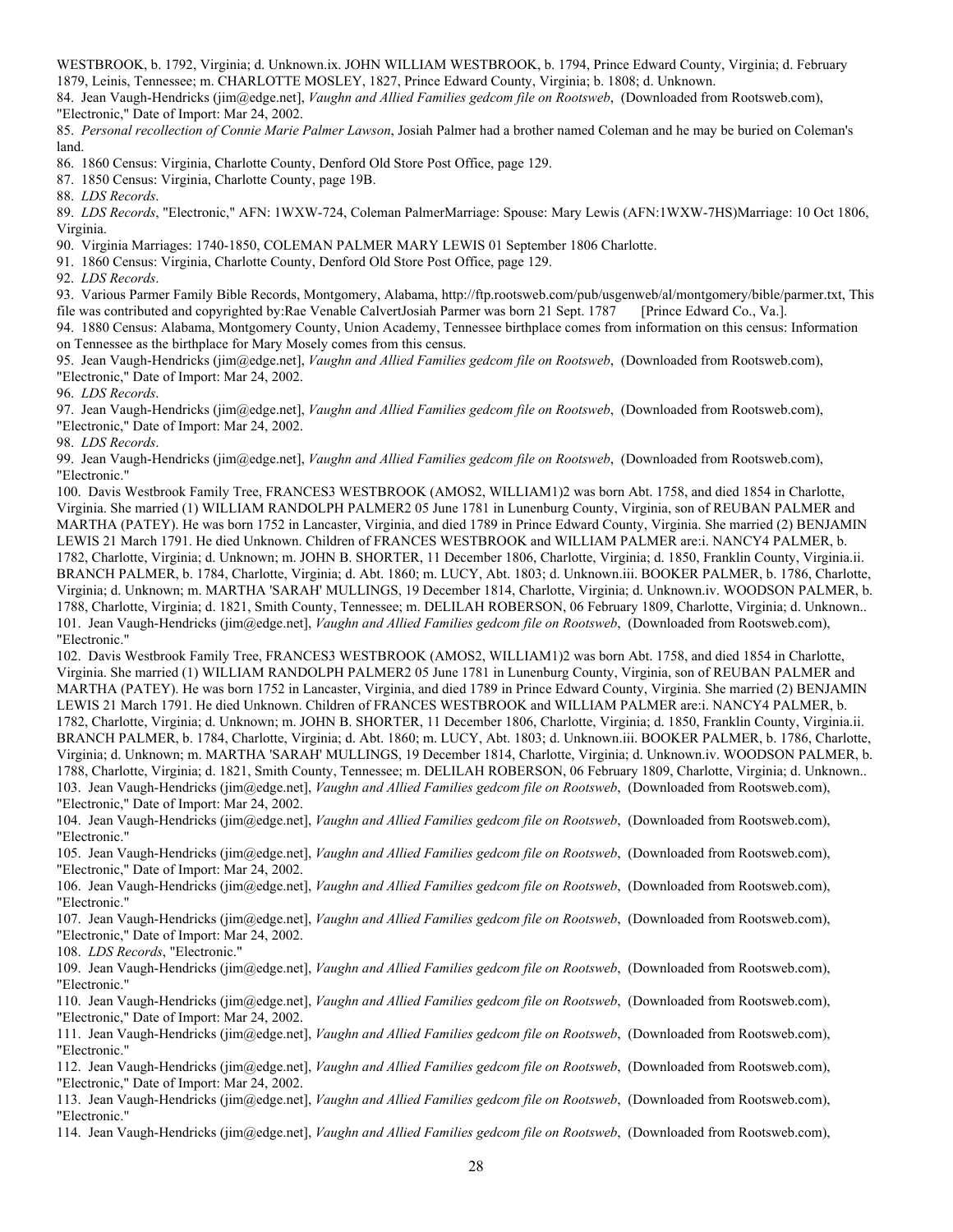WESTBROOK, b. 1792, Virginia; d. Unknown.ix. JOHN WILLIAM WESTBROOK, b. 1794, Prince Edward County, Virginia; d. February 1879, Leinis, Tennessee; m. CHARLOTTE MOSLEY, 1827, Prince Edward County, Virginia; b. 1808; d. Unknown.

84. Jean Vaugh-Hendricks (jim@edge.net], *Vaughn and Allied Families gedcom file on Rootsweb*, (Downloaded from Rootsweb.com), "Electronic," Date of Import: Mar 24, 2002.

85. *Personal recollection of Connie Marie Palmer Lawson*, Josiah Palmer had a brother named Coleman and he may be buried on Coleman's land.

86. 1860 Census: Virginia, Charlotte County, Denford Old Store Post Office, page 129.

87. 1850 Census: Virginia, Charlotte County, page 19B.

88. *LDS Records*.

89. *LDS Records*, "Electronic," AFN: 1WXW-724, Coleman PalmerMarriage: Spouse: Mary Lewis (AFN:1WXW-7HS)Marriage: 10 Oct 1806, Virginia.

90. Virginia Marriages: 1740-1850, COLEMAN PALMER MARY LEWIS 01 September 1806 Charlotte.

91. 1860 Census: Virginia, Charlotte County, Denford Old Store Post Office, page 129.

92. *LDS Records*.

93. Various Parmer Family Bible Records, Montgomery, Alabama, http://ftp.rootsweb.com/pub/usgenweb/al/montgomery/bible/parmer.txt, This file was contributed and copyrighted by:Rae Venable CalvertJosiah Parmer was born 21 Sept. 1787 [Prince Edward Co., Va.].

94. 1880 Census: Alabama, Montgomery County, Union Academy, Tennessee birthplace comes from information on this census: Information on Tennessee as the birthplace for Mary Mosely comes from this census.

95. Jean Vaugh-Hendricks (jim@edge.net], *Vaughn and Allied Families gedcom file on Rootsweb*, (Downloaded from Rootsweb.com), "Electronic," Date of Import: Mar 24, 2002.

96. *LDS Records*.

97. Jean Vaugh-Hendricks (jim@edge.net], *Vaughn and Allied Families gedcom file on Rootsweb*, (Downloaded from Rootsweb.com), "Electronic," Date of Import: Mar 24, 2002.

98. *LDS Records*.

99. Jean Vaugh-Hendricks (jim@edge.net], *Vaughn and Allied Families gedcom file on Rootsweb*, (Downloaded from Rootsweb.com), "Electronic."

100. Davis Westbrook Family Tree, FRANCES3 WESTBROOK (AMOS2, WILLIAM1)2 was born Abt. 1758, and died 1854 in Charlotte, Virginia. She married (1) WILLIAM RANDOLPH PALMER2 05 June 1781 in Lunenburg County, Virginia, son of REUBAN PALMER and MARTHA (PATEY). He was born 1752 in Lancaster, Virginia, and died 1789 in Prince Edward County, Virginia. She married (2) BENJAMIN LEWIS 21 March 1791. He died Unknown. Children of FRANCES WESTBROOK and WILLIAM PALMER are:i. NANCY4 PALMER, b. 1782, Charlotte, Virginia; d. Unknown; m. JOHN B. SHORTER, 11 December 1806, Charlotte, Virginia; d. 1850, Franklin County, Virginia.ii. BRANCH PALMER, b. 1784, Charlotte, Virginia; d. Abt. 1860; m. LUCY, Abt. 1803; d. Unknown.iii. BOOKER PALMER, b. 1786, Charlotte, Virginia; d. Unknown; m. MARTHA 'SARAH' MULLINGS, 19 December 1814, Charlotte, Virginia; d. Unknown.iv. WOODSON PALMER, b. 1788, Charlotte, Virginia; d. 1821, Smith County, Tennessee; m. DELILAH ROBERSON, 06 February 1809, Charlotte, Virginia; d. Unknown..

101. Jean Vaugh-Hendricks (jim@edge.net], *Vaughn and Allied Families gedcom file on Rootsweb*, (Downloaded from Rootsweb.com), "Electronic."

102. Davis Westbrook Family Tree, FRANCES3 WESTBROOK (AMOS2, WILLIAM1)2 was born Abt. 1758, and died 1854 in Charlotte, Virginia. She married (1) WILLIAM RANDOLPH PALMER2 05 June 1781 in Lunenburg County, Virginia, son of REUBAN PALMER and MARTHA (PATEY). He was born 1752 in Lancaster, Virginia, and died 1789 in Prince Edward County, Virginia. She married (2) BENJAMIN LEWIS 21 March 1791. He died Unknown. Children of FRANCES WESTBROOK and WILLIAM PALMER are:i. NANCY4 PALMER, b. 1782, Charlotte, Virginia; d. Unknown; m. JOHN B. SHORTER, 11 December 1806, Charlotte, Virginia; d. 1850, Franklin County, Virginia.ii. BRANCH PALMER, b. 1784, Charlotte, Virginia; d. Abt. 1860; m. LUCY, Abt. 1803; d. Unknown.iii. BOOKER PALMER, b. 1786, Charlotte, Virginia; d. Unknown; m. MARTHA 'SARAH' MULLINGS, 19 December 1814, Charlotte, Virginia; d. Unknown.iv. WOODSON PALMER, b. 1788, Charlotte, Virginia; d. 1821, Smith County, Tennessee; m. DELILAH ROBERSON, 06 February 1809, Charlotte, Virginia; d. Unknown..

103. Jean Vaugh-Hendricks (jim@edge.net], *Vaughn and Allied Families gedcom file on Rootsweb*, (Downloaded from Rootsweb.com), "Electronic," Date of Import: Mar 24, 2002.

104. Jean Vaugh-Hendricks (jim@edge.net], *Vaughn and Allied Families gedcom file on Rootsweb*, (Downloaded from Rootsweb.com), "Electronic."

105. Jean Vaugh-Hendricks (jim@edge.net], *Vaughn and Allied Families gedcom file on Rootsweb*, (Downloaded from Rootsweb.com), "Electronic," Date of Import: Mar 24, 2002.

106. Jean Vaugh-Hendricks (jim@edge.net], *Vaughn and Allied Families gedcom file on Rootsweb*, (Downloaded from Rootsweb.com), "Electronic."

107. Jean Vaugh-Hendricks (jim@edge.net], *Vaughn and Allied Families gedcom file on Rootsweb*, (Downloaded from Rootsweb.com), "Electronic," Date of Import: Mar 24, 2002.

108. *LDS Records*, "Electronic."

109. Jean Vaugh-Hendricks (jim@edge.net], *Vaughn and Allied Families gedcom file on Rootsweb*, (Downloaded from Rootsweb.com), "Electronic."

110. Jean Vaugh-Hendricks (jim@edge.net], *Vaughn and Allied Families gedcom file on Rootsweb*, (Downloaded from Rootsweb.com), "Electronic," Date of Import: Mar 24, 2002.

111. Jean Vaugh-Hendricks (jim@edge.net], *Vaughn and Allied Families gedcom file on Rootsweb*, (Downloaded from Rootsweb.com), "Electronic."

112. Jean Vaugh-Hendricks (jim@edge.net], *Vaughn and Allied Families gedcom file on Rootsweb*, (Downloaded from Rootsweb.com), "Electronic," Date of Import: Mar 24, 2002.

113. Jean Vaugh-Hendricks (jim@edge.net], *Vaughn and Allied Families gedcom file on Rootsweb*, (Downloaded from Rootsweb.com), "Electronic."

114. Jean Vaugh-Hendricks (jim@edge.net], *Vaughn and Allied Families gedcom file on Rootsweb*, (Downloaded from Rootsweb.com),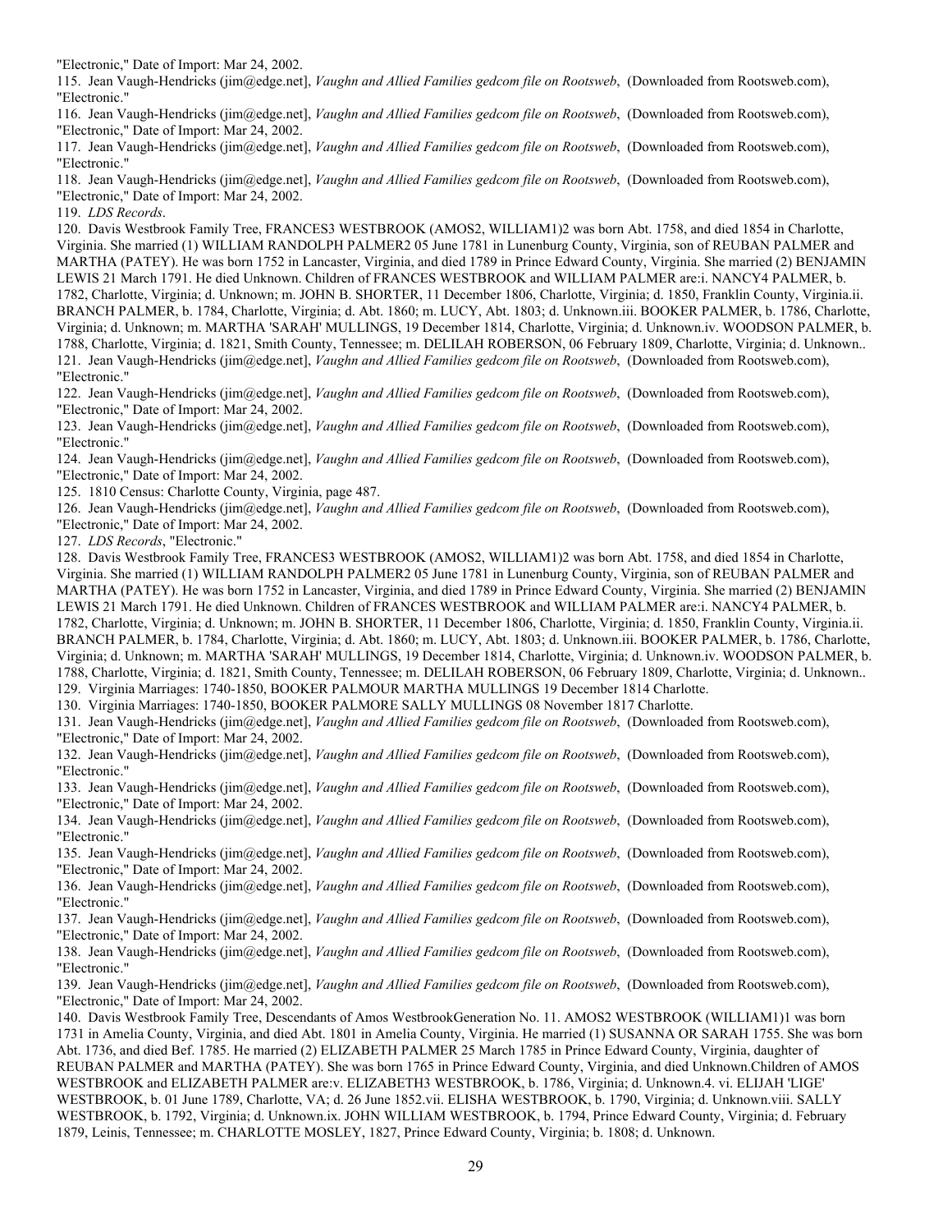"Electronic," Date of Import: Mar 24, 2002.

115. Jean Vaugh-Hendricks (jim@edge.net), *Vaughn and Allied Families gedcom file on Rootsweb*, (Downloaded from Rootsweb.com), "Electronic."

116. Jean Vaugh-Hendricks (jim@edge.net), *Vaughn and Allied Families gedcom file on Rootsweb*, (Downloaded from Rootsweb.com), "Electronic," Date of Import: Mar 24, 2002.

117. Jean Vaugh-Hendricks (jim@edge.net), *Vaughn and Allied Families gedcom file on Rootsweb*, (Downloaded from Rootsweb.com), "Electronic."

118. Jean Vaugh-Hendricks (jim@edge.net), *Vaughn and Allied Families gedcom file on Rootsweb*, (Downloaded from Rootsweb.com), "Electronic," Date of Import: Mar 24, 2002.

119. *LDS Records*.

120. Davis Westbrook Family Tree, FRANCES3 WESTBROOK (AMOS2, WILLIAM1)2 was born Abt. 1758, and died 1854 in Charlotte, Virginia. She married (1) WILLIAM RANDOLPH PALMER2 05 June 1781 in Lunenburg County, Virginia, son of REUBAN PALMER and MARTHA (PATEY). He was born 1752 in Lancaster, Virginia, and died 1789 in Prince Edward County, Virginia. She married (2) BENJAMIN LEWIS 21 March 1791. He died Unknown. Children of FRANCES WESTBROOK and WILLIAM PALMER are:i. NANCY4 PALMER, b. 1782, Charlotte, Virginia; d. Unknown; m. JOHN B. SHORTER, 11 December 1806, Charlotte, Virginia; d. 1850, Franklin County, Virginia.ii. BRANCH PALMER, b. 1784, Charlotte, Virginia; d. Abt. 1860; m. LUCY, Abt. 1803; d. Unknown.iii. BOOKER PALMER, b. 1786, Charlotte, Virginia; d. Unknown; m. MARTHA 'SARAH' MULLINGS, 19 December 1814, Charlotte, Virginia; d. Unknown.iv. WOODSON PALMER, b. 1788, Charlotte, Virginia; d. 1821, Smith County, Tennessee; m. DELILAH ROBERSON, 06 February 1809, Charlotte, Virginia; d. Unknown..

121. Jean Vaugh-Hendricks (jim@edge.net), *Vaughn and Allied Families gedcom file on Rootsweb*, (Downloaded from Rootsweb.com), "Electronic."

122. Jean Vaugh-Hendricks (jim@edge.net), *Vaughn and Allied Families gedcom file on Rootsweb*, (Downloaded from Rootsweb.com), "Electronic," Date of Import: Mar 24, 2002.

123. Jean Vaugh-Hendricks (jim@edge.net), *Vaughn and Allied Families gedcom file on Rootsweb*, (Downloaded from Rootsweb.com), "Electronic."

124. Jean Vaugh-Hendricks (jim@edge.net), *Vaughn and Allied Families gedcom file on Rootsweb*, (Downloaded from Rootsweb.com), "Electronic," Date of Import: Mar 24, 2002.

125. 1810 Census: Charlotte County, Virginia, page 487.

126. Jean Vaugh-Hendricks (jim@edge.net), *Vaughn and Allied Families gedcom file on Rootsweb*, (Downloaded from Rootsweb.com), "Electronic," Date of Import: Mar 24, 2002.

127. *LDS Records*, "Electronic."

128. Davis Westbrook Family Tree, FRANCES3 WESTBROOK (AMOS2, WILLIAM1)2 was born Abt. 1758, and died 1854 in Charlotte, Virginia. She married (1) WILLIAM RANDOLPH PALMER2 05 June 1781 in Lunenburg County, Virginia, son of REUBAN PALMER and MARTHA (PATEY). He was born 1752 in Lancaster, Virginia, and died 1789 in Prince Edward County, Virginia. She married (2) BENJAMIN LEWIS 21 March 1791. He died Unknown. Children of FRANCES WESTBROOK and WILLIAM PALMER are:i. NANCY4 PALMER, b. 1782, Charlotte, Virginia; d. Unknown; m. JOHN B. SHORTER, 11 December 1806, Charlotte, Virginia; d. 1850, Franklin County, Virginia.ii. BRANCH PALMER, b. 1784, Charlotte, Virginia; d. Abt. 1860; m. LUCY, Abt. 1803; d. Unknown.iii. BOOKER PALMER, b. 1786, Charlotte, Virginia; d. Unknown; m. MARTHA 'SARAH' MULLINGS, 19 December 1814, Charlotte, Virginia; d. Unknown.iv. WOODSON PALMER, b. 1788, Charlotte, Virginia; d. 1821, Smith County, Tennessee; m. DELILAH ROBERSON, 06 February 1809, Charlotte, Virginia; d. Unknown..

129. Virginia Marriages: 1740-1850, BOOKER PALMOUR MARTHA MULLINGS 19 December 1814 Charlotte.

130. Virginia Marriages: 1740-1850, BOOKER PALMORE SALLY MULLINGS 08 November 1817 Charlotte.

131. Jean Vaugh-Hendricks (jim@edge.net), *Vaughn and Allied Families gedcom file on Rootsweb*, (Downloaded from Rootsweb.com), "Electronic," Date of Import: Mar 24, 2002.

132. Jean Vaugh-Hendricks (jim@edge.net), *Vaughn and Allied Families gedcom file on Rootsweb*, (Downloaded from Rootsweb.com), "Electronic."

133. Jean Vaugh-Hendricks (jim@edge.net), *Vaughn and Allied Families gedcom file on Rootsweb*, (Downloaded from Rootsweb.com), "Electronic," Date of Import: Mar 24, 2002.

134. Jean Vaugh-Hendricks (jim@edge.net), *Vaughn and Allied Families gedcom file on Rootsweb*, (Downloaded from Rootsweb.com), "Electronic."

135. Jean Vaugh-Hendricks (jim@edge.net), *Vaughn and Allied Families gedcom file on Rootsweb*, (Downloaded from Rootsweb.com), "Electronic," Date of Import: Mar 24, 2002.

136. Jean Vaugh-Hendricks (jim@edge.net), *Vaughn and Allied Families gedcom file on Rootsweb*, (Downloaded from Rootsweb.com), "Electronic."

137. Jean Vaugh-Hendricks (jim@edge.net), *Vaughn and Allied Families gedcom file on Rootsweb*, (Downloaded from Rootsweb.com), "Electronic," Date of Import: Mar 24, 2002.

138. Jean Vaugh-Hendricks (jim@edge.net), *Vaughn and Allied Families gedcom file on Rootsweb*, (Downloaded from Rootsweb.com), "Electronic."

139. Jean Vaugh-Hendricks (jim@edge.net), *Vaughn and Allied Families gedcom file on Rootsweb*, (Downloaded from Rootsweb.com), "Electronic," Date of Import: Mar 24, 2002.

140. Davis Westbrook Family Tree, Descendants of Amos WestbrookGeneration No. 11. AMOS2 WESTBROOK (WILLIAM1)1 was born 1731 in Amelia County, Virginia, and died Abt. 1801 in Amelia County, Virginia. He married (1) SUSANNA OR SARAH 1755. She was born Abt. 1736, and died Bef. 1785. He married (2) ELIZABETH PALMER 25 March 1785 in Prince Edward County, Virginia, daughter of REUBAN PALMER and MARTHA (PATEY). She was born 1765 in Prince Edward County, Virginia, and died Unknown.Children of AMOS WESTBROOK and ELIZABETH PALMER are:v. ELIZABETH3 WESTBROOK, b. 1786, Virginia; d. Unknown.4. vi. ELIJAH 'LIGE' WESTBROOK, b. 01 June 1789, Charlotte, VA; d. 26 June 1852.vii. ELISHA WESTBROOK, b. 1790, Virginia; d. Unknown.viii. SALLY WESTBROOK, b. 1792, Virginia; d. Unknown.ix. JOHN WILLIAM WESTBROOK, b. 1794, Prince Edward County, Virginia; d. February 1879, Leinis, Tennessee; m. CHARLOTTE MOSLEY, 1827, Prince Edward County, Virginia; b. 1808; d. Unknown.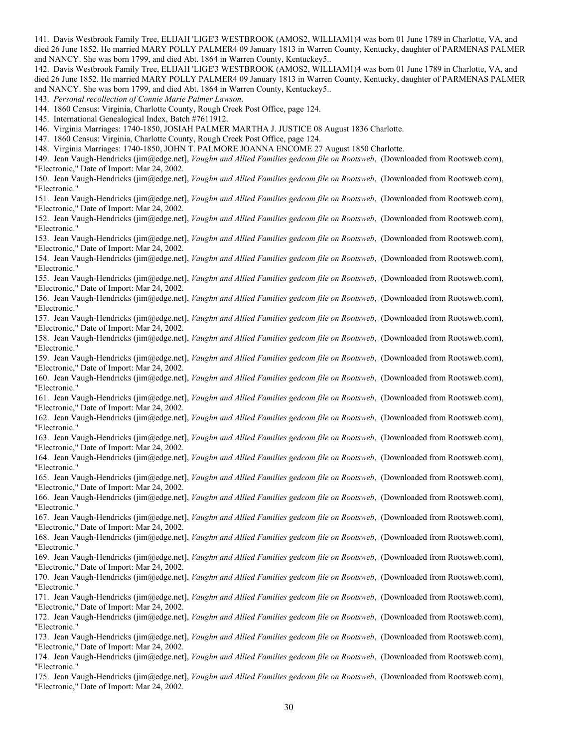141. Davis Westbrook Family Tree, ELIJAH 'LIGE'3 WESTBROOK (AMOS2, WILLIAM1)4 was born 01 June 1789 in Charlotte, VA, and died 26 June 1852. He married MARY POLLY PALMER4 09 January 1813 in Warren County, Kentucky, daughter of PARMENAS PALMER and NANCY. She was born 1799, and died Abt. 1864 in Warren County, Kentuckey5..

142. Davis Westbrook Family Tree, ELIJAH 'LIGE'3 WESTBROOK (AMOS2, WILLIAM1)4 was born 01 June 1789 in Charlotte, VA, and died 26 June 1852. He married MARY POLLY PALMER4 09 January 1813 in Warren County, Kentucky, daughter of PARMENAS PALMER and NANCY. She was born 1799, and died Abt. 1864 in Warren County, Kentuckey5..

143. *Personal recollection of Connie Marie Palmer Lawson*.

144. 1860 Census: Virginia, Charlotte County, Rough Creek Post Office, page 124.

145. International Genealogical Index, Batch #7611912.

146. Virginia Marriages: 1740-1850, JOSIAH PALMER MARTHA J. JUSTICE 08 August 1836 Charlotte.

147. 1860 Census: Virginia, Charlotte County, Rough Creek Post Office, page 124.

148. Virginia Marriages: 1740-1850, JOHN T. PALMORE JOANNA ENCOME 27 August 1850 Charlotte.

149. Jean Vaugh-Hendricks (jim@edge.net], *Vaughn and Allied Families gedcom file on Rootsweb*, (Downloaded from Rootsweb.com), "Electronic," Date of Import: Mar 24, 2002.

150. Jean Vaugh-Hendricks (jim@edge.net], *Vaughn and Allied Families gedcom file on Rootsweb*, (Downloaded from Rootsweb.com), "Electronic."

151. Jean Vaugh-Hendricks (jim@edge.net], *Vaughn and Allied Families gedcom file on Rootsweb*, (Downloaded from Rootsweb.com), "Electronic," Date of Import: Mar 24, 2002.

152. Jean Vaugh-Hendricks (jim@edge.net], *Vaughn and Allied Families gedcom file on Rootsweb*, (Downloaded from Rootsweb.com), "Electronic."

153. Jean Vaugh-Hendricks (jim@edge.net], *Vaughn and Allied Families gedcom file on Rootsweb*, (Downloaded from Rootsweb.com), "Electronic," Date of Import: Mar 24, 2002.

154. Jean Vaugh-Hendricks (jim@edge.net], *Vaughn and Allied Families gedcom file on Rootsweb*, (Downloaded from Rootsweb.com), "Electronic."

155. Jean Vaugh-Hendricks (jim@edge.net], *Vaughn and Allied Families gedcom file on Rootsweb*, (Downloaded from Rootsweb.com), "Electronic," Date of Import: Mar 24, 2002.

156. Jean Vaugh-Hendricks (jim@edge.net], *Vaughn and Allied Families gedcom file on Rootsweb*, (Downloaded from Rootsweb.com), "Electronic."

157. Jean Vaugh-Hendricks (jim@edge.net], *Vaughn and Allied Families gedcom file on Rootsweb*, (Downloaded from Rootsweb.com), "Electronic," Date of Import: Mar 24, 2002.

158. Jean Vaugh-Hendricks (jim@edge.net], *Vaughn and Allied Families gedcom file on Rootsweb*, (Downloaded from Rootsweb.com), "Electronic."

159. Jean Vaugh-Hendricks (jim@edge.net], *Vaughn and Allied Families gedcom file on Rootsweb*, (Downloaded from Rootsweb.com), "Electronic," Date of Import: Mar 24, 2002.

160. Jean Vaugh-Hendricks (jim@edge.net], *Vaughn and Allied Families gedcom file on Rootsweb*, (Downloaded from Rootsweb.com), "Electronic."

161. Jean Vaugh-Hendricks (jim@edge.net], *Vaughn and Allied Families gedcom file on Rootsweb*, (Downloaded from Rootsweb.com), "Electronic," Date of Import: Mar 24, 2002.

162. Jean Vaugh-Hendricks (jim@edge.net], *Vaughn and Allied Families gedcom file on Rootsweb*, (Downloaded from Rootsweb.com), "Electronic."

163. Jean Vaugh-Hendricks (jim@edge.net], *Vaughn and Allied Families gedcom file on Rootsweb*, (Downloaded from Rootsweb.com), "Electronic," Date of Import: Mar 24, 2002.

164. Jean Vaugh-Hendricks (jim@edge.net], *Vaughn and Allied Families gedcom file on Rootsweb*, (Downloaded from Rootsweb.com), "Electronic."

165. Jean Vaugh-Hendricks (jim@edge.net], *Vaughn and Allied Families gedcom file on Rootsweb*, (Downloaded from Rootsweb.com), "Electronic," Date of Import: Mar 24, 2002.

166. Jean Vaugh-Hendricks (jim@edge.net], *Vaughn and Allied Families gedcom file on Rootsweb*, (Downloaded from Rootsweb.com), "Electronic."

167. Jean Vaugh-Hendricks (jim@edge.net], *Vaughn and Allied Families gedcom file on Rootsweb*, (Downloaded from Rootsweb.com), "Electronic," Date of Import: Mar 24, 2002.

168. Jean Vaugh-Hendricks (jim@edge.net], *Vaughn and Allied Families gedcom file on Rootsweb*, (Downloaded from Rootsweb.com), "Electronic."

169. Jean Vaugh-Hendricks (jim@edge.net], *Vaughn and Allied Families gedcom file on Rootsweb*, (Downloaded from Rootsweb.com), "Electronic," Date of Import: Mar 24, 2002.

170. Jean Vaugh-Hendricks (jim@edge.net], *Vaughn and Allied Families gedcom file on Rootsweb*, (Downloaded from Rootsweb.com), "Electronic."

171. Jean Vaugh-Hendricks (jim@edge.net], *Vaughn and Allied Families gedcom file on Rootsweb*, (Downloaded from Rootsweb.com), "Electronic," Date of Import: Mar 24, 2002.

172. Jean Vaugh-Hendricks (jim@edge.net], *Vaughn and Allied Families gedcom file on Rootsweb*, (Downloaded from Rootsweb.com), "Electronic."

173. Jean Vaugh-Hendricks (jim@edge.net], *Vaughn and Allied Families gedcom file on Rootsweb*, (Downloaded from Rootsweb.com), "Electronic," Date of Import: Mar 24, 2002.

174. Jean Vaugh-Hendricks (jim@edge.net], *Vaughn and Allied Families gedcom file on Rootsweb*, (Downloaded from Rootsweb.com), "Electronic."

175. Jean Vaugh-Hendricks (jim@edge.net], *Vaughn and Allied Families gedcom file on Rootsweb*, (Downloaded from Rootsweb.com), "Electronic," Date of Import: Mar 24, 2002.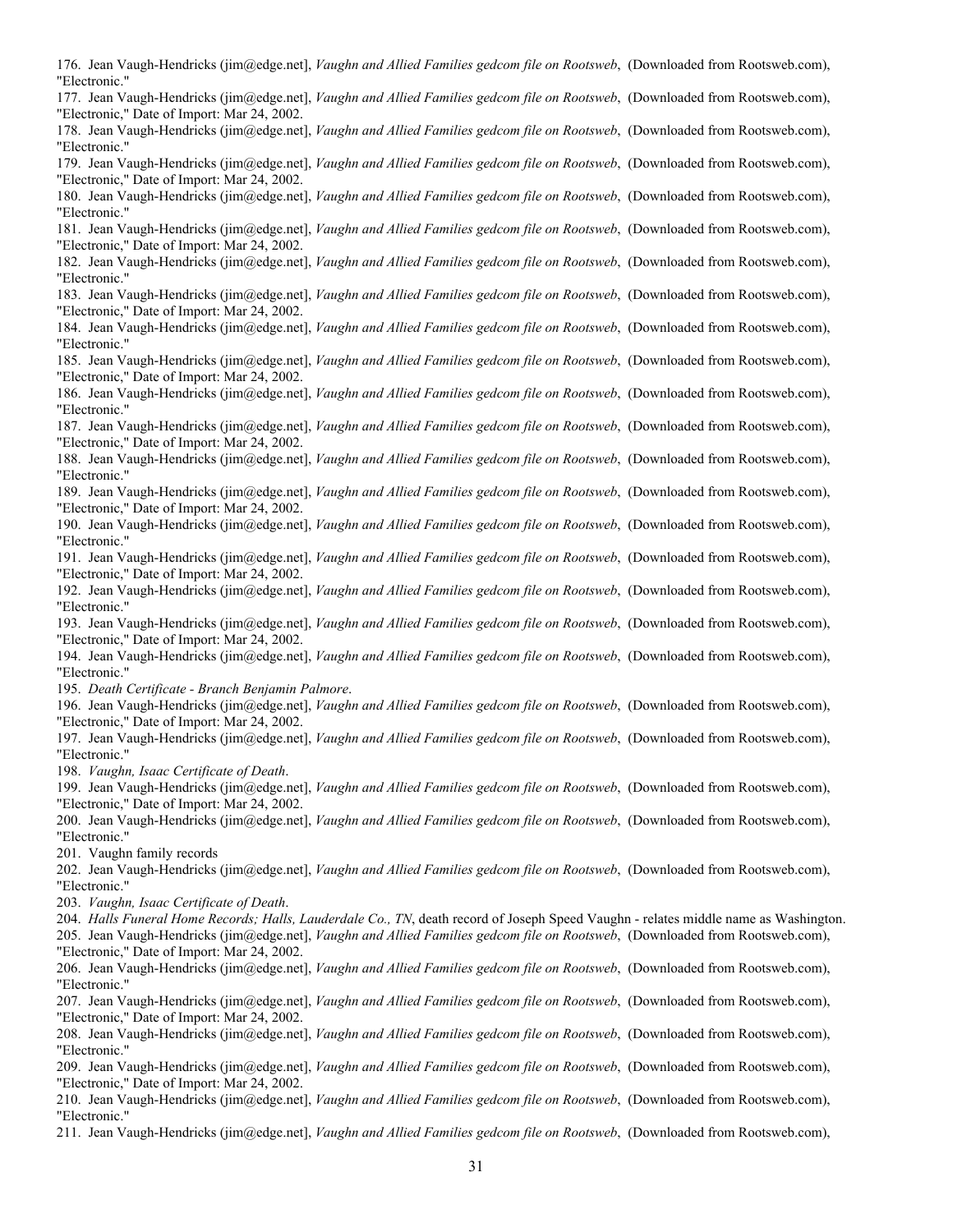176. Jean Vaugh-Hendricks (jim@edge.net], *Vaughn and Allied Families gedcom file on Rootsweb*, (Downloaded from Rootsweb.com), "Electronic."

177. Jean Vaugh-Hendricks (jim@edge.net], *Vaughn and Allied Families gedcom file on Rootsweb*, (Downloaded from Rootsweb.com), "Electronic," Date of Import: Mar 24, 2002.

178. Jean Vaugh-Hendricks (jim@edge.net], *Vaughn and Allied Families gedcom file on Rootsweb*, (Downloaded from Rootsweb.com), "Electronic."

179. Jean Vaugh-Hendricks (jim@edge.net], *Vaughn and Allied Families gedcom file on Rootsweb*, (Downloaded from Rootsweb.com), "Electronic," Date of Import: Mar 24, 2002.

180. Jean Vaugh-Hendricks (jim@edge.net], *Vaughn and Allied Families gedcom file on Rootsweb*, (Downloaded from Rootsweb.com), "Electronic."

181. Jean Vaugh-Hendricks (jim@edge.net], *Vaughn and Allied Families gedcom file on Rootsweb*, (Downloaded from Rootsweb.com), "Electronic," Date of Import: Mar 24, 2002.

182. Jean Vaugh-Hendricks (jim@edge.net], *Vaughn and Allied Families gedcom file on Rootsweb*, (Downloaded from Rootsweb.com), "Electronic."

183. Jean Vaugh-Hendricks (jim@edge.net], *Vaughn and Allied Families gedcom file on Rootsweb*, (Downloaded from Rootsweb.com), "Electronic," Date of Import: Mar 24, 2002.

184. Jean Vaugh-Hendricks (jim@edge.net], *Vaughn and Allied Families gedcom file on Rootsweb*, (Downloaded from Rootsweb.com), "Electronic."

185. Jean Vaugh-Hendricks (jim@edge.net], *Vaughn and Allied Families gedcom file on Rootsweb*, (Downloaded from Rootsweb.com), "Electronic," Date of Import: Mar 24, 2002.

186. Jean Vaugh-Hendricks (jim@edge.net], *Vaughn and Allied Families gedcom file on Rootsweb*, (Downloaded from Rootsweb.com), "Electronic."

187. Jean Vaugh-Hendricks (jim@edge.net], *Vaughn and Allied Families gedcom file on Rootsweb*, (Downloaded from Rootsweb.com), "Electronic," Date of Import: Mar 24, 2002.

188. Jean Vaugh-Hendricks (jim@edge.net], *Vaughn and Allied Families gedcom file on Rootsweb*, (Downloaded from Rootsweb.com), "Electronic."

189. Jean Vaugh-Hendricks (jim@edge.net], *Vaughn and Allied Families gedcom file on Rootsweb*, (Downloaded from Rootsweb.com), "Electronic," Date of Import: Mar 24, 2002.

190. Jean Vaugh-Hendricks (jim@edge.net], *Vaughn and Allied Families gedcom file on Rootsweb*, (Downloaded from Rootsweb.com), "Electronic."

191. Jean Vaugh-Hendricks (jim@edge.net], *Vaughn and Allied Families gedcom file on Rootsweb*, (Downloaded from Rootsweb.com), "Electronic," Date of Import: Mar 24, 2002.

192. Jean Vaugh-Hendricks (jim@edge.net], *Vaughn and Allied Families gedcom file on Rootsweb*, (Downloaded from Rootsweb.com), "Electronic."

193. Jean Vaugh-Hendricks (jim@edge.net], *Vaughn and Allied Families gedcom file on Rootsweb*, (Downloaded from Rootsweb.com), "Electronic," Date of Import: Mar 24, 2002.

194. Jean Vaugh-Hendricks (jim@edge.net], *Vaughn and Allied Families gedcom file on Rootsweb*, (Downloaded from Rootsweb.com), "Electronic."

195. *Death Certificate - Branch Benjamin Palmore*.

196. Jean Vaugh-Hendricks (jim@edge.net], *Vaughn and Allied Families gedcom file on Rootsweb*, (Downloaded from Rootsweb.com), "Electronic," Date of Import: Mar 24, 2002.

197. Jean Vaugh-Hendricks (jim@edge.net], *Vaughn and Allied Families gedcom file on Rootsweb*, (Downloaded from Rootsweb.com), "Electronic."

198. *Vaughn, Isaac Certificate of Death*.

199. Jean Vaugh-Hendricks (jim@edge.net], *Vaughn and Allied Families gedcom file on Rootsweb*, (Downloaded from Rootsweb.com), "Electronic," Date of Import: Mar 24, 2002.

200. Jean Vaugh-Hendricks (jim@edge.net], *Vaughn and Allied Families gedcom file on Rootsweb*, (Downloaded from Rootsweb.com), "Electronic."

201. Vaughn family records

202. Jean Vaugh-Hendricks (jim@edge.net], *Vaughn and Allied Families gedcom file on Rootsweb*, (Downloaded from Rootsweb.com), "Electronic."

203. *Vaughn, Isaac Certificate of Death*.

204. *Halls Funeral Home Records; Halls, Lauderdale Co., TN*, death record of Joseph Speed Vaughn - relates middle name as Washington.

205. Jean Vaugh-Hendricks (jim@edge.net], *Vaughn and Allied Families gedcom file on Rootsweb*, (Downloaded from Rootsweb.com), "Electronic," Date of Import: Mar 24, 2002.

206. Jean Vaugh-Hendricks (jim@edge.net], *Vaughn and Allied Families gedcom file on Rootsweb*, (Downloaded from Rootsweb.com), "Electronic."

207. Jean Vaugh-Hendricks (jim@edge.net], *Vaughn and Allied Families gedcom file on Rootsweb*, (Downloaded from Rootsweb.com), "Electronic," Date of Import: Mar 24, 2002.

208. Jean Vaugh-Hendricks (jim@edge.net], *Vaughn and Allied Families gedcom file on Rootsweb*, (Downloaded from Rootsweb.com), "Electronic."

209. Jean Vaugh-Hendricks (jim@edge.net], *Vaughn and Allied Families gedcom file on Rootsweb*, (Downloaded from Rootsweb.com), "Electronic," Date of Import: Mar 24, 2002.

210. Jean Vaugh-Hendricks (jim@edge.net], *Vaughn and Allied Families gedcom file on Rootsweb*, (Downloaded from Rootsweb.com), "Electronic."

211. Jean Vaugh-Hendricks (jim@edge.net], *Vaughn and Allied Families gedcom file on Rootsweb*, (Downloaded from Rootsweb.com),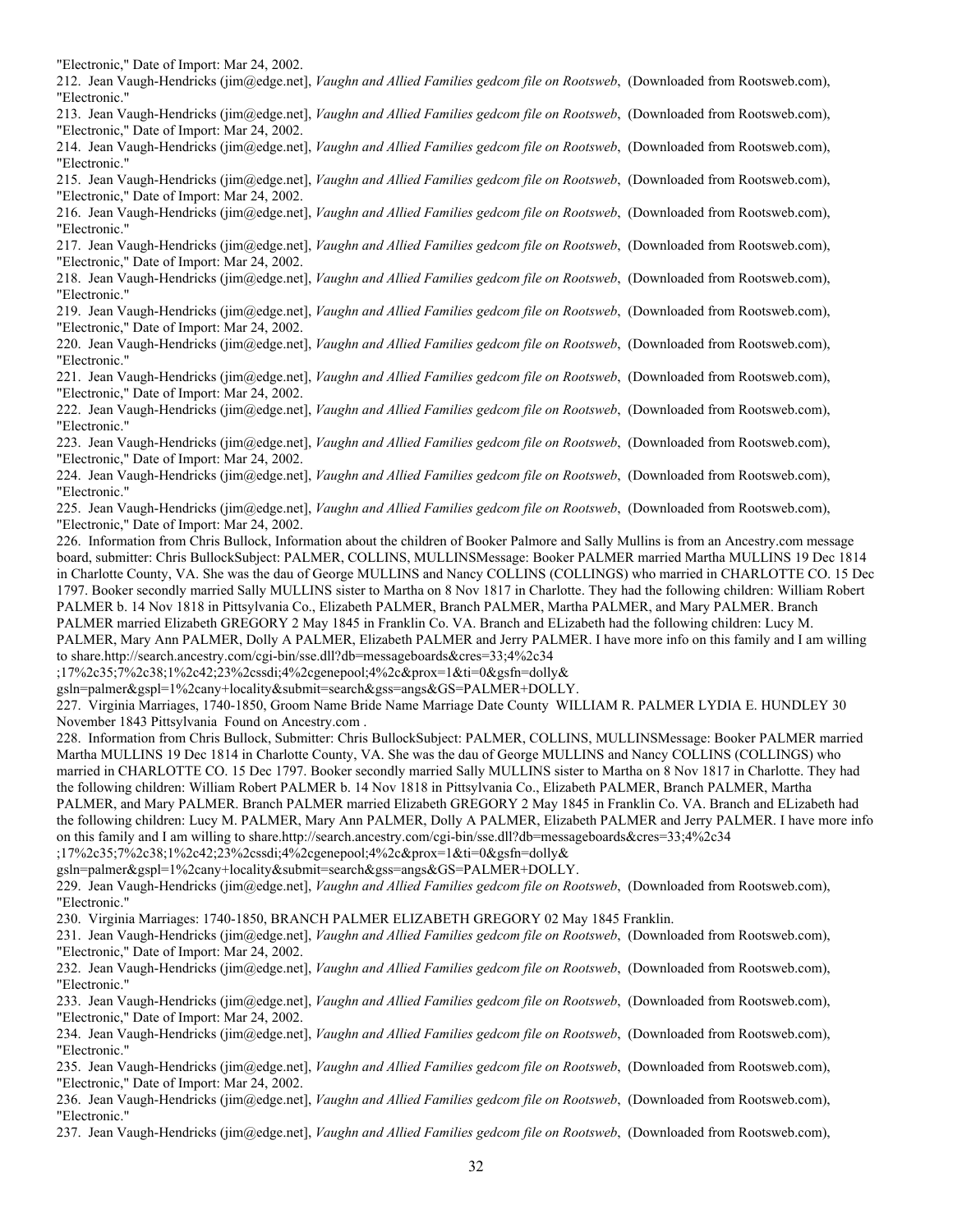"Electronic," Date of Import: Mar 24, 2002.

212. Jean Vaugh-Hendricks (jim@edge.net], *Vaughn and Allied Families gedcom file on Rootsweb*, (Downloaded from Rootsweb.com), "Electronic."

213. Jean Vaugh-Hendricks (jim@edge.net], *Vaughn and Allied Families gedcom file on Rootsweb*, (Downloaded from Rootsweb.com), "Electronic," Date of Import: Mar 24, 2002.

214. Jean Vaugh-Hendricks (jim@edge.net], *Vaughn and Allied Families gedcom file on Rootsweb*, (Downloaded from Rootsweb.com), "Electronic."

215. Jean Vaugh-Hendricks (jim@edge.net], *Vaughn and Allied Families gedcom file on Rootsweb*, (Downloaded from Rootsweb.com), "Electronic," Date of Import: Mar 24, 2002.

216. Jean Vaugh-Hendricks (jim@edge.net], *Vaughn and Allied Families gedcom file on Rootsweb*, (Downloaded from Rootsweb.com), "Electronic."

217. Jean Vaugh-Hendricks (jim@edge.net], *Vaughn and Allied Families gedcom file on Rootsweb*, (Downloaded from Rootsweb.com), "Electronic," Date of Import: Mar 24, 2002.

218. Jean Vaugh-Hendricks (jim@edge.net], *Vaughn and Allied Families gedcom file on Rootsweb*, (Downloaded from Rootsweb.com), "Electronic."

219. Jean Vaugh-Hendricks (jim@edge.net], *Vaughn and Allied Families gedcom file on Rootsweb*, (Downloaded from Rootsweb.com), "Electronic," Date of Import: Mar 24, 2002.

220. Jean Vaugh-Hendricks (jim@edge.net], *Vaughn and Allied Families gedcom file on Rootsweb*, (Downloaded from Rootsweb.com), "Electronic."

221. Jean Vaugh-Hendricks (jim@edge.net], *Vaughn and Allied Families gedcom file on Rootsweb*, (Downloaded from Rootsweb.com), "Electronic," Date of Import: Mar 24, 2002.

222. Jean Vaugh-Hendricks (jim@edge.net], *Vaughn and Allied Families gedcom file on Rootsweb*, (Downloaded from Rootsweb.com), "Electronic."

223. Jean Vaugh-Hendricks (jim@edge.net], *Vaughn and Allied Families gedcom file on Rootsweb*, (Downloaded from Rootsweb.com), "Electronic," Date of Import: Mar 24, 2002.

224. Jean Vaugh-Hendricks (jim@edge.net], *Vaughn and Allied Families gedcom file on Rootsweb*, (Downloaded from Rootsweb.com), "Electronic."

225. Jean Vaugh-Hendricks (jim@edge.net], *Vaughn and Allied Families gedcom file on Rootsweb*, (Downloaded from Rootsweb.com), "Electronic," Date of Import: Mar 24, 2002.

226. Information from Chris Bullock, Information about the children of Booker Palmore and Sally Mullins is from an Ancestry.com message board, submitter: Chris BullockSubject: PALMER, COLLINS, MULLINSMessage: Booker PALMER married Martha MULLINS 19 Dec 1814 in Charlotte County, VA. She was the dau of George MULLINS and Nancy COLLINS (COLLINGS) who married in CHARLOTTE CO. 15 Dec 1797. Booker secondly married Sally MULLINS sister to Martha on 8 Nov 1817 in Charlotte. They had the following children: William Robert PALMER b. 14 Nov 1818 in Pittsylvania Co., Elizabeth PALMER, Branch PALMER, Martha PALMER, and Mary PALMER. Branch PALMER married Elizabeth GREGORY 2 May 1845 in Franklin Co. VA. Branch and ELizabeth had the following children: Lucy M. PALMER, Mary Ann PALMER, Dolly A PALMER, Elizabeth PALMER and Jerry PALMER. I have more info on this family and I am willing to share.http://search.ancestry.com/cgi-bin/sse.dll?db=messageboards&cres=33;4%2c34
;17%2c35;7%2c38;1%2c42;23%2cssdi;4%2cgenepool;4%2c&prox=1&ti=0&gsfn=dolly&
gsln=palmer&gspl=1%2cany+locality&submit=search&gss=angs&GS=PALMER+DOLLY.

227. Virginia Marriages, 1740-1850, Groom Name Bride Name Marriage Date County WILLIAM R. PALMER LYDIA E. HUNDLEY 30 November 1843 Pittsylvania Found on Ancestry.com .

228. Information from Chris Bullock, Submitter: Chris BullockSubject: PALMER, COLLINS, MULLINSMessage: Booker PALMER married Martha MULLINS 19 Dec 1814 in Charlotte County, VA. She was the dau of George MULLINS and Nancy COLLINS (COLLINGS) who married in CHARLOTTE CO. 15 Dec 1797. Booker secondly married Sally MULLINS sister to Martha on 8 Nov 1817 in Charlotte. They had the following children: William Robert PALMER b. 14 Nov 1818 in Pittsylvania Co., Elizabeth PALMER, Branch PALMER, Martha PALMER, and Mary PALMER. Branch PALMER married Elizabeth GREGORY 2 May 1845 in Franklin Co. VA. Branch and ELizabeth had the following children: Lucy M. PALMER, Mary Ann PALMER, Dolly A PALMER, Elizabeth PALMER and Jerry PALMER. I have more info on this family and I am willing to share.http://search.ancestry.com/cgi-bin/sse.dll?db=messageboards&cres=33;4%2c34
;17%2c35;7%2c38;1%2c42;23%2cssdi;4%2cgenepool;4%2c&prox=1&ti=0&gsfn=dolly&
gsln=palmer&gspl=1%2cany+locality&submit=search&gss=angs&GS=PALMER+DOLLY.

229. Jean Vaugh-Hendricks (jim@edge.net], *Vaughn and Allied Families gedcom file on Rootsweb*, (Downloaded from Rootsweb.com), "Electronic."

230. Virginia Marriages: 1740-1850, BRANCH PALMER ELIZABETH GREGORY 02 May 1845 Franklin.

231. Jean Vaugh-Hendricks (jim@edge.net], *Vaughn and Allied Families gedcom file on Rootsweb*, (Downloaded from Rootsweb.com), "Electronic," Date of Import: Mar 24, 2002.

232. Jean Vaugh-Hendricks (jim@edge.net], *Vaughn and Allied Families gedcom file on Rootsweb*, (Downloaded from Rootsweb.com), "Electronic."

233. Jean Vaugh-Hendricks (jim@edge.net], *Vaughn and Allied Families gedcom file on Rootsweb*, (Downloaded from Rootsweb.com), "Electronic," Date of Import: Mar 24, 2002.

234. Jean Vaugh-Hendricks (jim@edge.net], *Vaughn and Allied Families gedcom file on Rootsweb*, (Downloaded from Rootsweb.com), "Electronic."

235. Jean Vaugh-Hendricks (jim@edge.net], *Vaughn and Allied Families gedcom file on Rootsweb*, (Downloaded from Rootsweb.com), "Electronic," Date of Import: Mar 24, 2002.

236. Jean Vaugh-Hendricks (jim@edge.net], *Vaughn and Allied Families gedcom file on Rootsweb*, (Downloaded from Rootsweb.com), "Electronic."

237. Jean Vaugh-Hendricks (jim@edge.net], *Vaughn and Allied Families gedcom file on Rootsweb*, (Downloaded from Rootsweb.com),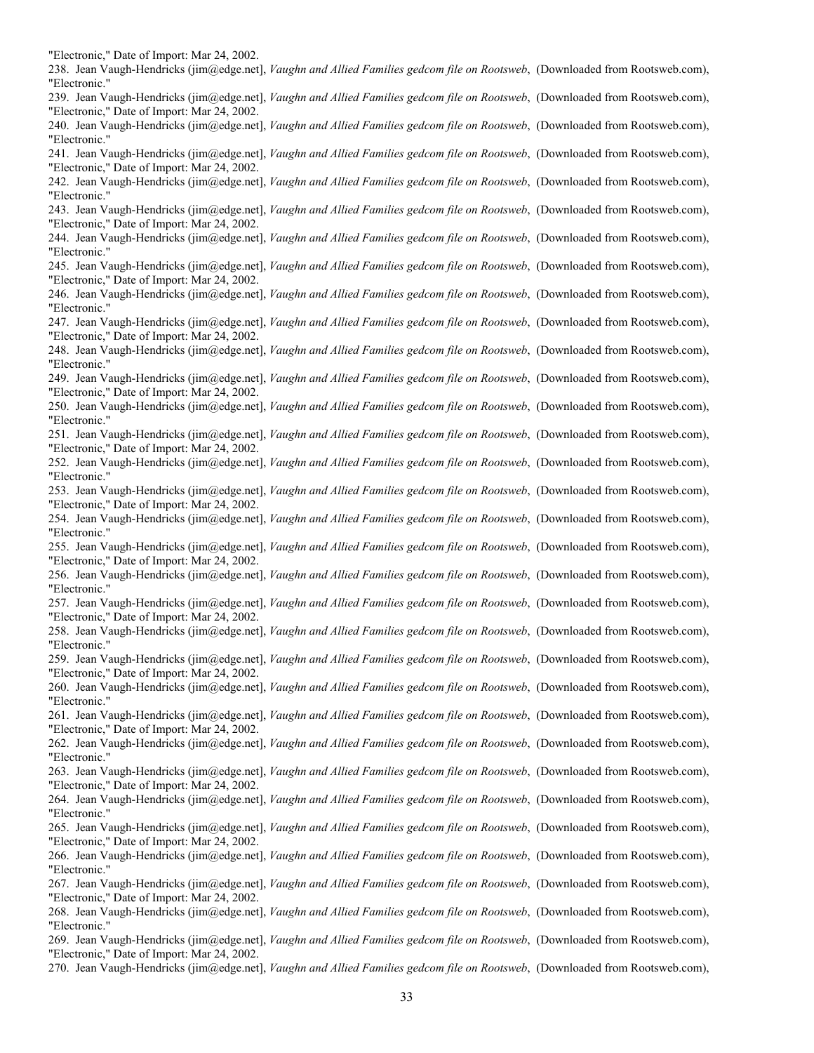"Electronic," Date of Import: Mar 24, 2002.

238. Jean Vaugh-Hendricks (jim@edge.net], *Vaughn and Allied Families gedcom file on Rootsweb*, (Downloaded from Rootsweb.com), "Electronic."

239. Jean Vaugh-Hendricks (jim@edge.net], *Vaughn and Allied Families gedcom file on Rootsweb*, (Downloaded from Rootsweb.com), "Electronic," Date of Import: Mar 24, 2002.

240. Jean Vaugh-Hendricks (jim@edge.net], *Vaughn and Allied Families gedcom file on Rootsweb*, (Downloaded from Rootsweb.com), "Electronic."

241. Jean Vaugh-Hendricks (jim@edge.net], *Vaughn and Allied Families gedcom file on Rootsweb*, (Downloaded from Rootsweb.com), "Electronic," Date of Import: Mar 24, 2002.

242. Jean Vaugh-Hendricks (jim@edge.net], *Vaughn and Allied Families gedcom file on Rootsweb*, (Downloaded from Rootsweb.com), "Electronic."

243. Jean Vaugh-Hendricks (jim@edge.net], *Vaughn and Allied Families gedcom file on Rootsweb*, (Downloaded from Rootsweb.com), "Electronic," Date of Import: Mar 24, 2002.

244. Jean Vaugh-Hendricks (jim@edge.net], *Vaughn and Allied Families gedcom file on Rootsweb*, (Downloaded from Rootsweb.com), "Electronic."

245. Jean Vaugh-Hendricks (jim@edge.net], *Vaughn and Allied Families gedcom file on Rootsweb*, (Downloaded from Rootsweb.com), "Electronic," Date of Import: Mar 24, 2002.

246. Jean Vaugh-Hendricks (jim@edge.net], *Vaughn and Allied Families gedcom file on Rootsweb*, (Downloaded from Rootsweb.com), "Electronic."

247. Jean Vaugh-Hendricks (jim@edge.net], *Vaughn and Allied Families gedcom file on Rootsweb*, (Downloaded from Rootsweb.com), "Electronic," Date of Import: Mar 24, 2002.

248. Jean Vaugh-Hendricks (jim@edge.net], *Vaughn and Allied Families gedcom file on Rootsweb*, (Downloaded from Rootsweb.com), "Electronic."

249. Jean Vaugh-Hendricks (jim@edge.net], *Vaughn and Allied Families gedcom file on Rootsweb*, (Downloaded from Rootsweb.com), "Electronic," Date of Import: Mar 24, 2002.

250. Jean Vaugh-Hendricks (jim@edge.net], *Vaughn and Allied Families gedcom file on Rootsweb*, (Downloaded from Rootsweb.com), "Electronic."

251. Jean Vaugh-Hendricks (jim@edge.net], *Vaughn and Allied Families gedcom file on Rootsweb*, (Downloaded from Rootsweb.com), "Electronic," Date of Import: Mar 24, 2002.

252. Jean Vaugh-Hendricks (jim@edge.net], *Vaughn and Allied Families gedcom file on Rootsweb*, (Downloaded from Rootsweb.com), "Electronic."

253. Jean Vaugh-Hendricks (jim@edge.net], *Vaughn and Allied Families gedcom file on Rootsweb*, (Downloaded from Rootsweb.com), "Electronic," Date of Import: Mar 24, 2002.

254. Jean Vaugh-Hendricks (jim@edge.net], *Vaughn and Allied Families gedcom file on Rootsweb*, (Downloaded from Rootsweb.com), "Electronic."

255. Jean Vaugh-Hendricks (jim@edge.net], *Vaughn and Allied Families gedcom file on Rootsweb*, (Downloaded from Rootsweb.com), "Electronic," Date of Import: Mar 24, 2002.

256. Jean Vaugh-Hendricks (jim@edge.net], *Vaughn and Allied Families gedcom file on Rootsweb*, (Downloaded from Rootsweb.com), "Electronic."

257. Jean Vaugh-Hendricks (jim@edge.net], *Vaughn and Allied Families gedcom file on Rootsweb*, (Downloaded from Rootsweb.com), "Electronic," Date of Import: Mar 24, 2002.

258. Jean Vaugh-Hendricks (jim@edge.net], *Vaughn and Allied Families gedcom file on Rootsweb*, (Downloaded from Rootsweb.com), "Electronic."

259. Jean Vaugh-Hendricks (jim@edge.net], *Vaughn and Allied Families gedcom file on Rootsweb*, (Downloaded from Rootsweb.com), "Electronic," Date of Import: Mar 24, 2002.

260. Jean Vaugh-Hendricks (jim@edge.net], *Vaughn and Allied Families gedcom file on Rootsweb*, (Downloaded from Rootsweb.com), "Electronic."

261. Jean Vaugh-Hendricks (jim@edge.net], *Vaughn and Allied Families gedcom file on Rootsweb*, (Downloaded from Rootsweb.com), "Electronic," Date of Import: Mar 24, 2002.

262. Jean Vaugh-Hendricks (jim@edge.net], *Vaughn and Allied Families gedcom file on Rootsweb*, (Downloaded from Rootsweb.com), "Electronic."

263. Jean Vaugh-Hendricks (jim@edge.net], *Vaughn and Allied Families gedcom file on Rootsweb*, (Downloaded from Rootsweb.com), "Electronic," Date of Import: Mar 24, 2002.

264. Jean Vaugh-Hendricks (jim@edge.net], *Vaughn and Allied Families gedcom file on Rootsweb*, (Downloaded from Rootsweb.com), "Electronic."

265. Jean Vaugh-Hendricks (jim@edge.net], *Vaughn and Allied Families gedcom file on Rootsweb*, (Downloaded from Rootsweb.com), "Electronic," Date of Import: Mar 24, 2002.

266. Jean Vaugh-Hendricks (jim@edge.net], *Vaughn and Allied Families gedcom file on Rootsweb*, (Downloaded from Rootsweb.com), "Electronic."

267. Jean Vaugh-Hendricks (jim@edge.net], *Vaughn and Allied Families gedcom file on Rootsweb*, (Downloaded from Rootsweb.com), "Electronic," Date of Import: Mar 24, 2002.

268. Jean Vaugh-Hendricks (jim@edge.net], *Vaughn and Allied Families gedcom file on Rootsweb*, (Downloaded from Rootsweb.com), "Electronic."

269. Jean Vaugh-Hendricks (jim@edge.net], *Vaughn and Allied Families gedcom file on Rootsweb*, (Downloaded from Rootsweb.com), "Electronic," Date of Import: Mar 24, 2002.

270. Jean Vaugh-Hendricks (jim@edge.net], *Vaughn and Allied Families gedcom file on Rootsweb*, (Downloaded from Rootsweb.com),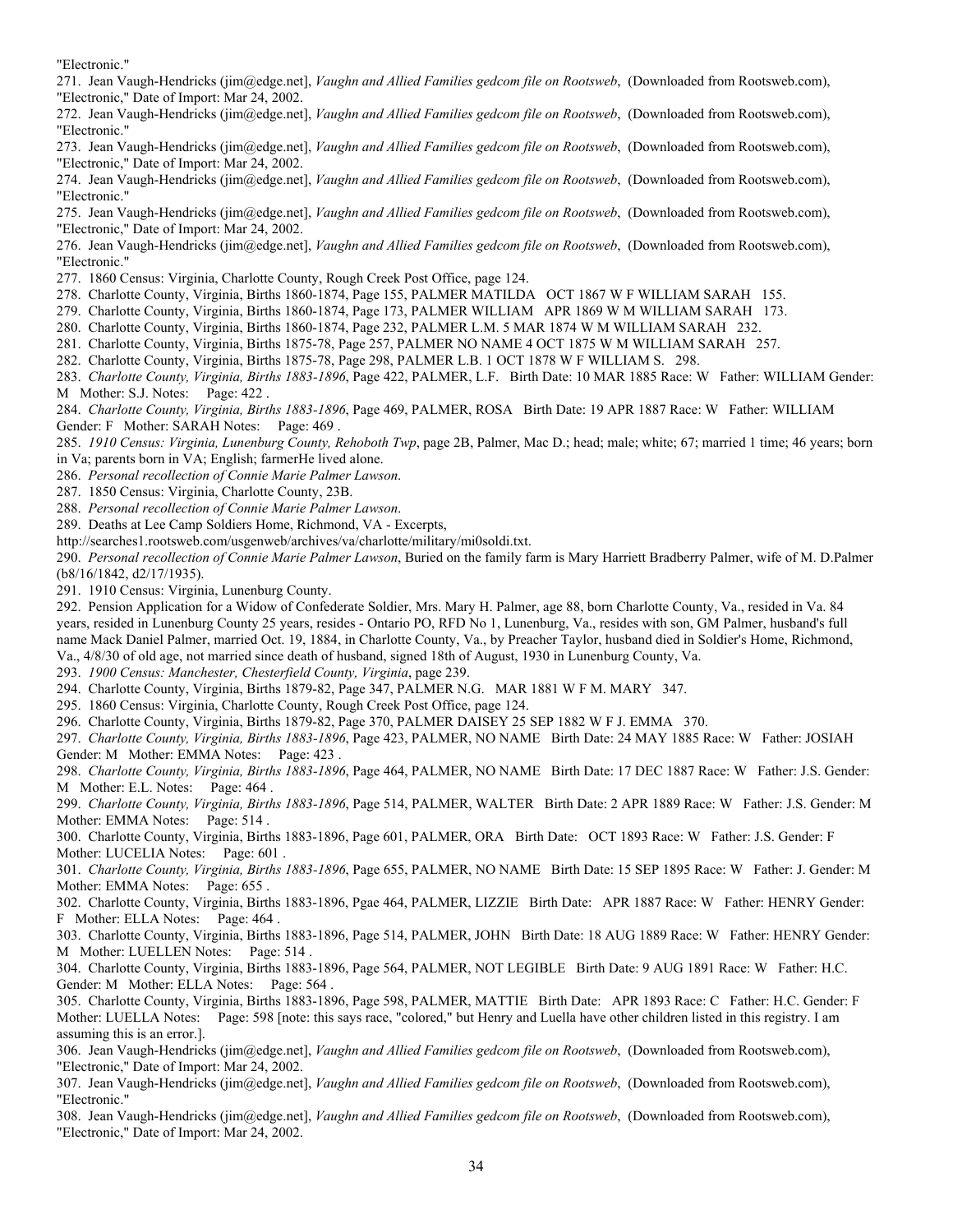"Electronic."

271. Jean Vaugh-Hendricks (jim@edge.net], *Vaughn and Allied Families gedcom file on Rootsweb*, (Downloaded from Rootsweb.com), "Electronic," Date of Import: Mar 24, 2002.

272. Jean Vaugh-Hendricks (jim@edge.net], *Vaughn and Allied Families gedcom file on Rootsweb*, (Downloaded from Rootsweb.com), "Electronic."

273. Jean Vaugh-Hendricks (jim@edge.net], *Vaughn and Allied Families gedcom file on Rootsweb*, (Downloaded from Rootsweb.com), "Electronic," Date of Import: Mar 24, 2002.

274. Jean Vaugh-Hendricks (jim@edge.net], *Vaughn and Allied Families gedcom file on Rootsweb*, (Downloaded from Rootsweb.com), "Electronic."

275. Jean Vaugh-Hendricks (jim@edge.net], *Vaughn and Allied Families gedcom file on Rootsweb*, (Downloaded from Rootsweb.com), "Electronic," Date of Import: Mar 24, 2002.

276. Jean Vaugh-Hendricks (jim@edge.net], *Vaughn and Allied Families gedcom file on Rootsweb*, (Downloaded from Rootsweb.com), "Electronic."

277. 1860 Census: Virginia, Charlotte County, Rough Creek Post Office, page 124.

278. Charlotte County, Virginia, Births 1860-1874, Page 155, PALMER MATILDA OCT 1867 W F WILLIAM SARAH 155.

279. Charlotte County, Virginia, Births 1860-1874, Page 173, PALMER WILLIAM APR 1869 W M WILLIAM SARAH 173.

280. Charlotte County, Virginia, Births 1860-1874, Page 232, PALMER L.M. 5 MAR 1874 W M WILLIAM SARAH 232.

281. Charlotte County, Virginia, Births 1875-78, Page 257, PALMER NO NAME 4 OCT 1875 W M WILLIAM SARAH 257.

282. Charlotte County, Virginia, Births 1875-78, Page 298, PALMER L.B. 1 OCT 1878 W F WILLIAM S. 298.

283. *Charlotte County, Virginia, Births 1883-1896*, Page 422, PALMER, L.F. Birth Date: 10 MAR 1885 Race: W Father: WILLIAM Gender: M Mother: S.J. Notes: Page: 422 .

284. *Charlotte County, Virginia, Births 1883-1896*, Page 469, PALMER, ROSA Birth Date: 19 APR 1887 Race: W Father: WILLIAM Gender: F Mother: SARAH Notes: Page: 469 .

285. *1910 Census: Virginia, Lunenburg County, Rehoboth Twp*, page 2B, Palmer, Mac D.; head; male; white; 67; married 1 time; 46 years; born in Va; parents born in VA; English; farmerHe lived alone.

286. *Personal recollection of Connie Marie Palmer Lawson*.

287. 1850 Census: Virginia, Charlotte County, 23B.

288. *Personal recollection of Connie Marie Palmer Lawson*.

289. Deaths at Lee Camp Soldiers Home, Richmond, VA - Excerpts, http://searches1.rootsweb.com/usgenweb/archives/va/charlotte/military/mi0soldi.txt.

290. *Personal recollection of Connie Marie Palmer Lawson*, Buried on the family farm is Mary Harriett Bradberry Palmer, wife of M. D.Palmer (b8/16/1842, d2/17/1935).

291. 1910 Census: Virginia, Lunenburg County.

292. Pension Application for a Widow of Confederate Soldier, Mrs. Mary H. Palmer, age 88, born Charlotte County, Va., resided in Va. 84 years, resided in Lunenburg County 25 years, resides - Ontario PO, RFD No 1, Lunenburg, Va., resides with son, GM Palmer, husband's full name Mack Daniel Palmer, married Oct. 19, 1884, in Charlotte County, Va., by Preacher Taylor, husband died in Soldier's Home, Richmond, Va., 4/8/30 of old age, not married since death of husband, signed 18th of August, 1930 in Lunenburg County, Va.

293. *1900 Census: Manchester, Chesterfield County, Virginia*, page 239.

294. Charlotte County, Virginia, Births 1879-82, Page 347, PALMER N.G. MAR 1881 W F M. MARY 347.

295. 1860 Census: Virginia, Charlotte County, Rough Creek Post Office, page 124.

296. Charlotte County, Virginia, Births 1879-82, Page 370, PALMER DAISEY 25 SEP 1882 W F J. EMMA 370.

297. *Charlotte County, Virginia, Births 1883-1896*, Page 423, PALMER, NO NAME Birth Date: 24 MAY 1885 Race: W Father: JOSIAH Gender: M Mother: EMMA Notes: Page: 423 .

298. *Charlotte County, Virginia, Births 1883-1896*, Page 464, PALMER, NO NAME Birth Date: 17 DEC 1887 Race: W Father: J.S. Gender: M Mother: E.L. Notes: Page: 464 .

299. *Charlotte County, Virginia, Births 1883-1896*, Page 514, PALMER, WALTER Birth Date: 2 APR 1889 Race: W Father: J.S. Gender: M Mother: EMMA Notes: Page: 514 .

300. Charlotte County, Virginia, Births 1883-1896, Page 601, PALMER, ORA Birth Date: OCT 1893 Race: W Father: J.S. Gender: F Mother: LUCELIA Notes: Page: 601 .

301. *Charlotte County, Virginia, Births 1883-1896*, Page 655, PALMER, NO NAME Birth Date: 15 SEP 1895 Race: W Father: J. Gender: M Mother: EMMA Notes: Page: 655 .

302. Charlotte County, Virginia, Births 1883-1896, Pgae 464, PALMER, LIZZIE Birth Date: APR 1887 Race: W Father: HENRY Gender: F Mother: ELLA Notes: Page: 464 .

303. Charlotte County, Virginia, Births 1883-1896, Page 514, PALMER, JOHN Birth Date: 18 AUG 1889 Race: W Father: HENRY Gender: M Mother: LUELLEN Notes: Page: 514 .

304. Charlotte County, Virginia, Births 1883-1896, Page 564, PALMER, NOT LEGIBLE Birth Date: 9 AUG 1891 Race: W Father: H.C. Gender: M Mother: ELLA Notes: Page: 564 .

305. Charlotte County, Virginia, Births 1883-1896, Page 598, PALMER, MATTIE Birth Date: APR 1893 Race: C Father: H.C. Gender: F Mother: LUELLA Notes: Page: 598 [note: this says race, "colored," but Henry and Luella have other children listed in this registry. I am assuming this is an error.].

306. Jean Vaugh-Hendricks (jim@edge.net], *Vaughn and Allied Families gedcom file on Rootsweb*, (Downloaded from Rootsweb.com), "Electronic," Date of Import: Mar 24, 2002.

307. Jean Vaugh-Hendricks (jim@edge.net], *Vaughn and Allied Families gedcom file on Rootsweb*, (Downloaded from Rootsweb.com), "Electronic."

308. Jean Vaugh-Hendricks (jim@edge.net], *Vaughn and Allied Families gedcom file on Rootsweb*, (Downloaded from Rootsweb.com), "Electronic," Date of Import: Mar 24, 2002.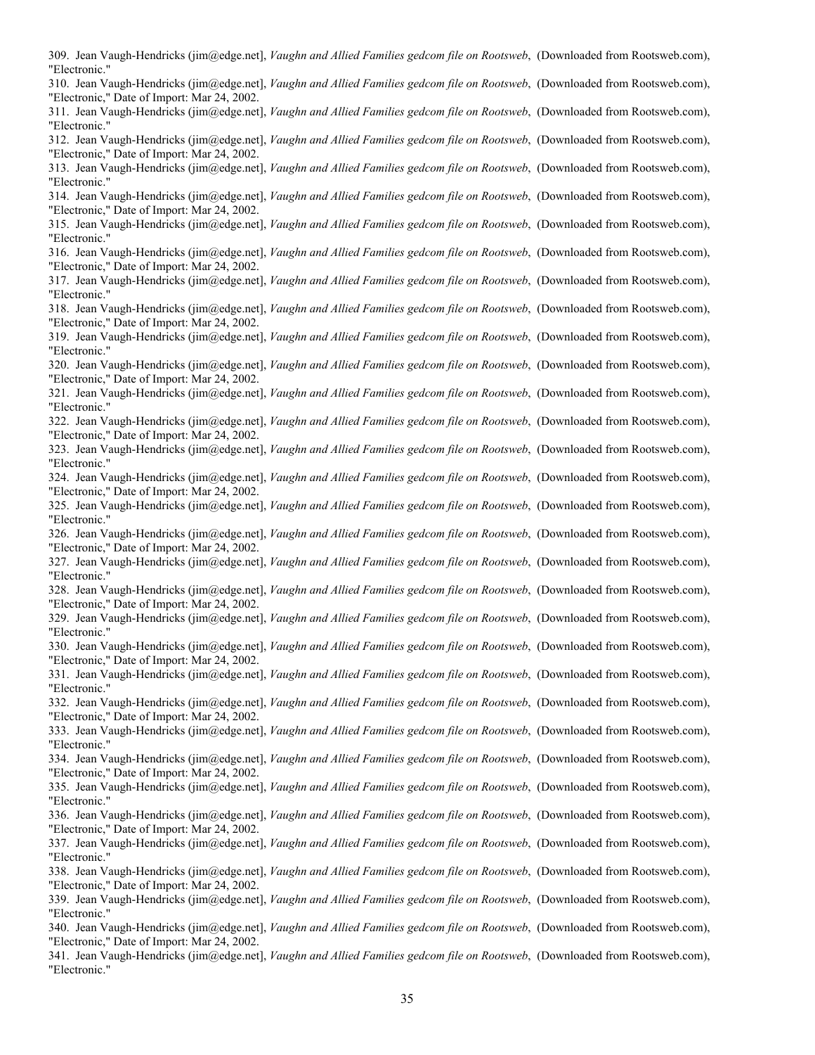309. Jean Vaugh-Hendricks (jim@edge.net], *Vaughn and Allied Families gedcom file on Rootsweb*, (Downloaded from Rootsweb.com), "Electronic."

310. Jean Vaugh-Hendricks (jim@edge.net], *Vaughn and Allied Families gedcom file on Rootsweb*, (Downloaded from Rootsweb.com), "Electronic," Date of Import: Mar 24, 2002.

311. Jean Vaugh-Hendricks (jim@edge.net], *Vaughn and Allied Families gedcom file on Rootsweb*, (Downloaded from Rootsweb.com), "Electronic."

312. Jean Vaugh-Hendricks (jim@edge.net], *Vaughn and Allied Families gedcom file on Rootsweb*, (Downloaded from Rootsweb.com), "Electronic," Date of Import: Mar 24, 2002.

313. Jean Vaugh-Hendricks (jim@edge.net], *Vaughn and Allied Families gedcom file on Rootsweb*, (Downloaded from Rootsweb.com), "Electronic."

314. Jean Vaugh-Hendricks (jim@edge.net], *Vaughn and Allied Families gedcom file on Rootsweb*, (Downloaded from Rootsweb.com), "Electronic," Date of Import: Mar 24, 2002.

315. Jean Vaugh-Hendricks (jim@edge.net], *Vaughn and Allied Families gedcom file on Rootsweb*, (Downloaded from Rootsweb.com), "Electronic."

316. Jean Vaugh-Hendricks (jim@edge.net], *Vaughn and Allied Families gedcom file on Rootsweb*, (Downloaded from Rootsweb.com), "Electronic," Date of Import: Mar 24, 2002.

317. Jean Vaugh-Hendricks (jim@edge.net], *Vaughn and Allied Families gedcom file on Rootsweb*, (Downloaded from Rootsweb.com), "Electronic."

318. Jean Vaugh-Hendricks (jim@edge.net], *Vaughn and Allied Families gedcom file on Rootsweb*, (Downloaded from Rootsweb.com), "Electronic," Date of Import: Mar 24, 2002.

319. Jean Vaugh-Hendricks (jim@edge.net], *Vaughn and Allied Families gedcom file on Rootsweb*, (Downloaded from Rootsweb.com), "Electronic."

320. Jean Vaugh-Hendricks (jim@edge.net], *Vaughn and Allied Families gedcom file on Rootsweb*, (Downloaded from Rootsweb.com), "Electronic," Date of Import: Mar 24, 2002.

321. Jean Vaugh-Hendricks (jim@edge.net], *Vaughn and Allied Families gedcom file on Rootsweb*, (Downloaded from Rootsweb.com), "Electronic."

322. Jean Vaugh-Hendricks (jim@edge.net], *Vaughn and Allied Families gedcom file on Rootsweb*, (Downloaded from Rootsweb.com), "Electronic," Date of Import: Mar 24, 2002.

323. Jean Vaugh-Hendricks (jim@edge.net], *Vaughn and Allied Families gedcom file on Rootsweb*, (Downloaded from Rootsweb.com), "Electronic."

324. Jean Vaugh-Hendricks (jim@edge.net], *Vaughn and Allied Families gedcom file on Rootsweb*, (Downloaded from Rootsweb.com), "Electronic," Date of Import: Mar 24, 2002.

325. Jean Vaugh-Hendricks (jim@edge.net], *Vaughn and Allied Families gedcom file on Rootsweb*, (Downloaded from Rootsweb.com), "Electronic."

326. Jean Vaugh-Hendricks (jim@edge.net], *Vaughn and Allied Families gedcom file on Rootsweb*, (Downloaded from Rootsweb.com), "Electronic," Date of Import: Mar 24, 2002.

327. Jean Vaugh-Hendricks (jim@edge.net], *Vaughn and Allied Families gedcom file on Rootsweb*, (Downloaded from Rootsweb.com), "Electronic."

328. Jean Vaugh-Hendricks (jim@edge.net], *Vaughn and Allied Families gedcom file on Rootsweb*, (Downloaded from Rootsweb.com), "Electronic," Date of Import: Mar 24, 2002.

329. Jean Vaugh-Hendricks (jim@edge.net], *Vaughn and Allied Families gedcom file on Rootsweb*, (Downloaded from Rootsweb.com), "Electronic."

330. Jean Vaugh-Hendricks (jim@edge.net], *Vaughn and Allied Families gedcom file on Rootsweb*, (Downloaded from Rootsweb.com), "Electronic," Date of Import: Mar 24, 2002.

331. Jean Vaugh-Hendricks (jim@edge.net], *Vaughn and Allied Families gedcom file on Rootsweb*, (Downloaded from Rootsweb.com), "Electronic."

332. Jean Vaugh-Hendricks (jim@edge.net], *Vaughn and Allied Families gedcom file on Rootsweb*, (Downloaded from Rootsweb.com), "Electronic," Date of Import: Mar 24, 2002.

333. Jean Vaugh-Hendricks (jim@edge.net], *Vaughn and Allied Families gedcom file on Rootsweb*, (Downloaded from Rootsweb.com), "Electronic."

334. Jean Vaugh-Hendricks (jim@edge.net], *Vaughn and Allied Families gedcom file on Rootsweb*, (Downloaded from Rootsweb.com), "Electronic," Date of Import: Mar 24, 2002.

335. Jean Vaugh-Hendricks (jim@edge.net], *Vaughn and Allied Families gedcom file on Rootsweb*, (Downloaded from Rootsweb.com), "Electronic."

336. Jean Vaugh-Hendricks (jim@edge.net], *Vaughn and Allied Families gedcom file on Rootsweb*, (Downloaded from Rootsweb.com), "Electronic," Date of Import: Mar 24, 2002.

337. Jean Vaugh-Hendricks (jim@edge.net], *Vaughn and Allied Families gedcom file on Rootsweb*, (Downloaded from Rootsweb.com), "Electronic."

338. Jean Vaugh-Hendricks (jim@edge.net], *Vaughn and Allied Families gedcom file on Rootsweb*, (Downloaded from Rootsweb.com), "Electronic," Date of Import: Mar 24, 2002.

339. Jean Vaugh-Hendricks (jim@edge.net], *Vaughn and Allied Families gedcom file on Rootsweb*, (Downloaded from Rootsweb.com), "Electronic."

340. Jean Vaugh-Hendricks (jim@edge.net], *Vaughn and Allied Families gedcom file on Rootsweb*, (Downloaded from Rootsweb.com), "Electronic," Date of Import: Mar 24, 2002.

341. Jean Vaugh-Hendricks (jim@edge.net], *Vaughn and Allied Families gedcom file on Rootsweb*, (Downloaded from Rootsweb.com), "Electronic."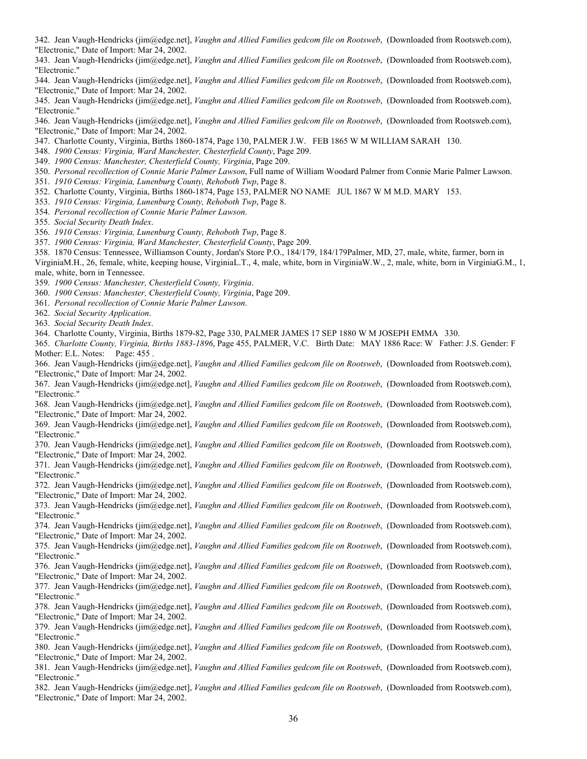342. Jean Vaugh-Hendricks (jim@edge.net], *Vaughn and Allied Families gedcom file on Rootsweb*, (Downloaded from Rootsweb.com), "Electronic," Date of Import: Mar 24, 2002.

343. Jean Vaugh-Hendricks (jim@edge.net], *Vaughn and Allied Families gedcom file on Rootsweb*, (Downloaded from Rootsweb.com), "Electronic."

344. Jean Vaugh-Hendricks (jim@edge.net], *Vaughn and Allied Families gedcom file on Rootsweb*, (Downloaded from Rootsweb.com), "Electronic," Date of Import: Mar 24, 2002.

345. Jean Vaugh-Hendricks (jim@edge.net], *Vaughn and Allied Families gedcom file on Rootsweb*, (Downloaded from Rootsweb.com), "Electronic."

346. Jean Vaugh-Hendricks (jim@edge.net], *Vaughn and Allied Families gedcom file on Rootsweb*, (Downloaded from Rootsweb.com), "Electronic," Date of Import: Mar 24, 2002.

347. Charlotte County, Virginia, Births 1860-1874, Page 130, PALMER J.W. FEB 1865 W M WILLIAM SARAH 130.

348. *1900 Census: Virginia, Ward Manchester, Chesterfield County*, Page 209.

349. *1900 Census: Manchester, Chesterfield County, Virginia*, Page 209.

350. *Personal recollection of Connie Marie Palmer Lawson*, Full name of William Woodard Palmer from Connie Marie Palmer Lawson.

351. *1910 Census: Virginia, Lunenburg County, Rehoboth Twp*, Page 8.

352. Charlotte County, Virginia, Births 1860-1874, Page 153, PALMER NO NAME JUL 1867 W M M.D. MARY 153.

353. *1910 Census: Virginia, Lunenburg County, Rehoboth Twp*, Page 8.

354. *Personal recollection of Connie Marie Palmer Lawson*.

355. *Social Security Death Index*.

356. *1910 Census: Virginia, Lunenburg County, Rehoboth Twp*, Page 8.

357. *1900 Census: Virginia, Ward Manchester, Chesterfield County*, Page 209.

358. 1870 Census: Tennessee, Williamson County, Jordan's Store P.O., 184/179, 184/179Palmer, MD, 27, male, white, farmer, born in VirginiaM.H., 26, female, white, keeping house, VirginiaL.T., 4, male, white, born in VirginiaW.W., 2, male, white, born in VirginiaG.M., 1, male, white, born in Tennessee.

359. *1900 Census: Manchester, Chesterfield County, Virginia*.

360. *1900 Census: Manchester, Chesterfield County, Virginia*, Page 209.

361. *Personal recollection of Connie Marie Palmer Lawson*.

362. *Social Security Application*.

363. *Social Security Death Index*.

364. Charlotte County, Virginia, Births 1879-82, Page 330, PALMER JAMES 17 SEP 1880 W M JOSEPH EMMA 330.

365. *Charlotte County, Virginia, Births 1883-1896*, Page 455, PALMER, V.C. Birth Date: MAY 1886 Race: W Father: J.S. Gender: F Mother: E.L. Notes: Page: 455 .

366. Jean Vaugh-Hendricks (jim@edge.net], *Vaughn and Allied Families gedcom file on Rootsweb*, (Downloaded from Rootsweb.com), "Electronic," Date of Import: Mar 24, 2002.

367. Jean Vaugh-Hendricks (jim@edge.net], *Vaughn and Allied Families gedcom file on Rootsweb*, (Downloaded from Rootsweb.com), "Electronic."

368. Jean Vaugh-Hendricks (jim@edge.net], *Vaughn and Allied Families gedcom file on Rootsweb*, (Downloaded from Rootsweb.com), "Electronic," Date of Import: Mar 24, 2002.

369. Jean Vaugh-Hendricks (jim@edge.net], *Vaughn and Allied Families gedcom file on Rootsweb*, (Downloaded from Rootsweb.com), "Electronic."

370. Jean Vaugh-Hendricks (jim@edge.net], *Vaughn and Allied Families gedcom file on Rootsweb*, (Downloaded from Rootsweb.com), "Electronic," Date of Import: Mar 24, 2002.

371. Jean Vaugh-Hendricks (jim@edge.net], *Vaughn and Allied Families gedcom file on Rootsweb*, (Downloaded from Rootsweb.com), "Electronic."

372. Jean Vaugh-Hendricks (jim@edge.net], *Vaughn and Allied Families gedcom file on Rootsweb*, (Downloaded from Rootsweb.com), "Electronic," Date of Import: Mar 24, 2002.

373. Jean Vaugh-Hendricks (jim@edge.net], *Vaughn and Allied Families gedcom file on Rootsweb*, (Downloaded from Rootsweb.com), "Electronic."

374. Jean Vaugh-Hendricks (jim@edge.net], *Vaughn and Allied Families gedcom file on Rootsweb*, (Downloaded from Rootsweb.com), "Electronic," Date of Import: Mar 24, 2002.

375. Jean Vaugh-Hendricks (jim@edge.net], *Vaughn and Allied Families gedcom file on Rootsweb*, (Downloaded from Rootsweb.com), "Electronic."

376. Jean Vaugh-Hendricks (jim@edge.net], *Vaughn and Allied Families gedcom file on Rootsweb*, (Downloaded from Rootsweb.com), "Electronic," Date of Import: Mar 24, 2002.

377. Jean Vaugh-Hendricks (jim@edge.net], *Vaughn and Allied Families gedcom file on Rootsweb*, (Downloaded from Rootsweb.com), "Electronic."

378. Jean Vaugh-Hendricks (jim@edge.net], *Vaughn and Allied Families gedcom file on Rootsweb*, (Downloaded from Rootsweb.com), "Electronic," Date of Import: Mar 24, 2002.

379. Jean Vaugh-Hendricks (jim@edge.net], *Vaughn and Allied Families gedcom file on Rootsweb*, (Downloaded from Rootsweb.com), "Electronic."

380. Jean Vaugh-Hendricks (jim@edge.net], *Vaughn and Allied Families gedcom file on Rootsweb*, (Downloaded from Rootsweb.com), "Electronic," Date of Import: Mar 24, 2002.

381. Jean Vaugh-Hendricks (jim@edge.net], *Vaughn and Allied Families gedcom file on Rootsweb*, (Downloaded from Rootsweb.com), "Electronic."

382. Jean Vaugh-Hendricks (jim@edge.net], *Vaughn and Allied Families gedcom file on Rootsweb*, (Downloaded from Rootsweb.com), "Electronic," Date of Import: Mar 24, 2002.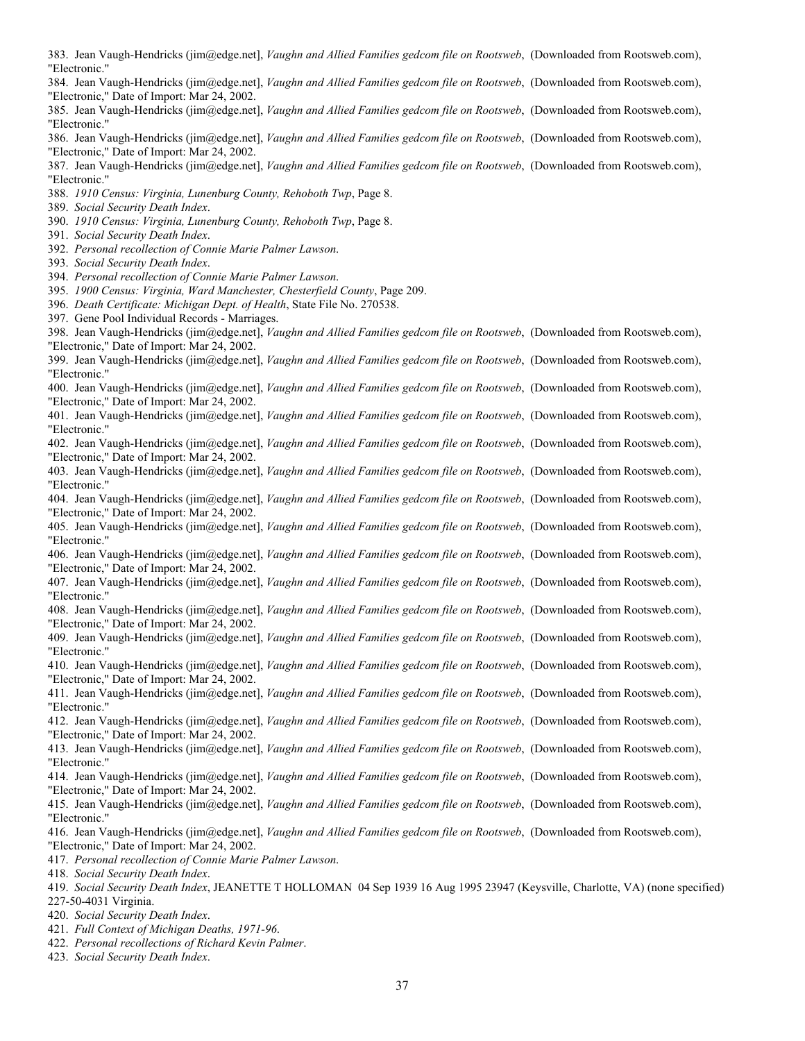383. Jean Vaugh-Hendricks (jim@edge.net], *Vaughn and Allied Families gedcom file on Rootsweb*, (Downloaded from Rootsweb.com), "Electronic."

384. Jean Vaugh-Hendricks (jim@edge.net], *Vaughn and Allied Families gedcom file on Rootsweb*, (Downloaded from Rootsweb.com), "Electronic," Date of Import: Mar 24, 2002.

385. Jean Vaugh-Hendricks (jim@edge.net], *Vaughn and Allied Families gedcom file on Rootsweb*, (Downloaded from Rootsweb.com), "Electronic."

386. Jean Vaugh-Hendricks (jim@edge.net], *Vaughn and Allied Families gedcom file on Rootsweb*, (Downloaded from Rootsweb.com), "Electronic," Date of Import: Mar 24, 2002.

387. Jean Vaugh-Hendricks (jim@edge.net], *Vaughn and Allied Families gedcom file on Rootsweb*, (Downloaded from Rootsweb.com), "Electronic."

388. *1910 Census: Virginia, Lunenburg County, Rehoboth Twp*, Page 8.

389. *Social Security Death Index*.

390. *1910 Census: Virginia, Lunenburg County, Rehoboth Twp*, Page 8.

391. *Social Security Death Index*.

392. *Personal recollection of Connie Marie Palmer Lawson*.

393. *Social Security Death Index*.

394. *Personal recollection of Connie Marie Palmer Lawson*.

395. *1900 Census: Virginia, Ward Manchester, Chesterfield County*, Page 209.

396. *Death Certificate: Michigan Dept. of Health*, State File No. 270538.

397. Gene Pool Individual Records - Marriages.

398. Jean Vaugh-Hendricks (jim@edge.net], *Vaughn and Allied Families gedcom file on Rootsweb*, (Downloaded from Rootsweb.com), "Electronic," Date of Import: Mar 24, 2002.

399. Jean Vaugh-Hendricks (jim@edge.net], *Vaughn and Allied Families gedcom file on Rootsweb*, (Downloaded from Rootsweb.com), "Electronic."

400. Jean Vaugh-Hendricks (jim@edge.net], *Vaughn and Allied Families gedcom file on Rootsweb*, (Downloaded from Rootsweb.com), "Electronic," Date of Import: Mar 24, 2002.

401. Jean Vaugh-Hendricks (jim@edge.net], *Vaughn and Allied Families gedcom file on Rootsweb*, (Downloaded from Rootsweb.com), "Electronic."

402. Jean Vaugh-Hendricks (jim@edge.net], *Vaughn and Allied Families gedcom file on Rootsweb*, (Downloaded from Rootsweb.com), "Electronic," Date of Import: Mar 24, 2002.

403. Jean Vaugh-Hendricks (jim@edge.net], *Vaughn and Allied Families gedcom file on Rootsweb*, (Downloaded from Rootsweb.com), "Electronic."

404. Jean Vaugh-Hendricks (jim@edge.net], *Vaughn and Allied Families gedcom file on Rootsweb*, (Downloaded from Rootsweb.com), "Electronic," Date of Import: Mar 24, 2002.

405. Jean Vaugh-Hendricks (jim@edge.net], *Vaughn and Allied Families gedcom file on Rootsweb*, (Downloaded from Rootsweb.com), "Electronic."

406. Jean Vaugh-Hendricks (jim@edge.net], *Vaughn and Allied Families gedcom file on Rootsweb*, (Downloaded from Rootsweb.com), "Electronic," Date of Import: Mar 24, 2002.

407. Jean Vaugh-Hendricks (jim@edge.net], *Vaughn and Allied Families gedcom file on Rootsweb*, (Downloaded from Rootsweb.com), "Electronic."

408. Jean Vaugh-Hendricks (jim@edge.net], *Vaughn and Allied Families gedcom file on Rootsweb*, (Downloaded from Rootsweb.com), "Electronic," Date of Import: Mar 24, 2002.

409. Jean Vaugh-Hendricks (jim@edge.net], *Vaughn and Allied Families gedcom file on Rootsweb*, (Downloaded from Rootsweb.com), "Electronic."

410. Jean Vaugh-Hendricks (jim@edge.net], *Vaughn and Allied Families gedcom file on Rootsweb*, (Downloaded from Rootsweb.com), "Electronic," Date of Import: Mar 24, 2002.

411. Jean Vaugh-Hendricks (jim@edge.net], *Vaughn and Allied Families gedcom file on Rootsweb*, (Downloaded from Rootsweb.com), "Electronic."

412. Jean Vaugh-Hendricks (jim@edge.net], *Vaughn and Allied Families gedcom file on Rootsweb*, (Downloaded from Rootsweb.com), "Electronic," Date of Import: Mar 24, 2002.

413. Jean Vaugh-Hendricks (jim@edge.net], *Vaughn and Allied Families gedcom file on Rootsweb*, (Downloaded from Rootsweb.com), "Electronic."

414. Jean Vaugh-Hendricks (jim@edge.net], *Vaughn and Allied Families gedcom file on Rootsweb*, (Downloaded from Rootsweb.com), "Electronic," Date of Import: Mar 24, 2002.

415. Jean Vaugh-Hendricks (jim@edge.net], *Vaughn and Allied Families gedcom file on Rootsweb*, (Downloaded from Rootsweb.com), "Electronic."

416. Jean Vaugh-Hendricks (jim@edge.net], *Vaughn and Allied Families gedcom file on Rootsweb*, (Downloaded from Rootsweb.com), "Electronic," Date of Import: Mar 24, 2002.

417. *Personal recollection of Connie Marie Palmer Lawson*.

418. *Social Security Death Index*.

419. *Social Security Death Index*, JEANETTE T HOLLOMAN 04 Sep 1939 16 Aug 1995 23947 (Keysville, Charlotte, VA) (none specified) 227-50-4031 Virginia.

420. *Social Security Death Index*.

421. *Full Context of Michigan Deaths, 1971-96*.

422. *Personal recollections of Richard Kevin Palmer*.

423. *Social Security Death Index*.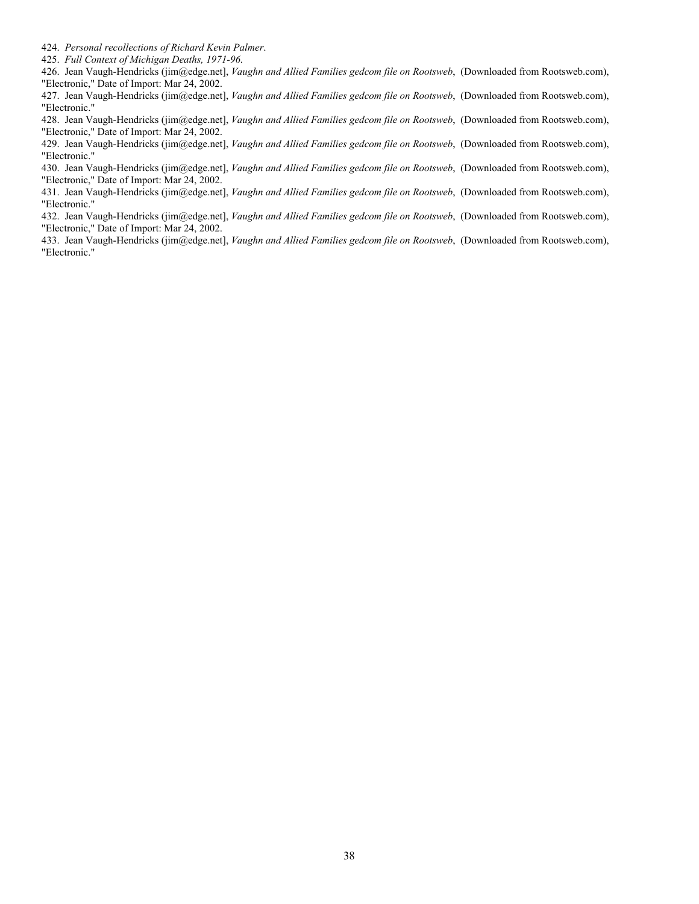424. *Personal recollections of Richard Kevin Palmer*.

425. *Full Context of Michigan Deaths, 1971-96*.

426. Jean Vaugh-Hendricks (jim@edge.net], *Vaughn and Allied Families gedcom file on Rootsweb*, (Downloaded from Rootsweb.com), "Electronic," Date of Import: Mar 24, 2002.

427. Jean Vaugh-Hendricks (jim@edge.net], *Vaughn and Allied Families gedcom file on Rootsweb*, (Downloaded from Rootsweb.com), "Electronic."

428. Jean Vaugh-Hendricks (jim@edge.net], *Vaughn and Allied Families gedcom file on Rootsweb*, (Downloaded from Rootsweb.com), "Electronic," Date of Import: Mar 24, 2002.

429. Jean Vaugh-Hendricks (jim@edge.net], *Vaughn and Allied Families gedcom file on Rootsweb*, (Downloaded from Rootsweb.com), "Electronic."

430. Jean Vaugh-Hendricks (jim@edge.net], *Vaughn and Allied Families gedcom file on Rootsweb*, (Downloaded from Rootsweb.com), "Electronic," Date of Import: Mar 24, 2002.

431. Jean Vaugh-Hendricks (jim@edge.net], *Vaughn and Allied Families gedcom file on Rootsweb*, (Downloaded from Rootsweb.com), "Electronic."

432. Jean Vaugh-Hendricks (jim@edge.net], *Vaughn and Allied Families gedcom file on Rootsweb*, (Downloaded from Rootsweb.com), "Electronic," Date of Import: Mar 24, 2002.

433. Jean Vaugh-Hendricks (jim@edge.net], *Vaughn and Allied Families gedcom file on Rootsweb*, (Downloaded from Rootsweb.com), "Electronic."